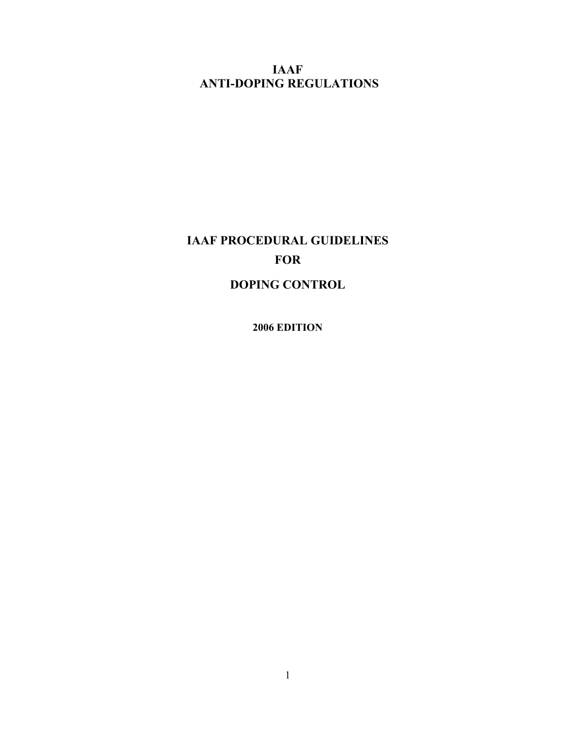# IAAF
# ANTI-DOPING REGULATIONS

# IAAF PROCEDURAL GUIDELINES
# FOR
# DOPING CONTROL

**2006 EDITION**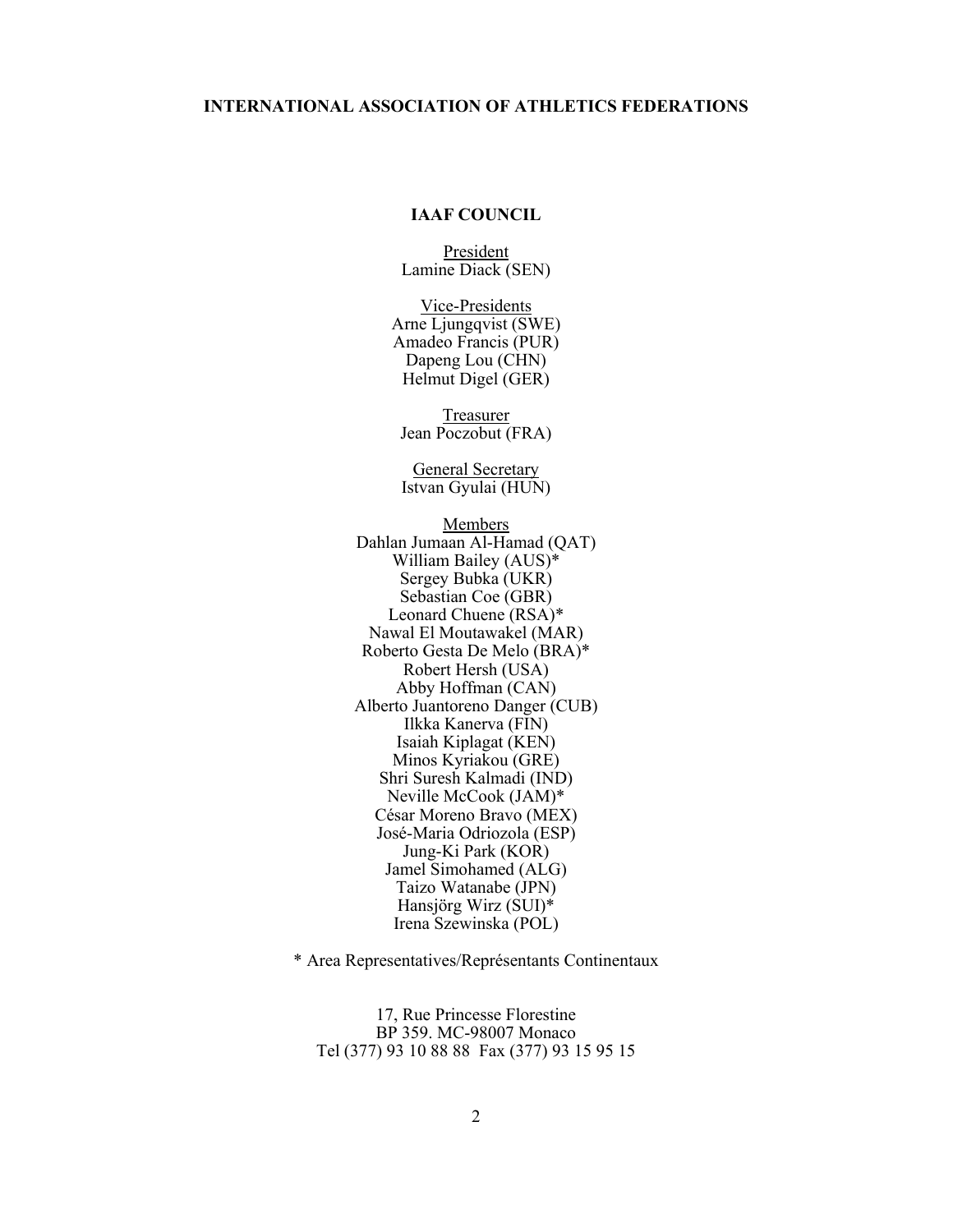# INTERNATIONAL ASSOCIATION OF ATHLETICS FEDERATIONS

## IAAF COUNCIL

President
Lamine Diack (SEN)

Vice-Presidents
Arne Ljungqvist (SWE)
Amadeo Francis (PUR)
Dapeng Lou (CHN)
Helmut Digel (GER)

Treasurer
Jean Poczobut (FRA)

General Secretary
Istvan Gyulai (HUN)

Members
Dahlan Jumaan Al-Hamad (QAT)
William Bailey (AUS)*
Sergey Bubka (UKR)
Sebastian Coe (GBR)
Leonard Chuene (RSA)*
Nawal El Moutawakel (MAR)
Roberto Gesta De Melo (BRA)*
Robert Hersh (USA)
Abby Hoffman (CAN)
Alberto Juantoreno Danger (CUB)
Ilkka Kanerva (FIN)
Isaiah Kiplagat (KEN)
Minos Kyriakou (GRE)
Shri Suresh Kalmadi (IND)
Neville McCook (JAM)*
César Moreno Bravo (MEX)
José-Maria Odriozola (ESP)
Jung-Ki Park (KOR)
Jamel Simohamed (ALG)
Taizo Watanabe (JPN)
Hansjörg Wirz (SUI)*
Irena Szewinska (POL)

* Area Representatives/Représentants Continentaux

17, Rue Princesse Florestine
BP 359. MC-98007 Monaco
Tel (377) 93 10 88 88 Fax (377) 93 15 95 15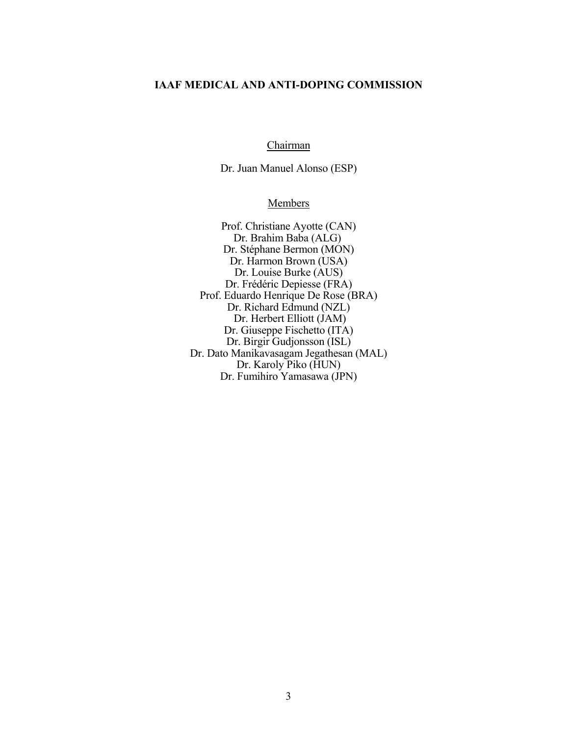# IAAF MEDICAL AND ANTI-DOPING COMMISSION

Chairman

Dr. Juan Manuel Alonso (ESP)

Members

Prof. Christiane Ayotte (CAN)
Dr. Brahim Baba (ALG)
Dr. Stéphane Bermon (MON)
Dr. Harmon Brown (USA)
Dr. Louise Burke (AUS)
Dr. Frédéric Depiesse (FRA)
Prof. Eduardo Henrique De Rose (BRA)
Dr. Richard Edmund (NZL)
Dr. Herbert Elliott (JAM)
Dr. Giuseppe Fischetto (ITA)
Dr. Birgir Gudjonsson (ISL)
Dr. Dato Manikavasagam Jegathesan (MAL)
Dr. Karoly Piko (HUN)
Dr. Fumihiro Yamasawa (JPN)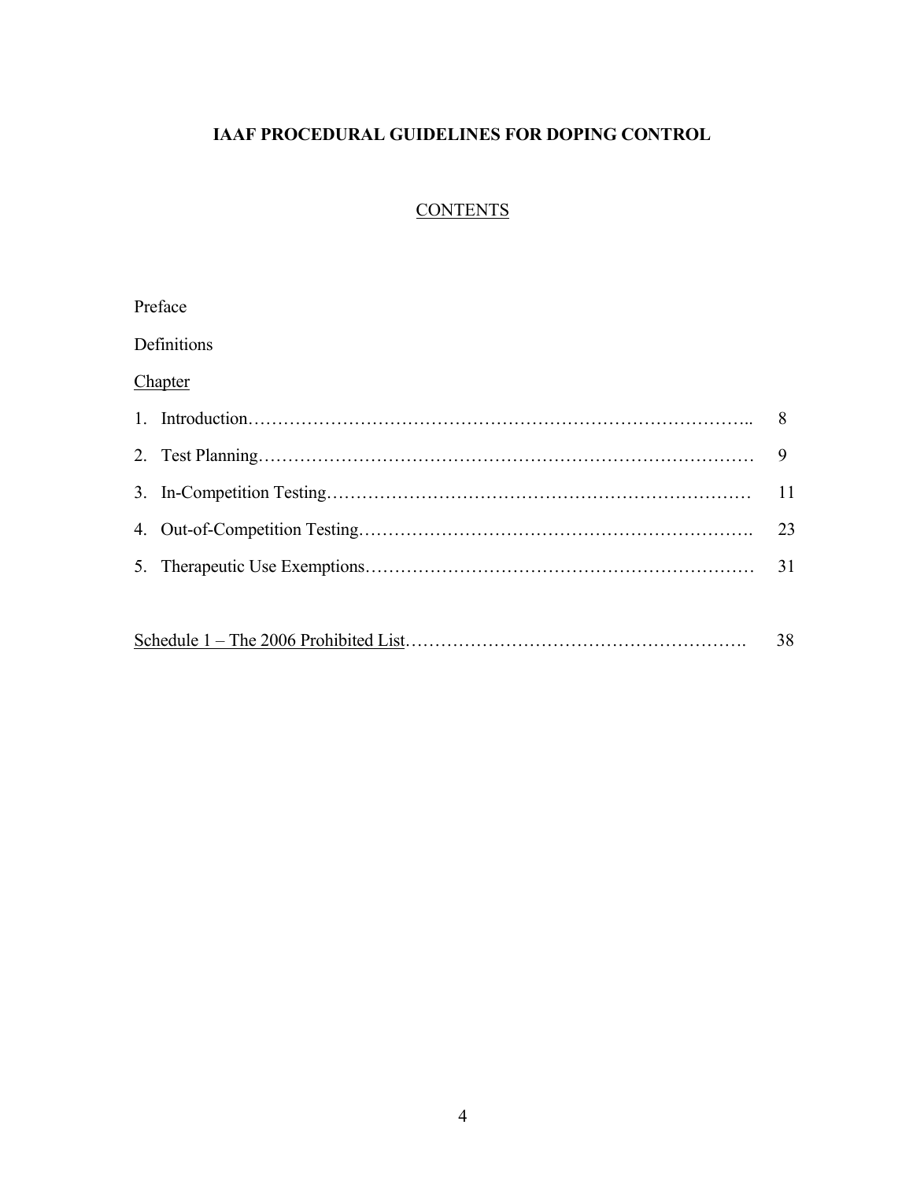# IAAF PROCEDURAL GUIDELINES FOR DOPING CONTROL

## CONTENTS

Preface

Definitions

Chapter

1. Introduction........................................................................... 8
2. Test Planning.......................................................................... 9
3. In-Competition Testing........................................................... 11
4. Out-of-Competition Testing..................................................... 23
5. Therapeutic Use Exemptions.................................................. 31

Schedule 1 – The 2006 Prohibited List............................................. 38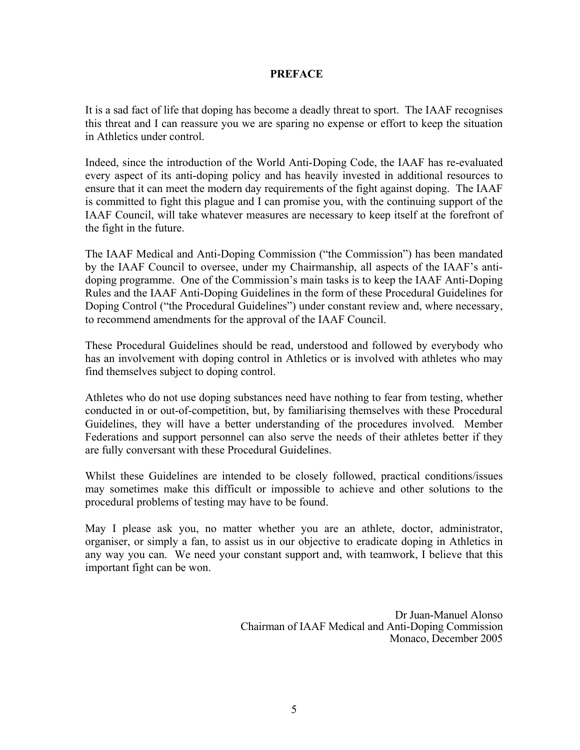# PREFACE

It is a sad fact of life that doping has become a deadly threat to sport. The IAAF recognises this threat and I can reassure you we are sparing no expense or effort to keep the situation in Athletics under control.

Indeed, since the introduction of the World Anti-Doping Code, the IAAF has re-evaluated every aspect of its anti-doping policy and has heavily invested in additional resources to ensure that it can meet the modern day requirements of the fight against doping. The IAAF is committed to fight this plague and I can promise you, with the continuing support of the IAAF Council, will take whatever measures are necessary to keep itself at the forefront of the fight in the future.

The IAAF Medical and Anti-Doping Commission ("the Commission") has been mandated by the IAAF Council to oversee, under my Chairmanship, all aspects of the IAAF's anti-doping programme. One of the Commission's main tasks is to keep the IAAF Anti-Doping Rules and the IAAF Anti-Doping Guidelines in the form of these Procedural Guidelines for Doping Control ("the Procedural Guidelines") under constant review and, where necessary, to recommend amendments for the approval of the IAAF Council.

These Procedural Guidelines should be read, understood and followed by everybody who has an involvement with doping control in Athletics or is involved with athletes who may find themselves subject to doping control.

Athletes who do not use doping substances need have nothing to fear from testing, whether conducted in or out-of-competition, but, by familiarising themselves with these Procedural Guidelines, they will have a better understanding of the procedures involved. Member Federations and support personnel can also serve the needs of their athletes better if they are fully conversant with these Procedural Guidelines.

Whilst these Guidelines are intended to be closely followed, practical conditions/issues may sometimes make this difficult or impossible to achieve and other solutions to the procedural problems of testing may have to be found.

May I please ask you, no matter whether you are an athlete, doctor, administrator, organiser, or simply a fan, to assist us in our objective to eradicate doping in Athletics in any way you can. We need your constant support and, with teamwork, I believe that this important fight can be won.

Dr Juan-Manuel Alonso
Chairman of IAAF Medical and Anti-Doping Commission
Monaco, December 2005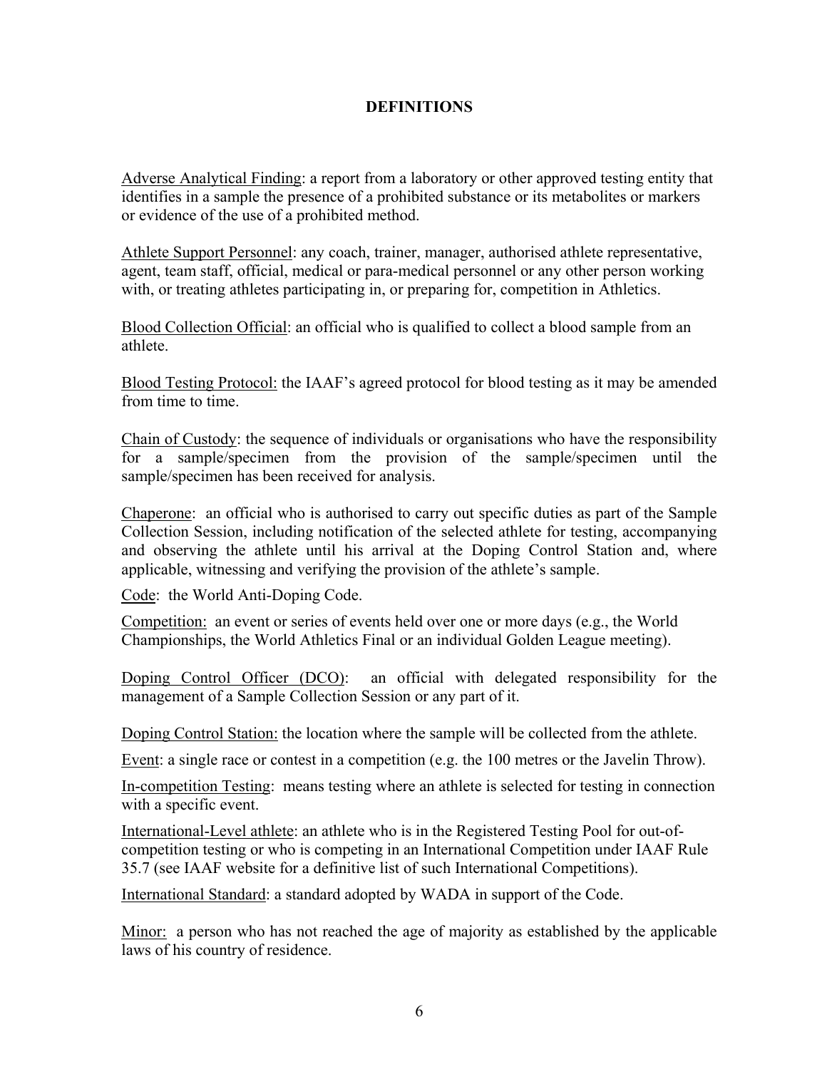## DEFINITIONS

Adverse Analytical Finding: a report from a laboratory or other approved testing entity that identifies in a sample the presence of a prohibited substance or its metabolites or markers or evidence of the use of a prohibited method.

Athlete Support Personnel: any coach, trainer, manager, authorised athlete representative, agent, team staff, official, medical or para-medical personnel or any other person working with, or treating athletes participating in, or preparing for, competition in Athletics.

Blood Collection Official: an official who is qualified to collect a blood sample from an athlete.

Blood Testing Protocol: the IAAF's agreed protocol for blood testing as it may be amended from time to time.

Chain of Custody: the sequence of individuals or organisations who have the responsibility for a sample/specimen from the provision of the sample/specimen until the sample/specimen has been received for analysis.

Chaperone: an official who is authorised to carry out specific duties as part of the Sample Collection Session, including notification of the selected athlete for testing, accompanying and observing the athlete until his arrival at the Doping Control Station and, where applicable, witnessing and verifying the provision of the athlete's sample.

Code: the World Anti-Doping Code.

Competition: an event or series of events held over one or more days (e.g., the World Championships, the World Athletics Final or an individual Golden League meeting).

Doping Control Officer (DCO): an official with delegated responsibility for the management of a Sample Collection Session or any part of it.

Doping Control Station: the location where the sample will be collected from the athlete.

Event: a single race or contest in a competition (e.g. the 100 metres or the Javelin Throw).

In-competition Testing: means testing where an athlete is selected for testing in connection with a specific event.

International-Level athlete: an athlete who is in the Registered Testing Pool for out-of-competition testing or who is competing in an International Competition under IAAF Rule 35.7 (see IAAF website for a definitive list of such International Competitions).

International Standard: a standard adopted by WADA in support of the Code.

Minor: a person who has not reached the age of majority as established by the applicable laws of his country of residence.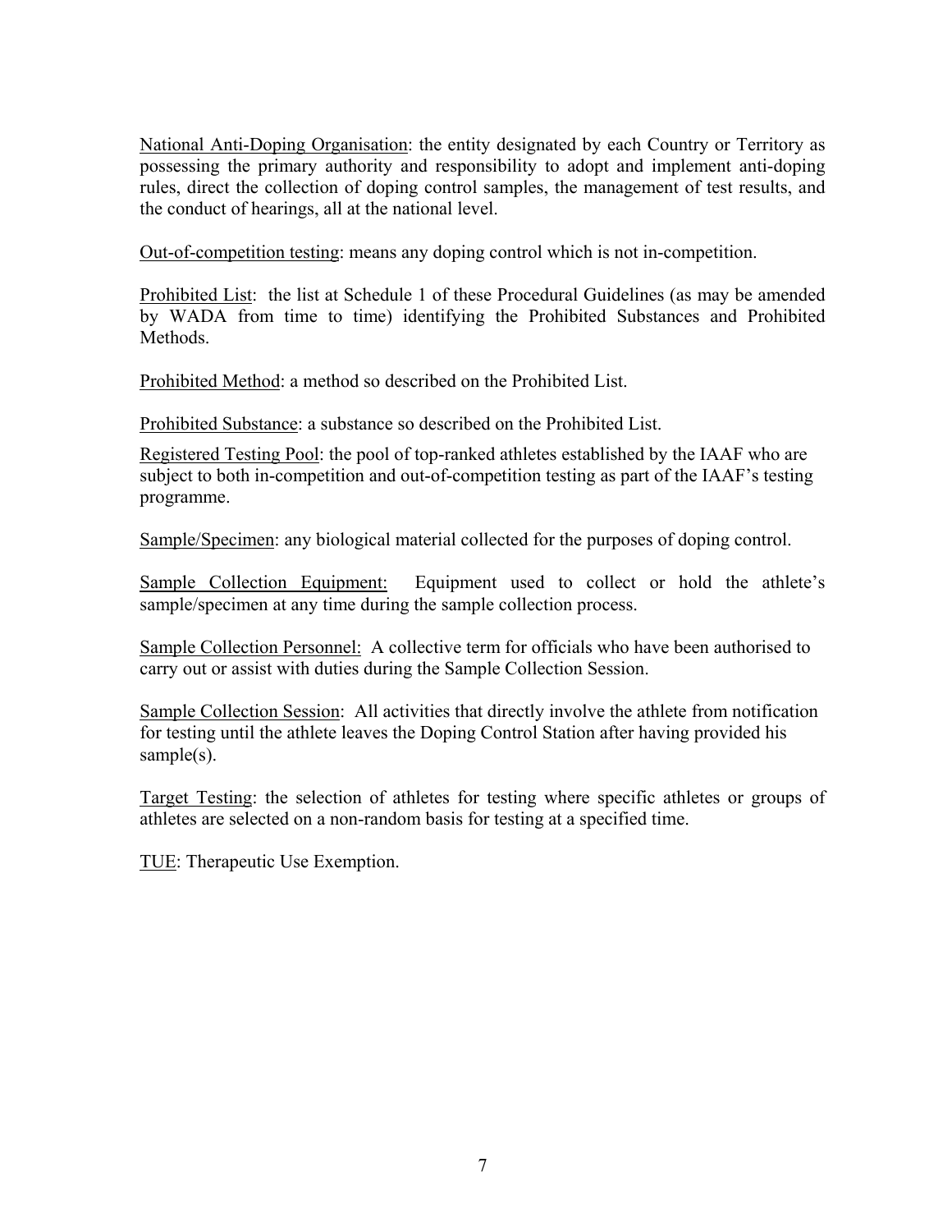National Anti-Doping Organisation: the entity designated by each Country or Territory as possessing the primary authority and responsibility to adopt and implement anti-doping rules, direct the collection of doping control samples, the management of test results, and the conduct of hearings, all at the national level.

Out-of-competition testing: means any doping control which is not in-competition.

Prohibited List: the list at Schedule 1 of these Procedural Guidelines (as may be amended by WADA from time to time) identifying the Prohibited Substances and Prohibited Methods.

Prohibited Method: a method so described on the Prohibited List.

Prohibited Substance: a substance so described on the Prohibited List.

Registered Testing Pool: the pool of top-ranked athletes established by the IAAF who are subject to both in-competition and out-of-competition testing as part of the IAAF's testing programme.

Sample/Specimen: any biological material collected for the purposes of doping control.

Sample Collection Equipment: Equipment used to collect or hold the athlete's sample/specimen at any time during the sample collection process.

Sample Collection Personnel: A collective term for officials who have been authorised to carry out or assist with duties during the Sample Collection Session.

Sample Collection Session: All activities that directly involve the athlete from notification for testing until the athlete leaves the Doping Control Station after having provided his sample(s).

Target Testing: the selection of athletes for testing where specific athletes or groups of athletes are selected on a non-random basis for testing at a specified time.

TUE: Therapeutic Use Exemption.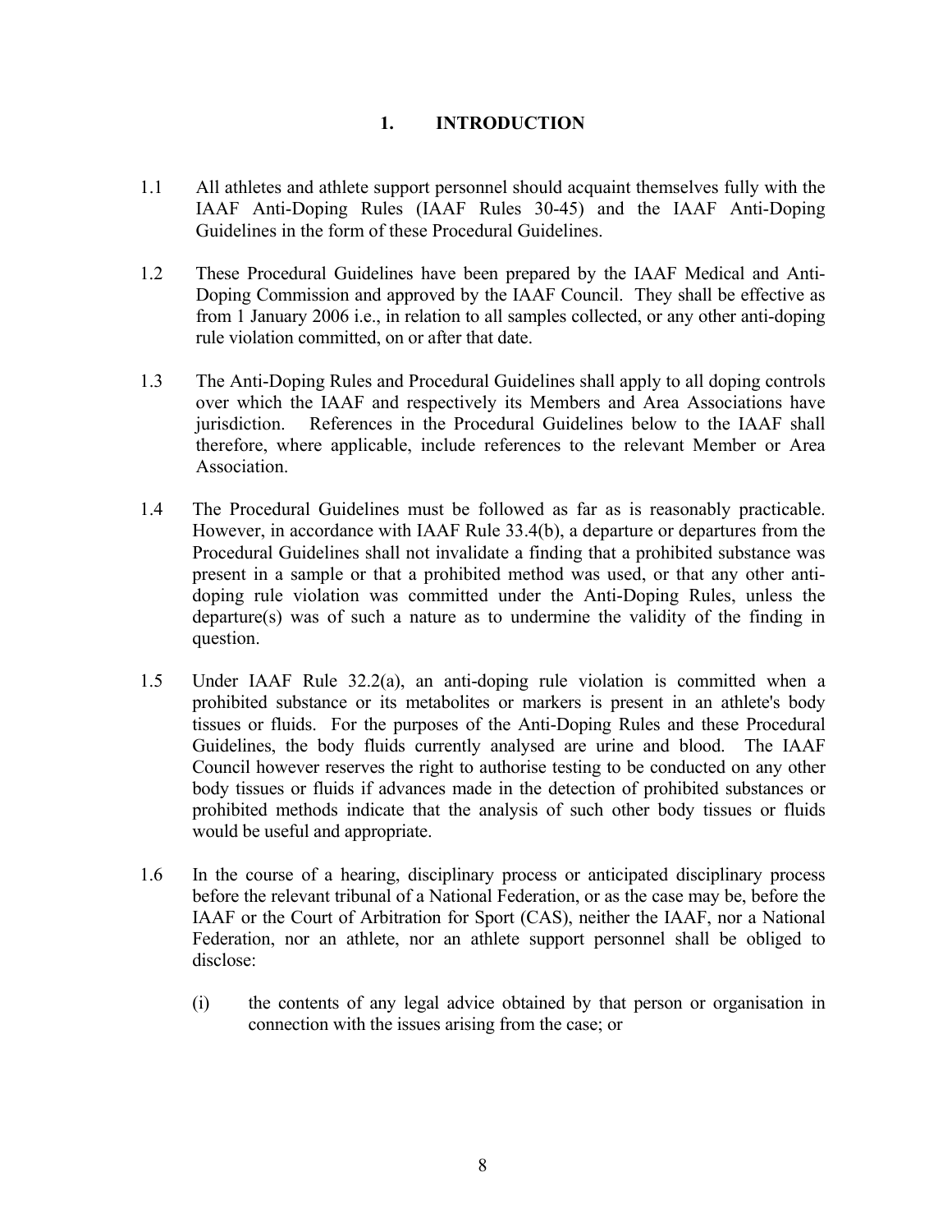# 1. INTRODUCTION

1.1 All athletes and athlete support personnel should acquaint themselves fully with the IAAF Anti-Doping Rules (IAAF Rules 30-45) and the IAAF Anti-Doping Guidelines in the form of these Procedural Guidelines.

1.2 These Procedural Guidelines have been prepared by the IAAF Medical and Anti-Doping Commission and approved by the IAAF Council. They shall be effective as from 1 January 2006 i.e., in relation to all samples collected, or any other anti-doping rule violation committed, on or after that date.

1.3 The Anti-Doping Rules and Procedural Guidelines shall apply to all doping controls over which the IAAF and respectively its Members and Area Associations have jurisdiction. References in the Procedural Guidelines below to the IAAF shall therefore, where applicable, include references to the relevant Member or Area Association.

1.4 The Procedural Guidelines must be followed as far as is reasonably practicable. However, in accordance with IAAF Rule 33.4(b), a departure or departures from the Procedural Guidelines shall not invalidate a finding that a prohibited substance was present in a sample or that a prohibited method was used, or that any other anti-doping rule violation was committed under the Anti-Doping Rules, unless the departure(s) was of such a nature as to undermine the validity of the finding in question.

1.5 Under IAAF Rule 32.2(a), an anti-doping rule violation is committed when a prohibited substance or its metabolites or markers is present in an athlete's body tissues or fluids. For the purposes of the Anti-Doping Rules and these Procedural Guidelines, the body fluids currently analysed are urine and blood. The IAAF Council however reserves the right to authorise testing to be conducted on any other body tissues or fluids if advances made in the detection of prohibited substances or prohibited methods indicate that the analysis of such other body tissues or fluids would be useful and appropriate.

1.6 In the course of a hearing, disciplinary process or anticipated disciplinary process before the relevant tribunal of a National Federation, or as the case may be, before the IAAF or the Court of Arbitration for Sport (CAS), neither the IAAF, nor a National Federation, nor an athlete, nor an athlete support personnel shall be obliged to disclose:

(i) the contents of any legal advice obtained by that person or organisation in connection with the issues arising from the case; or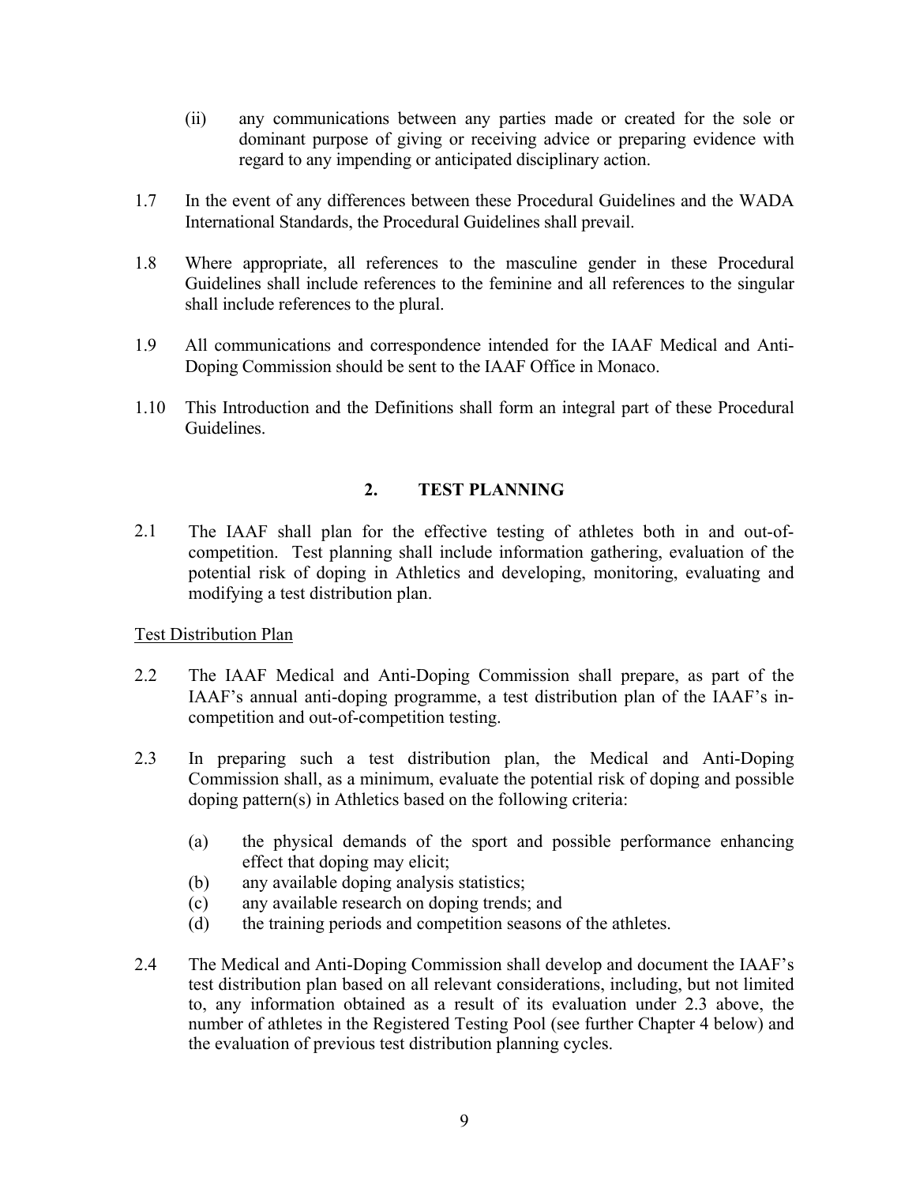(ii) any communications between any parties made or created for the sole or dominant purpose of giving or receiving advice or preparing evidence with regard to any impending or anticipated disciplinary action.

1.7 In the event of any differences between these Procedural Guidelines and the WADA International Standards, the Procedural Guidelines shall prevail.

1.8 Where appropriate, all references to the masculine gender in these Procedural Guidelines shall include references to the feminine and all references to the singular shall include references to the plural.

1.9 All communications and correspondence intended for the IAAF Medical and Anti-Doping Commission should be sent to the IAAF Office in Monaco.

1.10 This Introduction and the Definitions shall form an integral part of these Procedural Guidelines.

## 2. TEST PLANNING

2.1 The IAAF shall plan for the effective testing of athletes both in and out-of-competition. Test planning shall include information gathering, evaluation of the potential risk of doping in Athletics and developing, monitoring, evaluating and modifying a test distribution plan.

<u>Test Distribution Plan</u>

2.2 The IAAF Medical and Anti-Doping Commission shall prepare, as part of the IAAF's annual anti-doping programme, a test distribution plan of the IAAF's in-competition and out-of-competition testing.

2.3 In preparing such a test distribution plan, the Medical and Anti-Doping Commission shall, as a minimum, evaluate the potential risk of doping and possible doping pattern(s) in Athletics based on the following criteria:

(a) the physical demands of the sport and possible performance enhancing effect that doping may elicit;
(b) any available doping analysis statistics;
(c) any available research on doping trends; and
(d) the training periods and competition seasons of the athletes.

2.4 The Medical and Anti-Doping Commission shall develop and document the IAAF's test distribution plan based on all relevant considerations, including, but not limited to, any information obtained as a result of its evaluation under 2.3 above, the number of athletes in the Registered Testing Pool (see further Chapter 4 below) and the evaluation of previous test distribution planning cycles.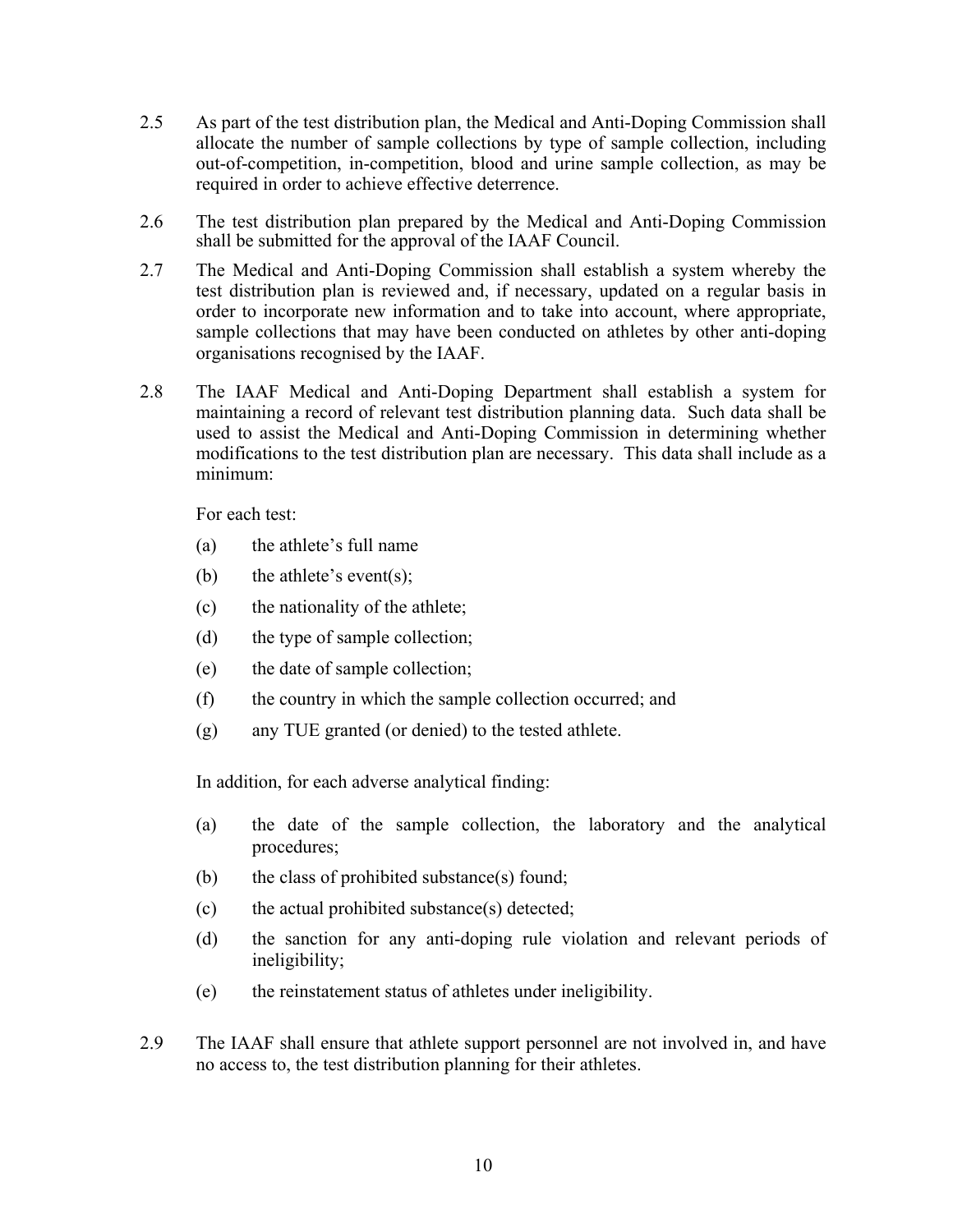2.5 As part of the test distribution plan, the Medical and Anti-Doping Commission shall allocate the number of sample collections by type of sample collection, including out-of-competition, in-competition, blood and urine sample collection, as may be required in order to achieve effective deterrence.

2.6 The test distribution plan prepared by the Medical and Anti-Doping Commission shall be submitted for the approval of the IAAF Council.

2.7 The Medical and Anti-Doping Commission shall establish a system whereby the test distribution plan is reviewed and, if necessary, updated on a regular basis in order to incorporate new information and to take into account, where appropriate, sample collections that may have been conducted on athletes by other anti-doping organisations recognised by the IAAF.

2.8 The IAAF Medical and Anti-Doping Department shall establish a system for maintaining a record of relevant test distribution planning data. Such data shall be used to assist the Medical and Anti-Doping Commission in determining whether modifications to the test distribution plan are necessary. This data shall include as a minimum:

For each test:

(a) the athlete's full name

(b) the athlete's event(s);

(c) the nationality of the athlete;

(d) the type of sample collection;

(e) the date of sample collection;

(f) the country in which the sample collection occurred; and

(g) any TUE granted (or denied) to the tested athlete.

In addition, for each adverse analytical finding:

(a) the date of the sample collection, the laboratory and the analytical procedures;

(b) the class of prohibited substance(s) found;

(c) the actual prohibited substance(s) detected;

(d) the sanction for any anti-doping rule violation and relevant periods of ineligibility;

(e) the reinstatement status of athletes under ineligibility.

2.9 The IAAF shall ensure that athlete support personnel are not involved in, and have no access to, the test distribution planning for their athletes.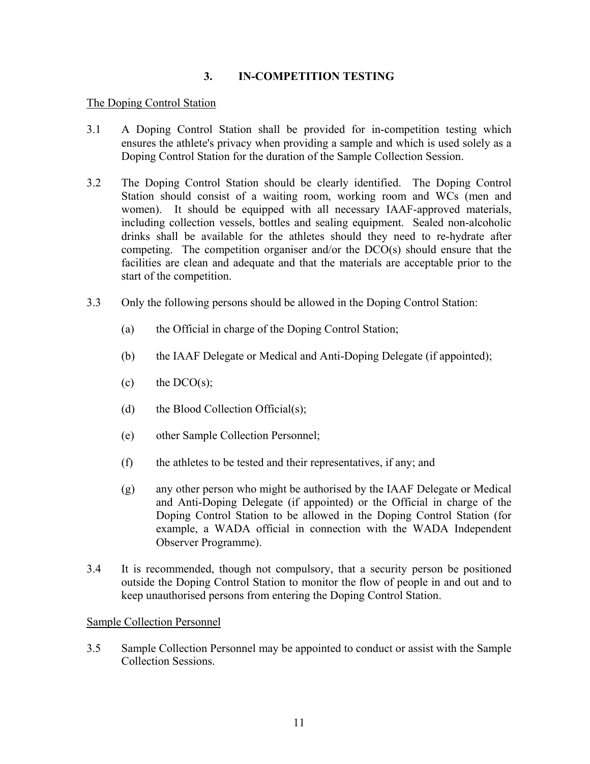## 3. IN-COMPETITION TESTING

The Doping Control Station

3.1 A Doping Control Station shall be provided for in-competition testing which ensures the athlete's privacy when providing a sample and which is used solely as a Doping Control Station for the duration of the Sample Collection Session.

3.2 The Doping Control Station should be clearly identified. The Doping Control Station should consist of a waiting room, working room and WCs (men and women). It should be equipped with all necessary IAAF-approved materials, including collection vessels, bottles and sealing equipment. Sealed non-alcoholic drinks shall be available for the athletes should they need to re-hydrate after competing. The competition organiser and/or the DCO(s) should ensure that the facilities are clean and adequate and that the materials are acceptable prior to the start of the competition.

3.3 Only the following persons should be allowed in the Doping Control Station:

(a) the Official in charge of the Doping Control Station;

(b) the IAAF Delegate or Medical and Anti-Doping Delegate (if appointed);

(c) the DCO(s);

(d) the Blood Collection Official(s);

(e) other Sample Collection Personnel;

(f) the athletes to be tested and their representatives, if any; and

(g) any other person who might be authorised by the IAAF Delegate or Medical and Anti-Doping Delegate (if appointed) or the Official in charge of the Doping Control Station to be allowed in the Doping Control Station (for example, a WADA official in connection with the WADA Independent Observer Programme).

3.4 It is recommended, though not compulsory, that a security person be positioned outside the Doping Control Station to monitor the flow of people in and out and to keep unauthorised persons from entering the Doping Control Station.

Sample Collection Personnel

3.5 Sample Collection Personnel may be appointed to conduct or assist with the Sample Collection Sessions.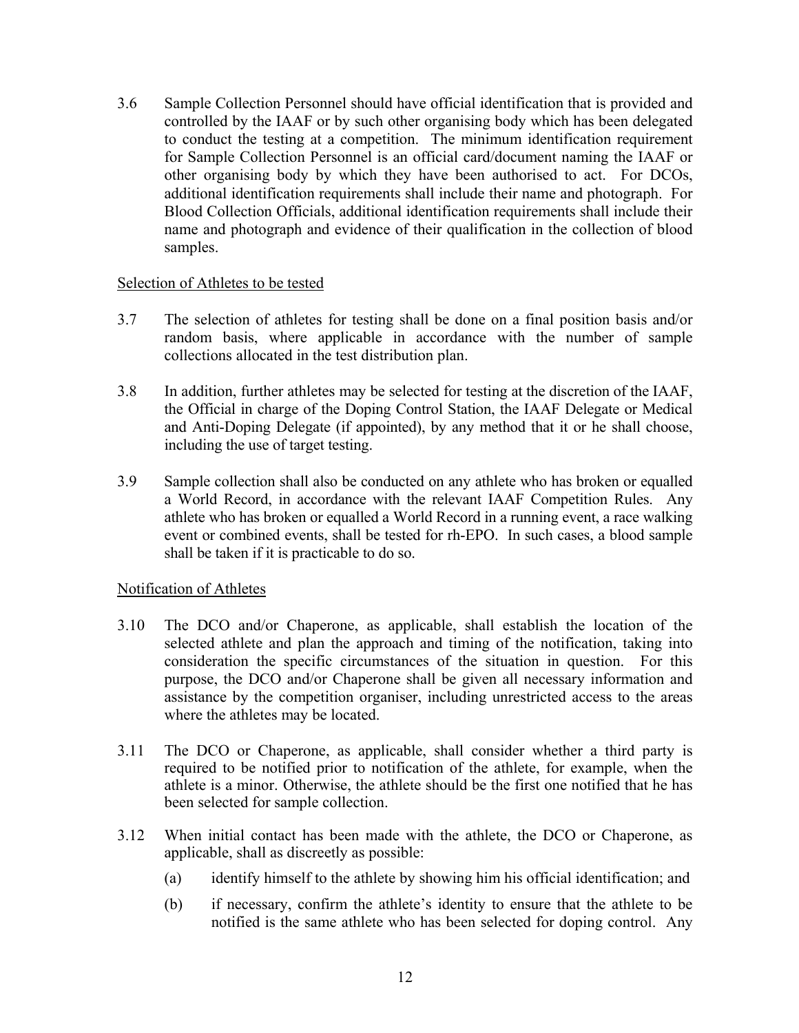3.6 Sample Collection Personnel should have official identification that is provided and controlled by the IAAF or by such other organising body which has been delegated to conduct the testing at a competition. The minimum identification requirement for Sample Collection Personnel is an official card/document naming the IAAF or other organising body by which they have been authorised to act. For DCOs, additional identification requirements shall include their name and photograph. For Blood Collection Officials, additional identification requirements shall include their name and photograph and evidence of their qualification in the collection of blood samples.

<u>Selection of Athletes to be tested</u>

3.7 The selection of athletes for testing shall be done on a final position basis and/or random basis, where applicable in accordance with the number of sample collections allocated in the test distribution plan.

3.8 In addition, further athletes may be selected for testing at the discretion of the IAAF, the Official in charge of the Doping Control Station, the IAAF Delegate or Medical and Anti-Doping Delegate (if appointed), by any method that it or he shall choose, including the use of target testing.

3.9 Sample collection shall also be conducted on any athlete who has broken or equalled a World Record, in accordance with the relevant IAAF Competition Rules. Any athlete who has broken or equalled a World Record in a running event, a race walking event or combined events, shall be tested for rh-EPO. In such cases, a blood sample shall be taken if it is practicable to do so.

<u>Notification of Athletes</u>

3.10 The DCO and/or Chaperone, as applicable, shall establish the location of the selected athlete and plan the approach and timing of the notification, taking into consideration the specific circumstances of the situation in question. For this purpose, the DCO and/or Chaperone shall be given all necessary information and assistance by the competition organiser, including unrestricted access to the areas where the athletes may be located.

3.11 The DCO or Chaperone, as applicable, shall consider whether a third party is required to be notified prior to notification of the athlete, for example, when the athlete is a minor. Otherwise, the athlete should be the first one notified that he has been selected for sample collection.

3.12 When initial contact has been made with the athlete, the DCO or Chaperone, as applicable, shall as discreetly as possible:

(a) identify himself to the athlete by showing him his official identification; and

(b) if necessary, confirm the athlete's identity to ensure that the athlete to be notified is the same athlete who has been selected for doping control. Any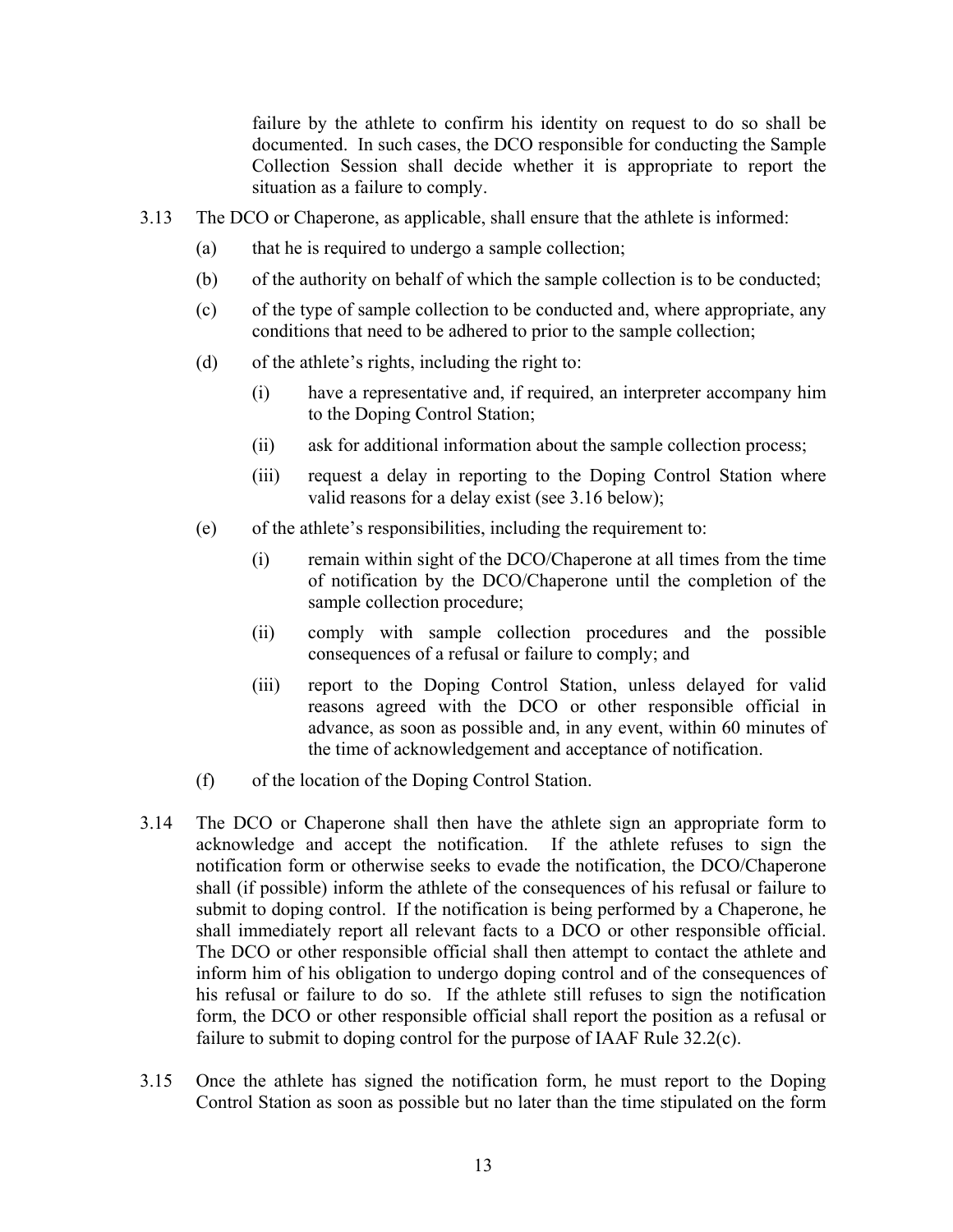failure by the athlete to confirm his identity on request to do so shall be documented. In such cases, the DCO responsible for conducting the Sample Collection Session shall decide whether it is appropriate to report the situation as a failure to comply.

3.13 The DCO or Chaperone, as applicable, shall ensure that the athlete is informed:

(a) that he is required to undergo a sample collection;

(b) of the authority on behalf of which the sample collection is to be conducted;

(c) of the type of sample collection to be conducted and, where appropriate, any conditions that need to be adhered to prior to the sample collection;

(d) of the athlete's rights, including the right to:

(i) have a representative and, if required, an interpreter accompany him to the Doping Control Station;

(ii) ask for additional information about the sample collection process;

(iii) request a delay in reporting to the Doping Control Station where valid reasons for a delay exist (see 3.16 below);

(e) of the athlete's responsibilities, including the requirement to:

(i) remain within sight of the DCO/Chaperone at all times from the time of notification by the DCO/Chaperone until the completion of the sample collection procedure;

(ii) comply with sample collection procedures and the possible consequences of a refusal or failure to comply; and

(iii) report to the Doping Control Station, unless delayed for valid reasons agreed with the DCO or other responsible official in advance, as soon as possible and, in any event, within 60 minutes of the time of acknowledgement and acceptance of notification.

(f) of the location of the Doping Control Station.

3.14 The DCO or Chaperone shall then have the athlete sign an appropriate form to acknowledge and accept the notification. If the athlete refuses to sign the notification form or otherwise seeks to evade the notification, the DCO/Chaperone shall (if possible) inform the athlete of the consequences of his refusal or failure to submit to doping control. If the notification is being performed by a Chaperone, he shall immediately report all relevant facts to a DCO or other responsible official. The DCO or other responsible official shall then attempt to contact the athlete and inform him of his obligation to undergo doping control and of the consequences of his refusal or failure to do so. If the athlete still refuses to sign the notification form, the DCO or other responsible official shall report the position as a refusal or failure to submit to doping control for the purpose of IAAF Rule 32.2(c).

3.15 Once the athlete has signed the notification form, he must report to the Doping Control Station as soon as possible but no later than the time stipulated on the form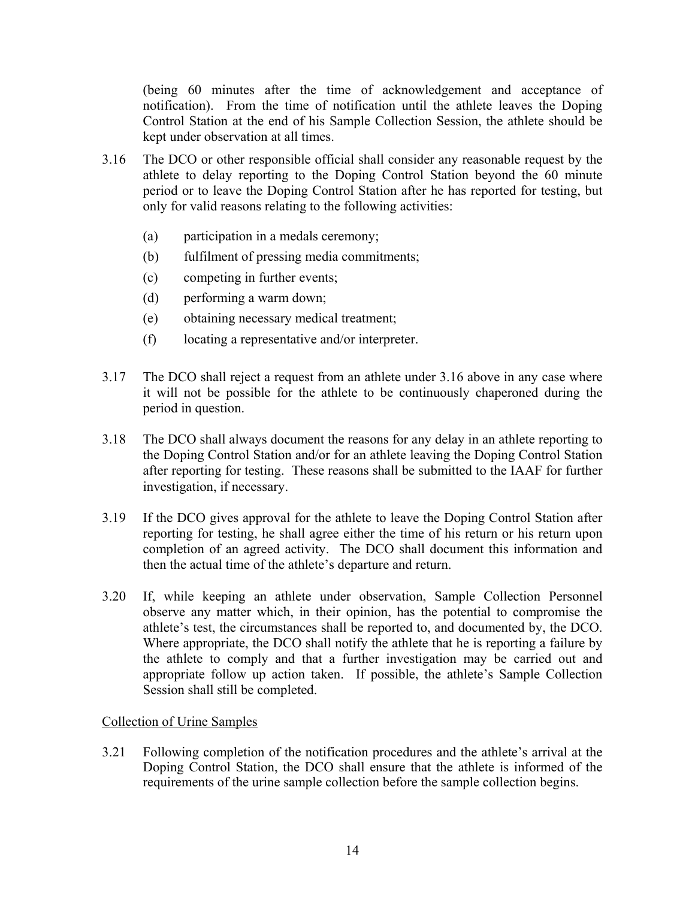(being 60 minutes after the time of acknowledgement and acceptance of notification). From the time of notification until the athlete leaves the Doping Control Station at the end of his Sample Collection Session, the athlete should be kept under observation at all times.

3.16 The DCO or other responsible official shall consider any reasonable request by the athlete to delay reporting to the Doping Control Station beyond the 60 minute period or to leave the Doping Control Station after he has reported for testing, but only for valid reasons relating to the following activities:

(a) participation in a medals ceremony;

(b) fulfilment of pressing media commitments;

(c) competing in further events;

(d) performing a warm down;

(e) obtaining necessary medical treatment;

(f) locating a representative and/or interpreter.

3.17 The DCO shall reject a request from an athlete under 3.16 above in any case where it will not be possible for the athlete to be continuously chaperoned during the period in question.

3.18 The DCO shall always document the reasons for any delay in an athlete reporting to the Doping Control Station and/or for an athlete leaving the Doping Control Station after reporting for testing. These reasons shall be submitted to the IAAF for further investigation, if necessary.

3.19 If the DCO gives approval for the athlete to leave the Doping Control Station after reporting for testing, he shall agree either the time of his return or his return upon completion of an agreed activity. The DCO shall document this information and then the actual time of the athlete's departure and return.

3.20 If, while keeping an athlete under observation, Sample Collection Personnel observe any matter which, in their opinion, has the potential to compromise the athlete's test, the circumstances shall be reported to, and documented by, the DCO. Where appropriate, the DCO shall notify the athlete that he is reporting a failure by the athlete to comply and that a further investigation may be carried out and appropriate follow up action taken. If possible, the athlete's Sample Collection Session shall still be completed.

## Collection of Urine Samples

3.21 Following completion of the notification procedures and the athlete's arrival at the Doping Control Station, the DCO shall ensure that the athlete is informed of the requirements of the urine sample collection before the sample collection begins.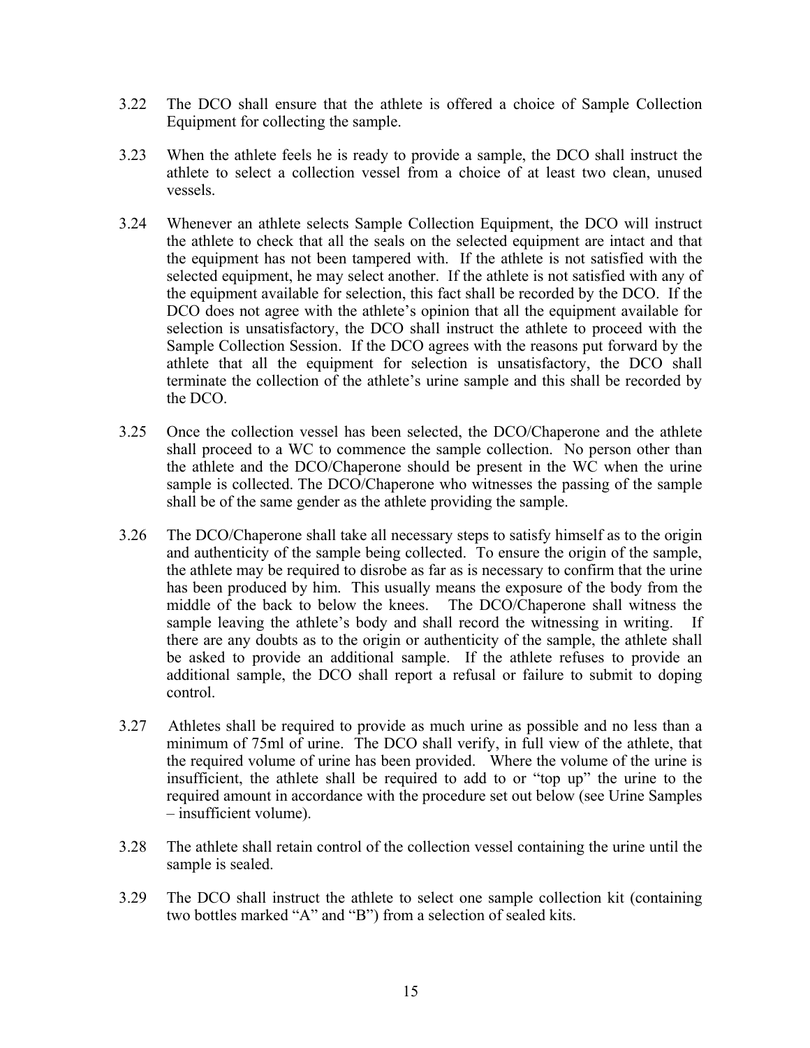3.22 The DCO shall ensure that the athlete is offered a choice of Sample Collection Equipment for collecting the sample.

3.23 When the athlete feels he is ready to provide a sample, the DCO shall instruct the athlete to select a collection vessel from a choice of at least two clean, unused vessels.

3.24 Whenever an athlete selects Sample Collection Equipment, the DCO will instruct the athlete to check that all the seals on the selected equipment are intact and that the equipment has not been tampered with. If the athlete is not satisfied with the selected equipment, he may select another. If the athlete is not satisfied with any of the equipment available for selection, this fact shall be recorded by the DCO. If the DCO does not agree with the athlete's opinion that all the equipment available for selection is unsatisfactory, the DCO shall instruct the athlete to proceed with the Sample Collection Session. If the DCO agrees with the reasons put forward by the athlete that all the equipment for selection is unsatisfactory, the DCO shall terminate the collection of the athlete's urine sample and this shall be recorded by the DCO.

3.25 Once the collection vessel has been selected, the DCO/Chaperone and the athlete shall proceed to a WC to commence the sample collection. No person other than the athlete and the DCO/Chaperone should be present in the WC when the urine sample is collected. The DCO/Chaperone who witnesses the passing of the sample shall be of the same gender as the athlete providing the sample.

3.26 The DCO/Chaperone shall take all necessary steps to satisfy himself as to the origin and authenticity of the sample being collected. To ensure the origin of the sample, the athlete may be required to disrobe as far as is necessary to confirm that the urine has been produced by him. This usually means the exposure of the body from the middle of the back to below the knees. The DCO/Chaperone shall witness the sample leaving the athlete's body and shall record the witnessing in writing. If there are any doubts as to the origin or authenticity of the sample, the athlete shall be asked to provide an additional sample. If the athlete refuses to provide an additional sample, the DCO shall report a refusal or failure to submit to doping control.

3.27 Athletes shall be required to provide as much urine as possible and no less than a minimum of 75ml of urine. The DCO shall verify, in full view of the athlete, that the required volume of urine has been provided. Where the volume of the urine is insufficient, the athlete shall be required to add to or "top up" the urine to the required amount in accordance with the procedure set out below (see Urine Samples – insufficient volume).

3.28 The athlete shall retain control of the collection vessel containing the urine until the sample is sealed.

3.29 The DCO shall instruct the athlete to select one sample collection kit (containing two bottles marked "A" and "B") from a selection of sealed kits.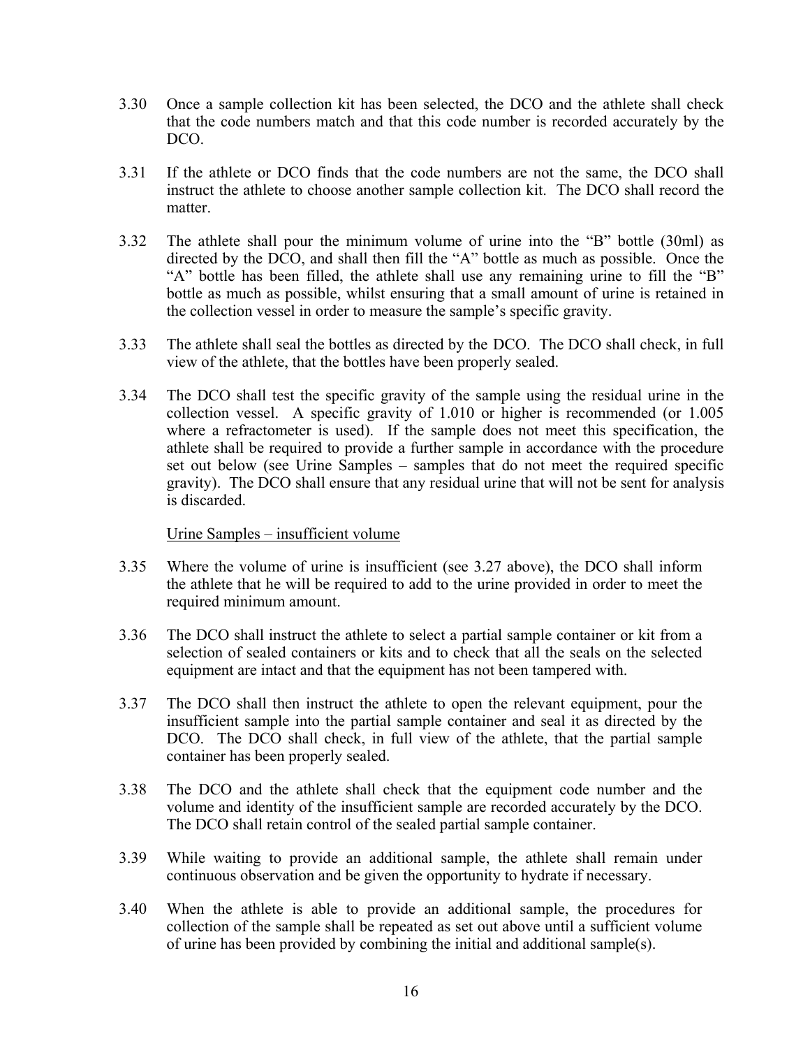3.30 Once a sample collection kit has been selected, the DCO and the athlete shall check that the code numbers match and that this code number is recorded accurately by the DCO.

3.31 If the athlete or DCO finds that the code numbers are not the same, the DCO shall instruct the athlete to choose another sample collection kit. The DCO shall record the matter.

3.32 The athlete shall pour the minimum volume of urine into the "B" bottle (30ml) as directed by the DCO, and shall then fill the "A" bottle as much as possible. Once the "A" bottle has been filled, the athlete shall use any remaining urine to fill the "B" bottle as much as possible, whilst ensuring that a small amount of urine is retained in the collection vessel in order to measure the sample's specific gravity.

3.33 The athlete shall seal the bottles as directed by the DCO. The DCO shall check, in full view of the athlete, that the bottles have been properly sealed.

3.34 The DCO shall test the specific gravity of the sample using the residual urine in the collection vessel. A specific gravity of 1.010 or higher is recommended (or 1.005 where a refractometer is used). If the sample does not meet this specification, the athlete shall be required to provide a further sample in accordance with the procedure set out below (see Urine Samples – samples that do not meet the required specific gravity). The DCO shall ensure that any residual urine that will not be sent for analysis is discarded.

<u>Urine Samples – insufficient volume</u>

3.35 Where the volume of urine is insufficient (see 3.27 above), the DCO shall inform the athlete that he will be required to add to the urine provided in order to meet the required minimum amount.

3.36 The DCO shall instruct the athlete to select a partial sample container or kit from a selection of sealed containers or kits and to check that all the seals on the selected equipment are intact and that the equipment has not been tampered with.

3.37 The DCO shall then instruct the athlete to open the relevant equipment, pour the insufficient sample into the partial sample container and seal it as directed by the DCO. The DCO shall check, in full view of the athlete, that the partial sample container has been properly sealed.

3.38 The DCO and the athlete shall check that the equipment code number and the volume and identity of the insufficient sample are recorded accurately by the DCO. The DCO shall retain control of the sealed partial sample container.

3.39 While waiting to provide an additional sample, the athlete shall remain under continuous observation and be given the opportunity to hydrate if necessary.

3.40 When the athlete is able to provide an additional sample, the procedures for collection of the sample shall be repeated as set out above until a sufficient volume of urine has been provided by combining the initial and additional sample(s).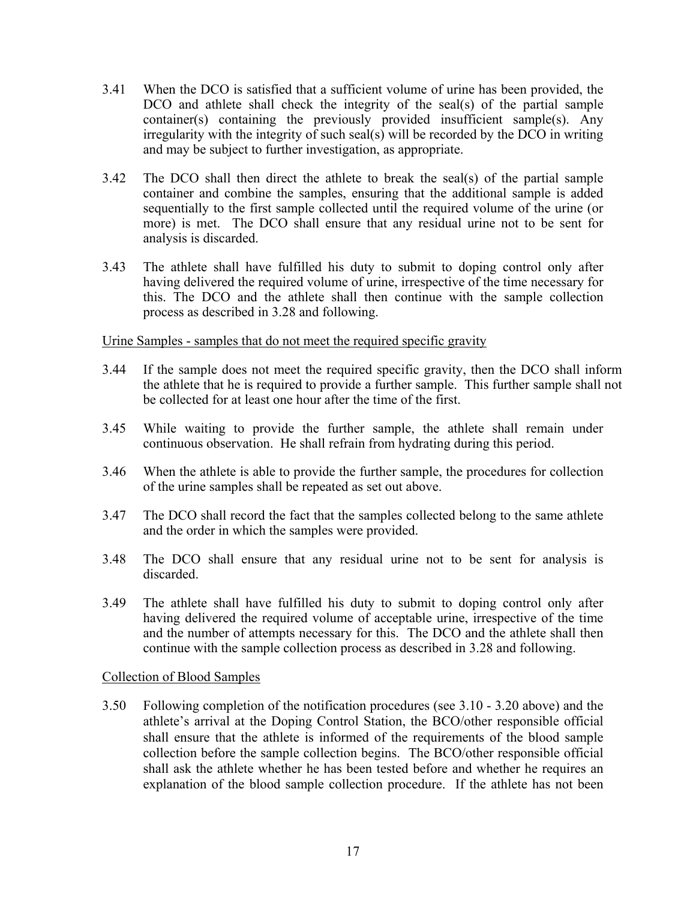3.41 When the DCO is satisfied that a sufficient volume of urine has been provided, the DCO and athlete shall check the integrity of the seal(s) of the partial sample container(s) containing the previously provided insufficient sample(s). Any irregularity with the integrity of such seal(s) will be recorded by the DCO in writing and may be subject to further investigation, as appropriate.

3.42 The DCO shall then direct the athlete to break the seal(s) of the partial sample container and combine the samples, ensuring that the additional sample is added sequentially to the first sample collected until the required volume of the urine (or more) is met. The DCO shall ensure that any residual urine not to be sent for analysis is discarded.

3.43 The athlete shall have fulfilled his duty to submit to doping control only after having delivered the required volume of urine, irrespective of the time necessary for this. The DCO and the athlete shall then continue with the sample collection process as described in 3.28 and following.

<u>Urine Samples - samples that do not meet the required specific gravity</u>

3.44 If the sample does not meet the required specific gravity, then the DCO shall inform the athlete that he is required to provide a further sample. This further sample shall not be collected for at least one hour after the time of the first.

3.45 While waiting to provide the further sample, the athlete shall remain under continuous observation. He shall refrain from hydrating during this period.

3.46 When the athlete is able to provide the further sample, the procedures for collection of the urine samples shall be repeated as set out above.

3.47 The DCO shall record the fact that the samples collected belong to the same athlete and the order in which the samples were provided.

3.48 The DCO shall ensure that any residual urine not to be sent for analysis is discarded.

3.49 The athlete shall have fulfilled his duty to submit to doping control only after having delivered the required volume of acceptable urine, irrespective of the time and the number of attempts necessary for this. The DCO and the athlete shall then continue with the sample collection process as described in 3.28 and following.

<u>Collection of Blood Samples</u>

3.50 Following completion of the notification procedures (see 3.10 - 3.20 above) and the athlete's arrival at the Doping Control Station, the BCO/other responsible official shall ensure that the athlete is informed of the requirements of the blood sample collection before the sample collection begins. The BCO/other responsible official shall ask the athlete whether he has been tested before and whether he requires an explanation of the blood sample collection procedure. If the athlete has not been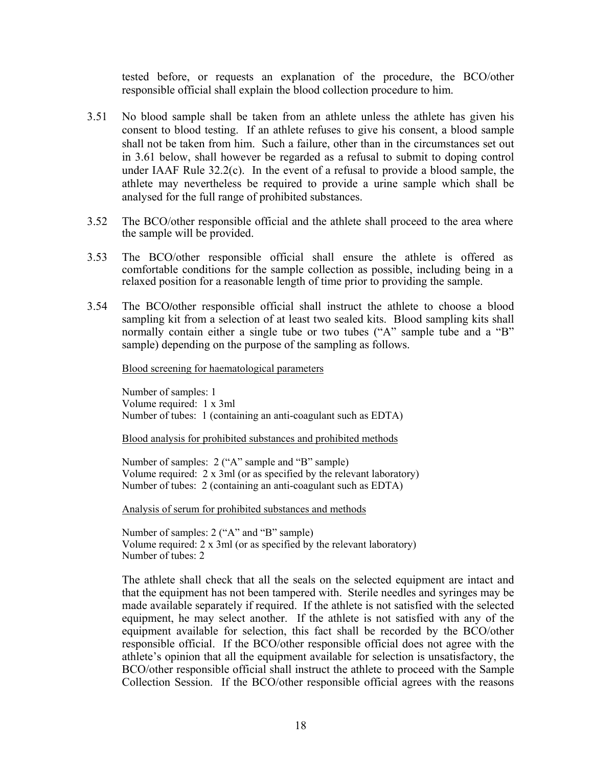tested before, or requests an explanation of the procedure, the BCO/other responsible official shall explain the blood collection procedure to him.

3.51 No blood sample shall be taken from an athlete unless the athlete has given his consent to blood testing. If an athlete refuses to give his consent, a blood sample shall not be taken from him. Such a failure, other than in the circumstances set out in 3.61 below, shall however be regarded as a refusal to submit to doping control under IAAF Rule 32.2(c). In the event of a refusal to provide a blood sample, the athlete may nevertheless be required to provide a urine sample which shall be analysed for the full range of prohibited substances.

3.52 The BCO/other responsible official and the athlete shall proceed to the area where the sample will be provided.

3.53 The BCO/other responsible official shall ensure the athlete is offered as comfortable conditions for the sample collection as possible, including being in a relaxed position for a reasonable length of time prior to providing the sample.

3.54 The BCO/other responsible official shall instruct the athlete to choose a blood sampling kit from a selection of at least two sealed kits. Blood sampling kits shall normally contain either a single tube or two tubes ("A" sample tube and a "B" sample) depending on the purpose of the sampling as follows.

<u>Blood screening for haematological parameters</u>

Number of samples: 1
Volume required: 1 x 3ml
Number of tubes: 1 (containing an anti-coagulant such as EDTA)

<u>Blood analysis for prohibited substances and prohibited methods</u>

Number of samples: 2 ("A" sample and "B" sample)
Volume required: 2 x 3ml (or as specified by the relevant laboratory)
Number of tubes: 2 (containing an anti-coagulant such as EDTA)

<u>Analysis of serum for prohibited substances and methods</u>

Number of samples: 2 ("A" and "B" sample)
Volume required: 2 x 3ml (or as specified by the relevant laboratory)
Number of tubes: 2

The athlete shall check that all the seals on the selected equipment are intact and that the equipment has not been tampered with. Sterile needles and syringes may be made available separately if required. If the athlete is not satisfied with the selected equipment, he may select another. If the athlete is not satisfied with any of the equipment available for selection, this fact shall be recorded by the BCO/other responsible official. If the BCO/other responsible official does not agree with the athlete's opinion that all the equipment available for selection is unsatisfactory, the BCO/other responsible official shall instruct the athlete to proceed with the Sample Collection Session. If the BCO/other responsible official agrees with the reasons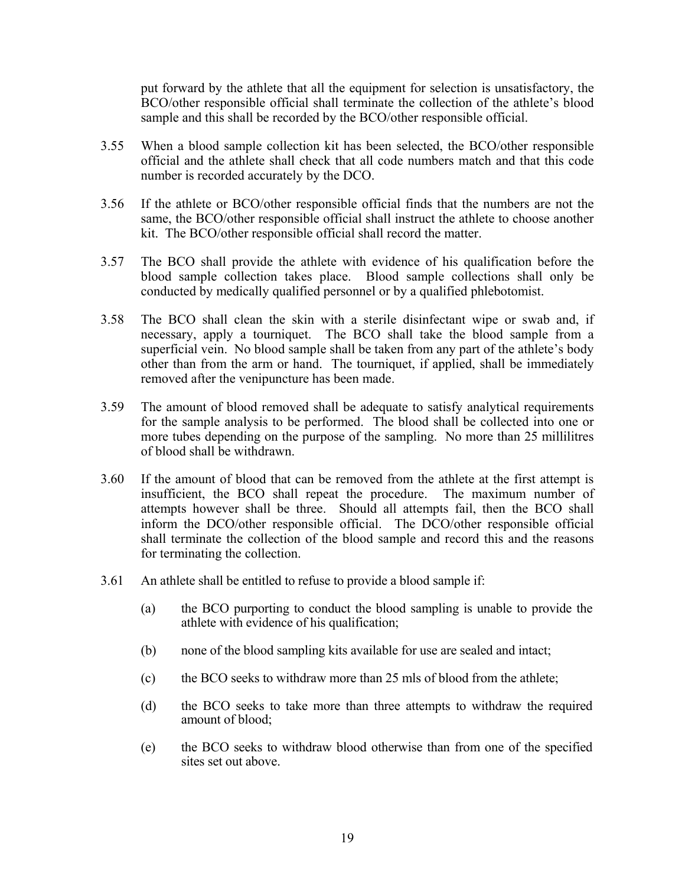put forward by the athlete that all the equipment for selection is unsatisfactory, the BCO/other responsible official shall terminate the collection of the athlete's blood sample and this shall be recorded by the BCO/other responsible official.

3.55 When a blood sample collection kit has been selected, the BCO/other responsible official and the athlete shall check that all code numbers match and that this code number is recorded accurately by the DCO.

3.56 If the athlete or BCO/other responsible official finds that the numbers are not the same, the BCO/other responsible official shall instruct the athlete to choose another kit. The BCO/other responsible official shall record the matter.

3.57 The BCO shall provide the athlete with evidence of his qualification before the blood sample collection takes place. Blood sample collections shall only be conducted by medically qualified personnel or by a qualified phlebotomist.

3.58 The BCO shall clean the skin with a sterile disinfectant wipe or swab and, if necessary, apply a tourniquet. The BCO shall take the blood sample from a superficial vein. No blood sample shall be taken from any part of the athlete's body other than from the arm or hand. The tourniquet, if applied, shall be immediately removed after the venipuncture has been made.

3.59 The amount of blood removed shall be adequate to satisfy analytical requirements for the sample analysis to be performed. The blood shall be collected into one or more tubes depending on the purpose of the sampling. No more than 25 millilitres of blood shall be withdrawn.

3.60 If the amount of blood that can be removed from the athlete at the first attempt is insufficient, the BCO shall repeat the procedure. The maximum number of attempts however shall be three. Should all attempts fail, then the BCO shall inform the DCO/other responsible official. The DCO/other responsible official shall terminate the collection of the blood sample and record this and the reasons for terminating the collection.

3.61 An athlete shall be entitled to refuse to provide a blood sample if:

(a) the BCO purporting to conduct the blood sampling is unable to provide the athlete with evidence of his qualification;

(b) none of the blood sampling kits available for use are sealed and intact;

(c) the BCO seeks to withdraw more than 25 mls of blood from the athlete;

(d) the BCO seeks to take more than three attempts to withdraw the required amount of blood;

(e) the BCO seeks to withdraw blood otherwise than from one of the specified sites set out above.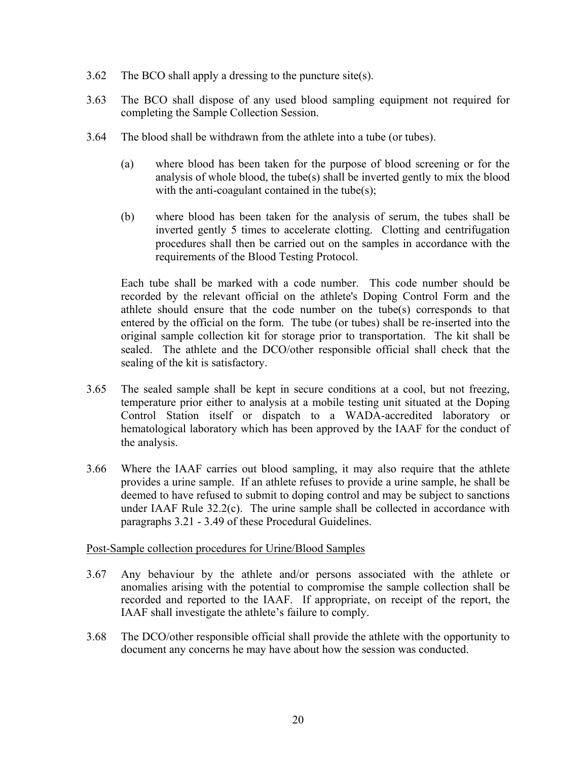3.62 The BCO shall apply a dressing to the puncture site(s).

3.63 The BCO shall dispose of any used blood sampling equipment not required for completing the Sample Collection Session.

3.64 The blood shall be withdrawn from the athlete into a tube (or tubes).

(a) where blood has been taken for the purpose of blood screening or for the analysis of whole blood, the tube(s) shall be inverted gently to mix the blood with the anti-coagulant contained in the tube(s);

(b) where blood has been taken for the analysis of serum, the tubes shall be inverted gently 5 times to accelerate clotting. Clotting and centrifugation procedures shall then be carried out on the samples in accordance with the requirements of the Blood Testing Protocol.

Each tube shall be marked with a code number. This code number should be recorded by the relevant official on the athlete's Doping Control Form and the athlete should ensure that the code number on the tube(s) corresponds to that entered by the official on the form. The tube (or tubes) shall be re-inserted into the original sample collection kit for storage prior to transportation. The kit shall be sealed. The athlete and the DCO/other responsible official shall check that the sealing of the kit is satisfactory.

3.65 The sealed sample shall be kept in secure conditions at a cool, but not freezing, temperature prior either to analysis at a mobile testing unit situated at the Doping Control Station itself or dispatch to a WADA-accredited laboratory or hematological laboratory which has been approved by the IAAF for the conduct of the analysis.

3.66 Where the IAAF carries out blood sampling, it may also require that the athlete provides a urine sample. If an athlete refuses to provide a urine sample, he shall be deemed to have refused to submit to doping control and may be subject to sanctions under IAAF Rule 32.2(c). The urine sample shall be collected in accordance with paragraphs 3.21 - 3.49 of these Procedural Guidelines.

Post-Sample collection procedures for Urine/Blood Samples

3.67 Any behaviour by the athlete and/or persons associated with the athlete or anomalies arising with the potential to compromise the sample collection shall be recorded and reported to the IAAF. If appropriate, on receipt of the report, the IAAF shall investigate the athlete's failure to comply.

3.68 The DCO/other responsible official shall provide the athlete with the opportunity to document any concerns he may have about how the session was conducted.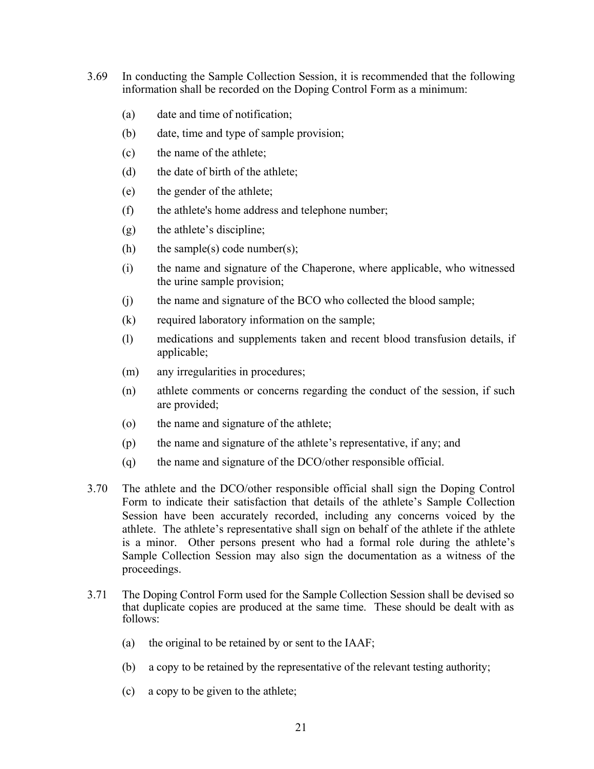3.69 In conducting the Sample Collection Session, it is recommended that the following information shall be recorded on the Doping Control Form as a minimum:

(a) date and time of notification;

(b) date, time and type of sample provision;

(c) the name of the athlete;

(d) the date of birth of the athlete;

(e) the gender of the athlete;

(f) the athlete's home address and telephone number;

(g) the athlete's discipline;

(h) the sample(s) code number(s);

(i) the name and signature of the Chaperone, where applicable, who witnessed the urine sample provision;

(j) the name and signature of the BCO who collected the blood sample;

(k) required laboratory information on the sample;

(l) medications and supplements taken and recent blood transfusion details, if applicable;

(m) any irregularities in procedures;

(n) athlete comments or concerns regarding the conduct of the session, if such are provided;

(o) the name and signature of the athlete;

(p) the name and signature of the athlete's representative, if any; and

(q) the name and signature of the DCO/other responsible official.

3.70 The athlete and the DCO/other responsible official shall sign the Doping Control Form to indicate their satisfaction that details of the athlete's Sample Collection Session have been accurately recorded, including any concerns voiced by the athlete. The athlete's representative shall sign on behalf of the athlete if the athlete is a minor. Other persons present who had a formal role during the athlete's Sample Collection Session may also sign the documentation as a witness of the proceedings.

3.71 The Doping Control Form used for the Sample Collection Session shall be devised so that duplicate copies are produced at the same time. These should be dealt with as follows:

(a) the original to be retained by or sent to the IAAF;

(b) a copy to be retained by the representative of the relevant testing authority;

(c) a copy to be given to the athlete;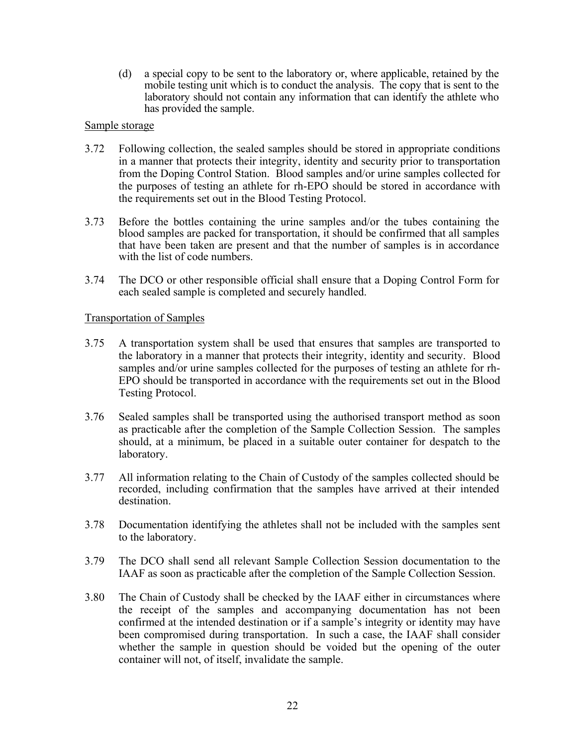(d) a special copy to be sent to the laboratory or, where applicable, retained by the mobile testing unit which is to conduct the analysis. The copy that is sent to the laboratory should not contain any information that can identify the athlete who has provided the sample.

Sample storage

3.72 Following collection, the sealed samples should be stored in appropriate conditions in a manner that protects their integrity, identity and security prior to transportation from the Doping Control Station. Blood samples and/or urine samples collected for the purposes of testing an athlete for rh-EPO should be stored in accordance with the requirements set out in the Blood Testing Protocol.

3.73 Before the bottles containing the urine samples and/or the tubes containing the blood samples are packed for transportation, it should be confirmed that all samples that have been taken are present and that the number of samples is in accordance with the list of code numbers.

3.74 The DCO or other responsible official shall ensure that a Doping Control Form for each sealed sample is completed and securely handled.

Transportation of Samples

3.75 A transportation system shall be used that ensures that samples are transported to the laboratory in a manner that protects their integrity, identity and security. Blood samples and/or urine samples collected for the purposes of testing an athlete for rh-EPO should be transported in accordance with the requirements set out in the Blood Testing Protocol.

3.76 Sealed samples shall be transported using the authorised transport method as soon as practicable after the completion of the Sample Collection Session. The samples should, at a minimum, be placed in a suitable outer container for despatch to the laboratory.

3.77 All information relating to the Chain of Custody of the samples collected should be recorded, including confirmation that the samples have arrived at their intended destination.

3.78 Documentation identifying the athletes shall not be included with the samples sent to the laboratory.

3.79 The DCO shall send all relevant Sample Collection Session documentation to the IAAF as soon as practicable after the completion of the Sample Collection Session.

3.80 The Chain of Custody shall be checked by the IAAF either in circumstances where the receipt of the samples and accompanying documentation has not been confirmed at the intended destination or if a sample's integrity or identity may have been compromised during transportation. In such a case, the IAAF shall consider whether the sample in question should be voided but the opening of the outer container will not, of itself, invalidate the sample.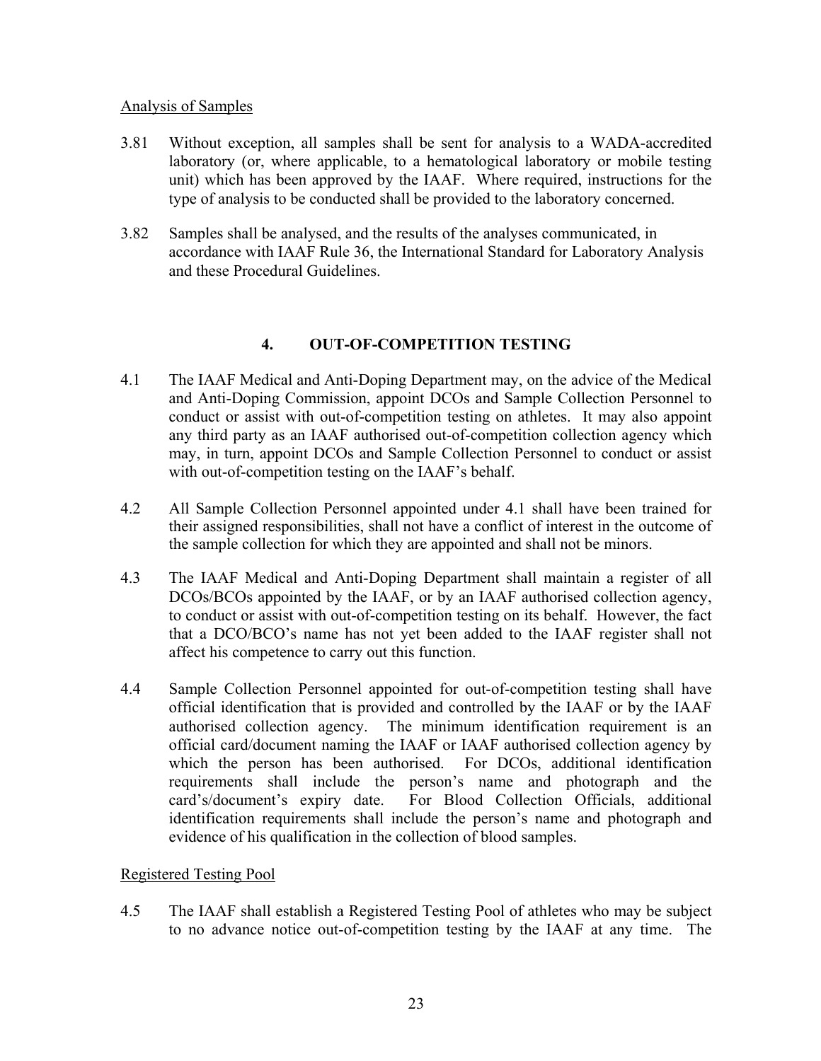Analysis of Samples

3.81 Without exception, all samples shall be sent for analysis to a WADA-accredited laboratory (or, where applicable, to a hematological laboratory or mobile testing unit) which has been approved by the IAAF. Where required, instructions for the type of analysis to be conducted shall be provided to the laboratory concerned.

3.82 Samples shall be analysed, and the results of the analyses communicated, in accordance with IAAF Rule 36, the International Standard for Laboratory Analysis and these Procedural Guidelines.

## 4. OUT-OF-COMPETITION TESTING

4.1 The IAAF Medical and Anti-Doping Department may, on the advice of the Medical and Anti-Doping Commission, appoint DCOs and Sample Collection Personnel to conduct or assist with out-of-competition testing on athletes. It may also appoint any third party as an IAAF authorised out-of-competition collection agency which may, in turn, appoint DCOs and Sample Collection Personnel to conduct or assist with out-of-competition testing on the IAAF's behalf.

4.2 All Sample Collection Personnel appointed under 4.1 shall have been trained for their assigned responsibilities, shall not have a conflict of interest in the outcome of the sample collection for which they are appointed and shall not be minors.

4.3 The IAAF Medical and Anti-Doping Department shall maintain a register of all DCOs/BCOs appointed by the IAAF, or by an IAAF authorised collection agency, to conduct or assist with out-of-competition testing on its behalf. However, the fact that a DCO/BCO's name has not yet been added to the IAAF register shall not affect his competence to carry out this function.

4.4 Sample Collection Personnel appointed for out-of-competition testing shall have official identification that is provided and controlled by the IAAF or by the IAAF authorised collection agency. The minimum identification requirement is an official card/document naming the IAAF or IAAF authorised collection agency by which the person has been authorised. For DCOs, additional identification requirements shall include the person's name and photograph and the card's/document's expiry date. For Blood Collection Officials, additional identification requirements shall include the person's name and photograph and evidence of his qualification in the collection of blood samples.

Registered Testing Pool

4.5 The IAAF shall establish a Registered Testing Pool of athletes who may be subject to no advance notice out-of-competition testing by the IAAF at any time. The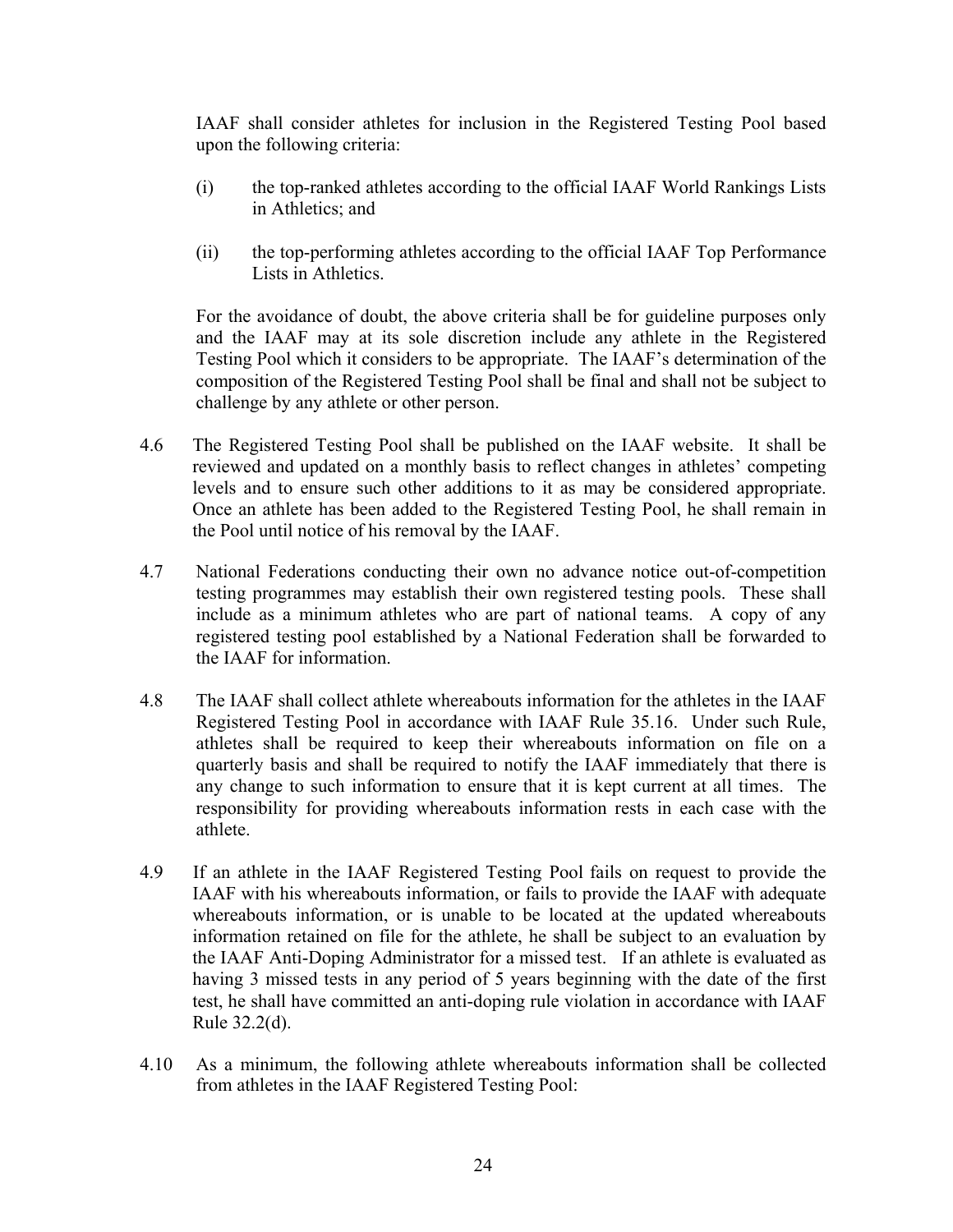IAAF shall consider athletes for inclusion in the Registered Testing Pool based upon the following criteria:

(i) the top-ranked athletes according to the official IAAF World Rankings Lists in Athletics; and

(ii) the top-performing athletes according to the official IAAF Top Performance Lists in Athletics.

For the avoidance of doubt, the above criteria shall be for guideline purposes only and the IAAF may at its sole discretion include any athlete in the Registered Testing Pool which it considers to be appropriate. The IAAF's determination of the composition of the Registered Testing Pool shall be final and shall not be subject to challenge by any athlete or other person.

4.6 The Registered Testing Pool shall be published on the IAAF website. It shall be reviewed and updated on a monthly basis to reflect changes in athletes' competing levels and to ensure such other additions to it as may be considered appropriate. Once an athlete has been added to the Registered Testing Pool, he shall remain in the Pool until notice of his removal by the IAAF.

4.7 National Federations conducting their own no advance notice out-of-competition testing programmes may establish their own registered testing pools. These shall include as a minimum athletes who are part of national teams. A copy of any registered testing pool established by a National Federation shall be forwarded to the IAAF for information.

4.8 The IAAF shall collect athlete whereabouts information for the athletes in the IAAF Registered Testing Pool in accordance with IAAF Rule 35.16. Under such Rule, athletes shall be required to keep their whereabouts information on file on a quarterly basis and shall be required to notify the IAAF immediately that there is any change to such information to ensure that it is kept current at all times. The responsibility for providing whereabouts information rests in each case with the athlete.

4.9 If an athlete in the IAAF Registered Testing Pool fails on request to provide the IAAF with his whereabouts information, or fails to provide the IAAF with adequate whereabouts information, or is unable to be located at the updated whereabouts information retained on file for the athlete, he shall be subject to an evaluation by the IAAF Anti-Doping Administrator for a missed test. If an athlete is evaluated as having 3 missed tests in any period of 5 years beginning with the date of the first test, he shall have committed an anti-doping rule violation in accordance with IAAF Rule 32.2(d).

4.10 As a minimum, the following athlete whereabouts information shall be collected from athletes in the IAAF Registered Testing Pool: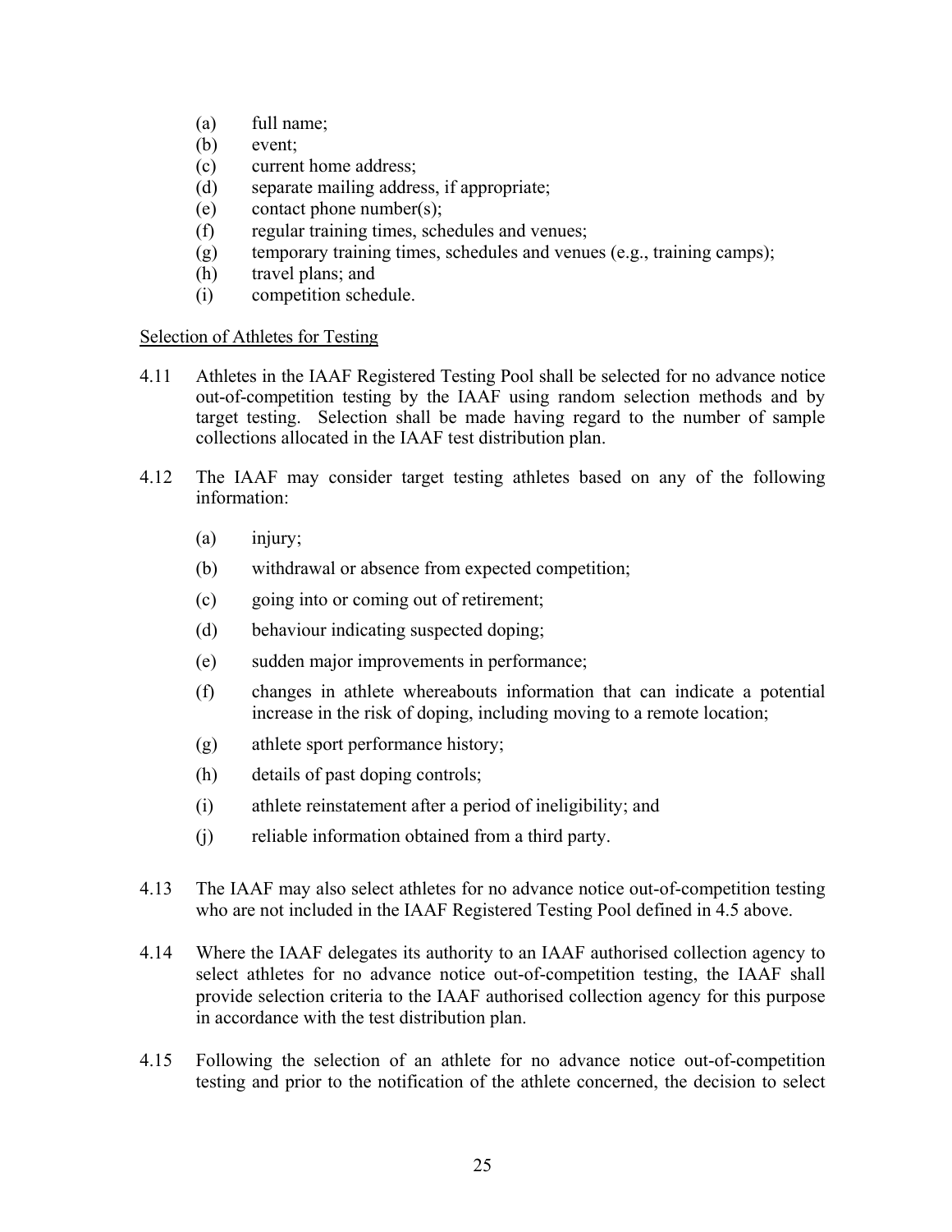(a) full name;
(b) event;
(c) current home address;
(d) separate mailing address, if appropriate;
(e) contact phone number(s);
(f) regular training times, schedules and venues;
(g) temporary training times, schedules and venues (e.g., training camps);
(h) travel plans; and
(i) competition schedule.

<u>Selection of Athletes for Testing</u>

4.11 Athletes in the IAAF Registered Testing Pool shall be selected for no advance notice out-of-competition testing by the IAAF using random selection methods and by target testing. Selection shall be made having regard to the number of sample collections allocated in the IAAF test distribution plan.

4.12 The IAAF may consider target testing athletes based on any of the following information:

(a) injury;

(b) withdrawal or absence from expected competition;

(c) going into or coming out of retirement;

(d) behaviour indicating suspected doping;

(e) sudden major improvements in performance;

(f) changes in athlete whereabouts information that can indicate a potential increase in the risk of doping, including moving to a remote location;

(g) athlete sport performance history;

(h) details of past doping controls;

(i) athlete reinstatement after a period of ineligibility; and

(j) reliable information obtained from a third party.

4.13 The IAAF may also select athletes for no advance notice out-of-competition testing who are not included in the IAAF Registered Testing Pool defined in 4.5 above.

4.14 Where the IAAF delegates its authority to an IAAF authorised collection agency to select athletes for no advance notice out-of-competition testing, the IAAF shall provide selection criteria to the IAAF authorised collection agency for this purpose in accordance with the test distribution plan.

4.15 Following the selection of an athlete for no advance notice out-of-competition testing and prior to the notification of the athlete concerned, the decision to select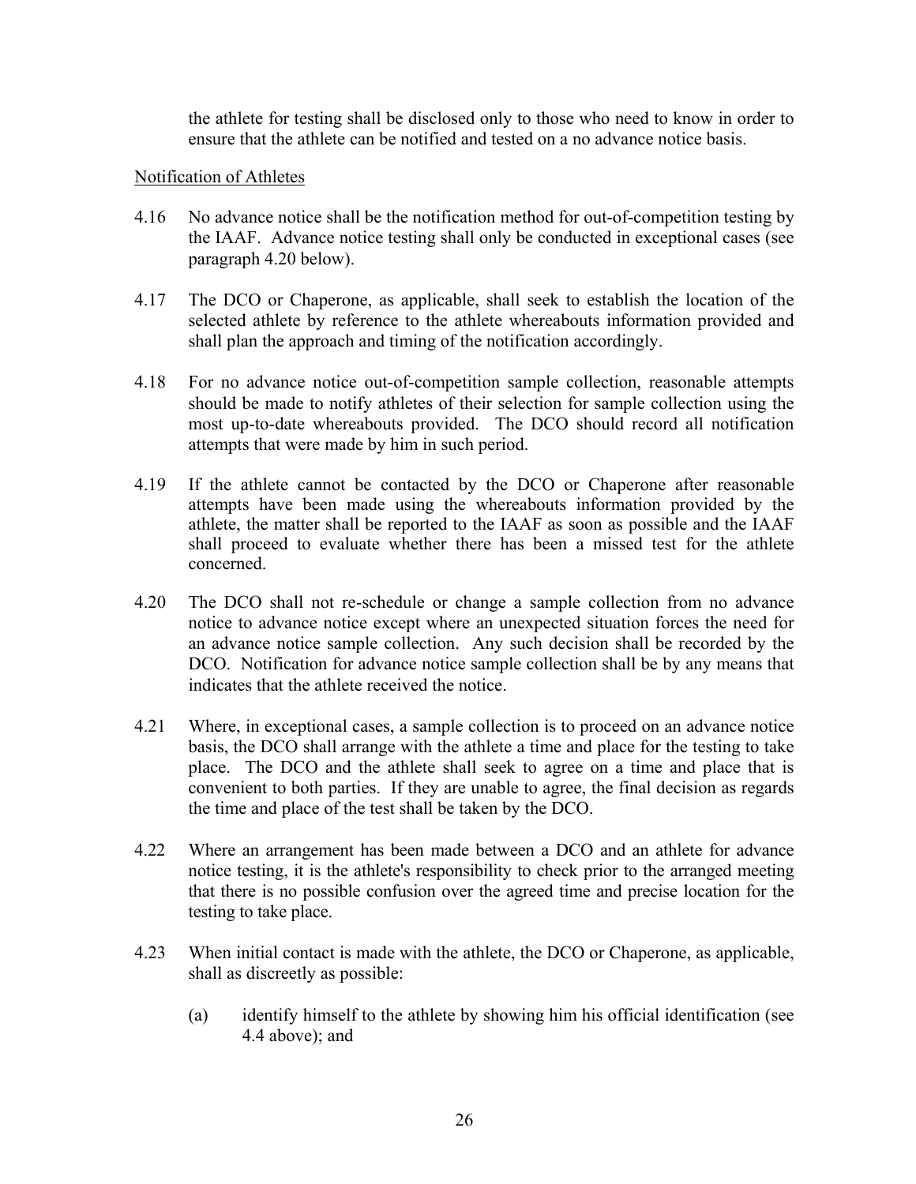the athlete for testing shall be disclosed only to those who need to know in order to ensure that the athlete can be notified and tested on a no advance notice basis.

Notification of Athletes

4.16 No advance notice shall be the notification method for out-of-competition testing by the IAAF. Advance notice testing shall only be conducted in exceptional cases (see paragraph 4.20 below).

4.17 The DCO or Chaperone, as applicable, shall seek to establish the location of the selected athlete by reference to the athlete whereabouts information provided and shall plan the approach and timing of the notification accordingly.

4.18 For no advance notice out-of-competition sample collection, reasonable attempts should be made to notify athletes of their selection for sample collection using the most up-to-date whereabouts provided. The DCO should record all notification attempts that were made by him in such period.

4.19 If the athlete cannot be contacted by the DCO or Chaperone after reasonable attempts have been made using the whereabouts information provided by the athlete, the matter shall be reported to the IAAF as soon as possible and the IAAF shall proceed to evaluate whether there has been a missed test for the athlete concerned.

4.20 The DCO shall not re-schedule or change a sample collection from no advance notice to advance notice except where an unexpected situation forces the need for an advance notice sample collection. Any such decision shall be recorded by the DCO. Notification for advance notice sample collection shall be by any means that indicates that the athlete received the notice.

4.21 Where, in exceptional cases, a sample collection is to proceed on an advance notice basis, the DCO shall arrange with the athlete a time and place for the testing to take place. The DCO and the athlete shall seek to agree on a time and place that is convenient to both parties. If they are unable to agree, the final decision as regards the time and place of the test shall be taken by the DCO.

4.22 Where an arrangement has been made between a DCO and an athlete for advance notice testing, it is the athlete's responsibility to check prior to the arranged meeting that there is no possible confusion over the agreed time and precise location for the testing to take place.

4.23 When initial contact is made with the athlete, the DCO or Chaperone, as applicable, shall as discreetly as possible:

(a) identify himself to the athlete by showing him his official identification (see 4.4 above); and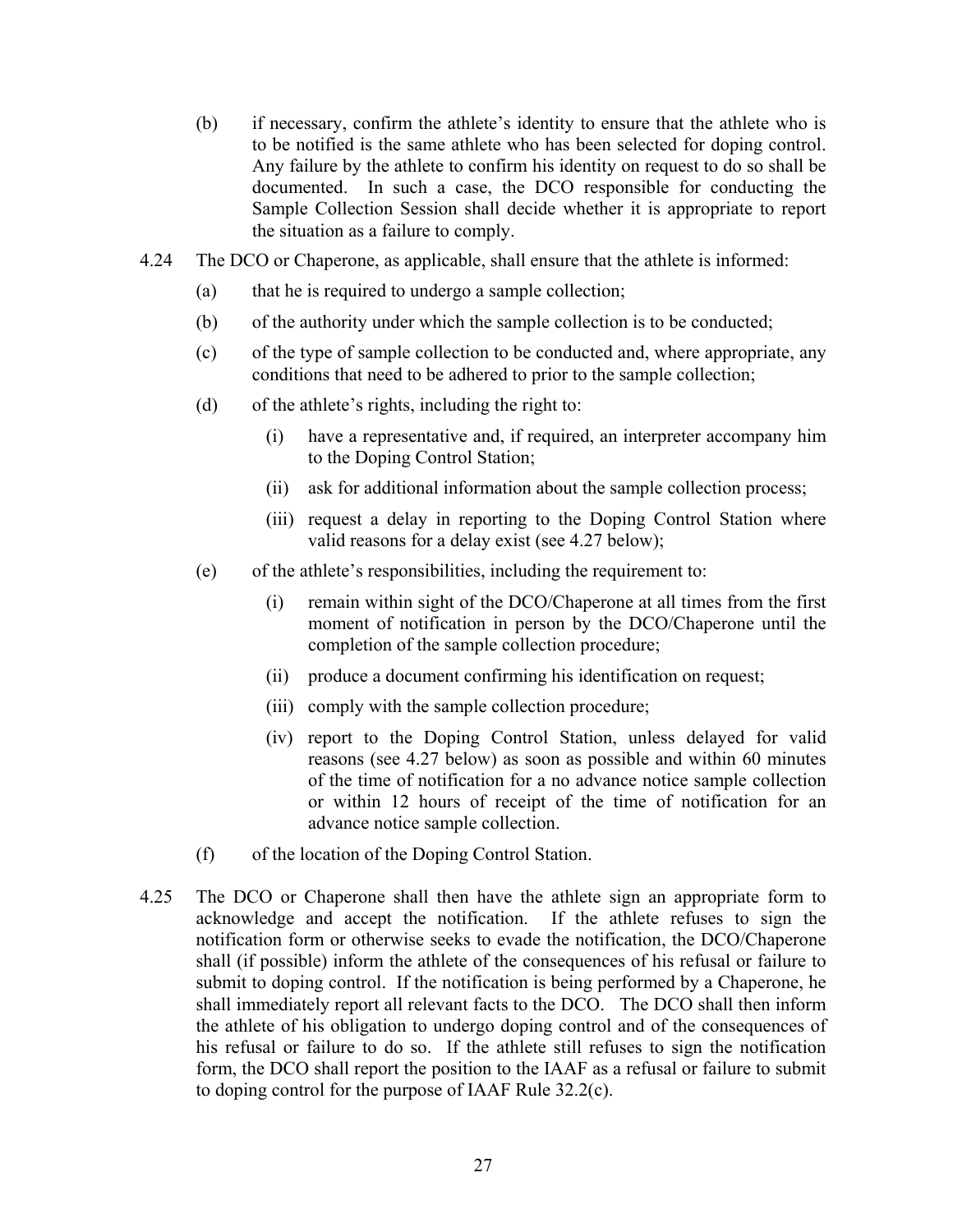(b) if necessary, confirm the athlete's identity to ensure that the athlete who is to be notified is the same athlete who has been selected for doping control. Any failure by the athlete to confirm his identity on request to do so shall be documented. In such a case, the DCO responsible for conducting the Sample Collection Session shall decide whether it is appropriate to report the situation as a failure to comply.

4.24 The DCO or Chaperone, as applicable, shall ensure that the athlete is informed:

(a) that he is required to undergo a sample collection;

(b) of the authority under which the sample collection is to be conducted;

(c) of the type of sample collection to be conducted and, where appropriate, any conditions that need to be adhered to prior to the sample collection;

(d) of the athlete's rights, including the right to:

(i) have a representative and, if required, an interpreter accompany him to the Doping Control Station;

(ii) ask for additional information about the sample collection process;

(iii) request a delay in reporting to the Doping Control Station where valid reasons for a delay exist (see 4.27 below);

(e) of the athlete's responsibilities, including the requirement to:

(i) remain within sight of the DCO/Chaperone at all times from the first moment of notification in person by the DCO/Chaperone until the completion of the sample collection procedure;

(ii) produce a document confirming his identification on request;

(iii) comply with the sample collection procedure;

(iv) report to the Doping Control Station, unless delayed for valid reasons (see 4.27 below) as soon as possible and within 60 minutes of the time of notification for a no advance notice sample collection or within 12 hours of receipt of the time of notification for an advance notice sample collection.

(f) of the location of the Doping Control Station.

4.25 The DCO or Chaperone shall then have the athlete sign an appropriate form to acknowledge and accept the notification. If the athlete refuses to sign the notification form or otherwise seeks to evade the notification, the DCO/Chaperone shall (if possible) inform the athlete of the consequences of his refusal or failure to submit to doping control. If the notification is being performed by a Chaperone, he shall immediately report all relevant facts to the DCO. The DCO shall then inform the athlete of his obligation to undergo doping control and of the consequences of his refusal or failure to do so. If the athlete still refuses to sign the notification form, the DCO shall report the position to the IAAF as a refusal or failure to submit to doping control for the purpose of IAAF Rule 32.2(c).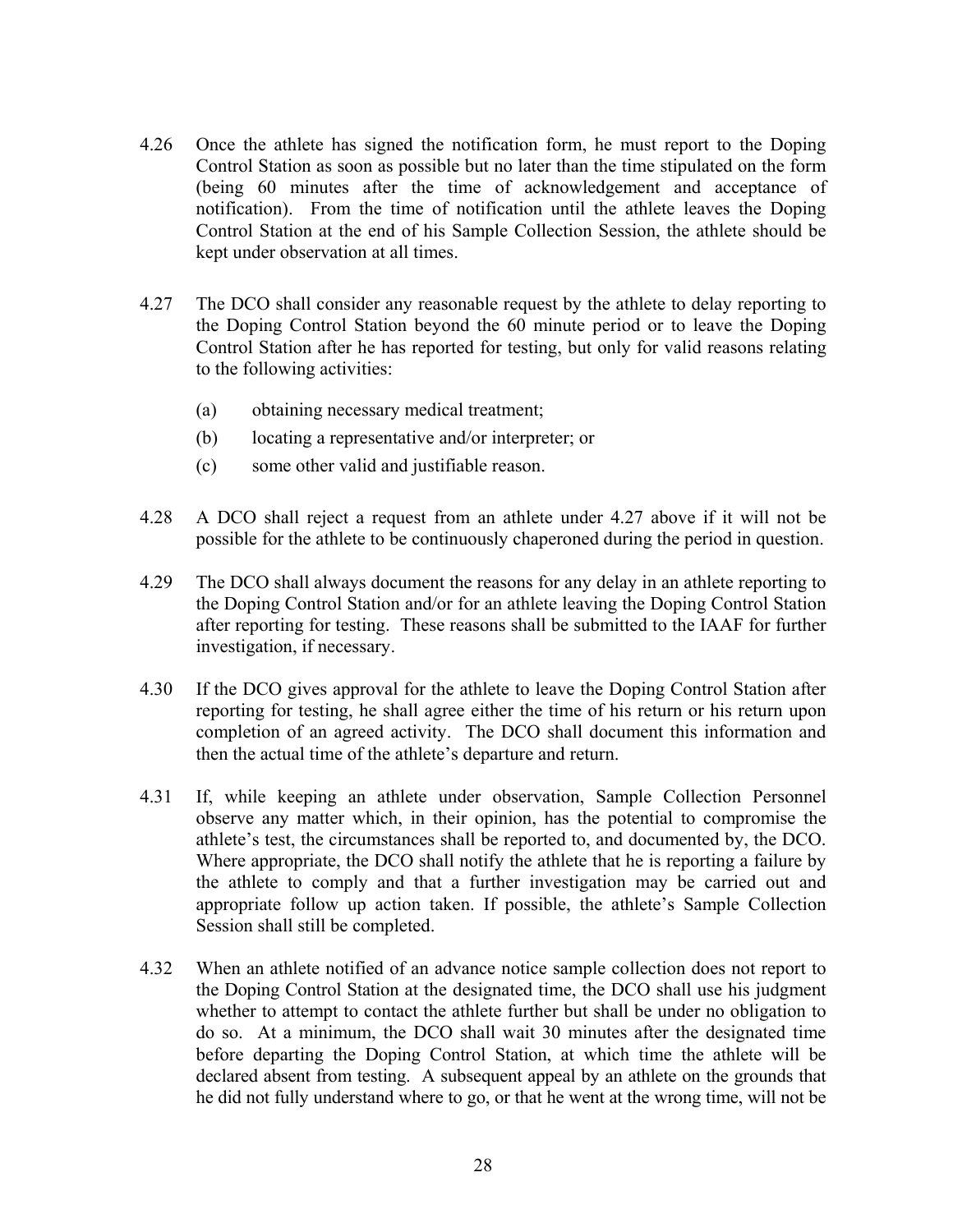4.26 Once the athlete has signed the notification form, he must report to the Doping Control Station as soon as possible but no later than the time stipulated on the form (being 60 minutes after the time of acknowledgement and acceptance of notification). From the time of notification until the athlete leaves the Doping Control Station at the end of his Sample Collection Session, the athlete should be kept under observation at all times.

4.27 The DCO shall consider any reasonable request by the athlete to delay reporting to the Doping Control Station beyond the 60 minute period or to leave the Doping Control Station after he has reported for testing, but only for valid reasons relating to the following activities:

(a) obtaining necessary medical treatment;

(b) locating a representative and/or interpreter; or

(c) some other valid and justifiable reason.

4.28 A DCO shall reject a request from an athlete under 4.27 above if it will not be possible for the athlete to be continuously chaperoned during the period in question.

4.29 The DCO shall always document the reasons for any delay in an athlete reporting to the Doping Control Station and/or for an athlete leaving the Doping Control Station after reporting for testing. These reasons shall be submitted to the IAAF for further investigation, if necessary.

4.30 If the DCO gives approval for the athlete to leave the Doping Control Station after reporting for testing, he shall agree either the time of his return or his return upon completion of an agreed activity. The DCO shall document this information and then the actual time of the athlete's departure and return.

4.31 If, while keeping an athlete under observation, Sample Collection Personnel observe any matter which, in their opinion, has the potential to compromise the athlete's test, the circumstances shall be reported to, and documented by, the DCO. Where appropriate, the DCO shall notify the athlete that he is reporting a failure by the athlete to comply and that a further investigation may be carried out and appropriate follow up action taken. If possible, the athlete's Sample Collection Session shall still be completed.

4.32 When an athlete notified of an advance notice sample collection does not report to the Doping Control Station at the designated time, the DCO shall use his judgment whether to attempt to contact the athlete further but shall be under no obligation to do so. At a minimum, the DCO shall wait 30 minutes after the designated time before departing the Doping Control Station, at which time the athlete will be declared absent from testing. A subsequent appeal by an athlete on the grounds that he did not fully understand where to go, or that he went at the wrong time, will not be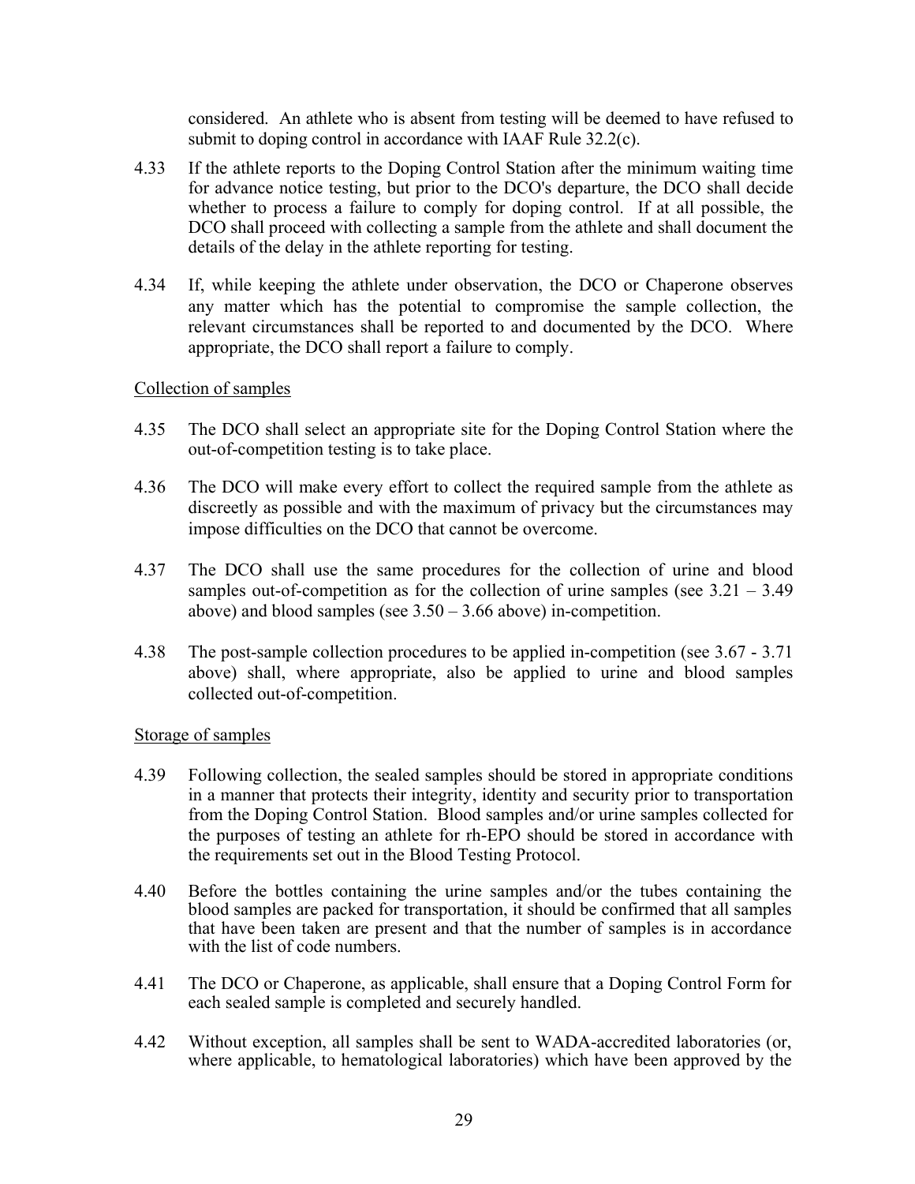considered. An athlete who is absent from testing will be deemed to have refused to submit to doping control in accordance with IAAF Rule 32.2(c).

4.33 If the athlete reports to the Doping Control Station after the minimum waiting time for advance notice testing, but prior to the DCO's departure, the DCO shall decide whether to process a failure to comply for doping control. If at all possible, the DCO shall proceed with collecting a sample from the athlete and shall document the details of the delay in the athlete reporting for testing.

4.34 If, while keeping the athlete under observation, the DCO or Chaperone observes any matter which has the potential to compromise the sample collection, the relevant circumstances shall be reported to and documented by the DCO. Where appropriate, the DCO shall report a failure to comply.

Collection of samples

4.35 The DCO shall select an appropriate site for the Doping Control Station where the out-of-competition testing is to take place.

4.36 The DCO will make every effort to collect the required sample from the athlete as discreetly as possible and with the maximum of privacy but the circumstances may impose difficulties on the DCO that cannot be overcome.

4.37 The DCO shall use the same procedures for the collection of urine and blood samples out-of-competition as for the collection of urine samples (see 3.21 – 3.49 above) and blood samples (see 3.50 – 3.66 above) in-competition.

4.38 The post-sample collection procedures to be applied in-competition (see 3.67 - 3.71 above) shall, where appropriate, also be applied to urine and blood samples collected out-of-competition.

Storage of samples

4.39 Following collection, the sealed samples should be stored in appropriate conditions in a manner that protects their integrity, identity and security prior to transportation from the Doping Control Station. Blood samples and/or urine samples collected for the purposes of testing an athlete for rh-EPO should be stored in accordance with the requirements set out in the Blood Testing Protocol.

4.40 Before the bottles containing the urine samples and/or the tubes containing the blood samples are packed for transportation, it should be confirmed that all samples that have been taken are present and that the number of samples is in accordance with the list of code numbers.

4.41 The DCO or Chaperone, as applicable, shall ensure that a Doping Control Form for each sealed sample is completed and securely handled.

4.42 Without exception, all samples shall be sent to WADA-accredited laboratories (or, where applicable, to hematological laboratories) which have been approved by the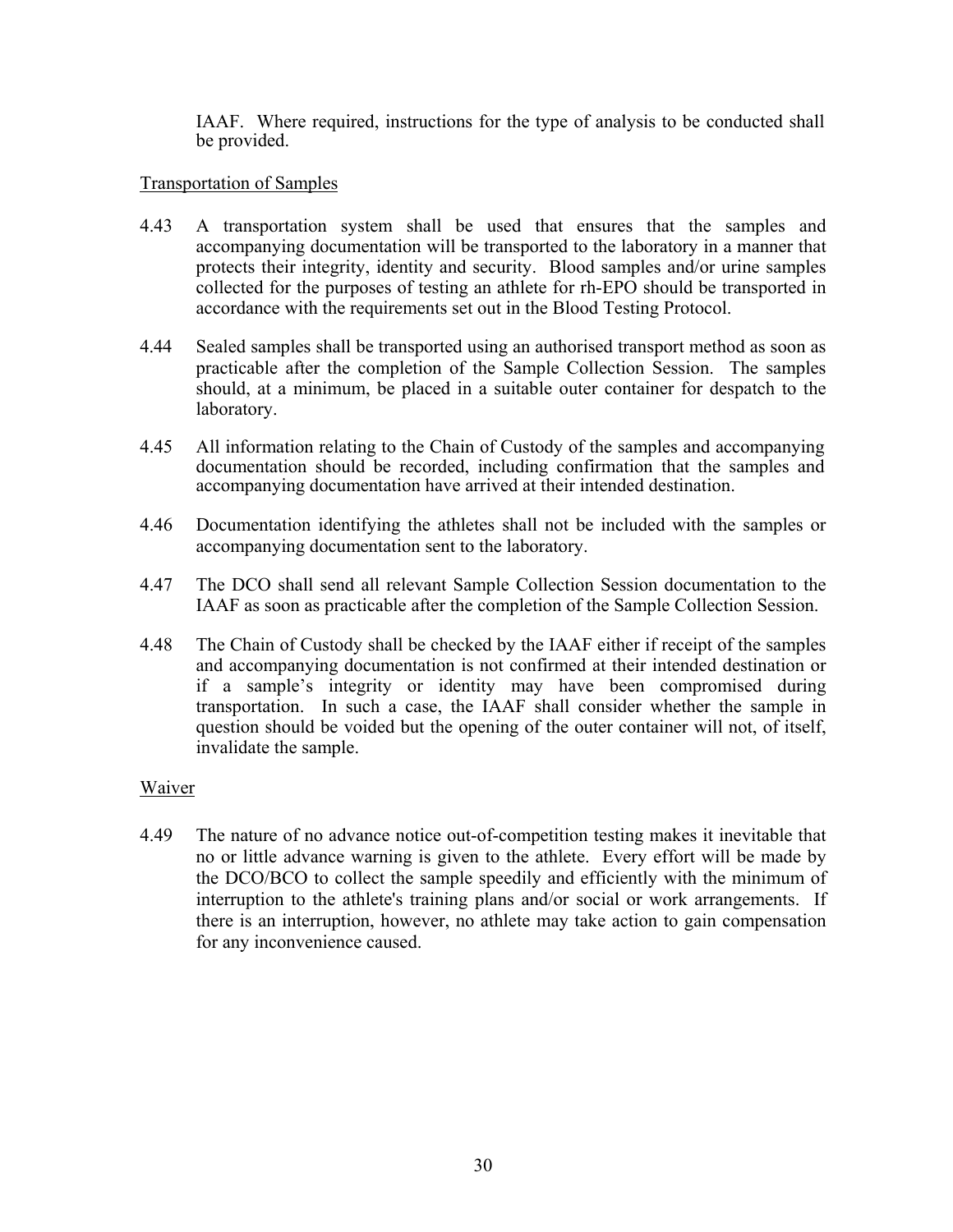IAAF. Where required, instructions for the type of analysis to be conducted shall be provided.

Transportation of Samples

4.43 A transportation system shall be used that ensures that the samples and accompanying documentation will be transported to the laboratory in a manner that protects their integrity, identity and security. Blood samples and/or urine samples collected for the purposes of testing an athlete for rh-EPO should be transported in accordance with the requirements set out in the Blood Testing Protocol.

4.44 Sealed samples shall be transported using an authorised transport method as soon as practicable after the completion of the Sample Collection Session. The samples should, at a minimum, be placed in a suitable outer container for despatch to the laboratory.

4.45 All information relating to the Chain of Custody of the samples and accompanying documentation should be recorded, including confirmation that the samples and accompanying documentation have arrived at their intended destination.

4.46 Documentation identifying the athletes shall not be included with the samples or accompanying documentation sent to the laboratory.

4.47 The DCO shall send all relevant Sample Collection Session documentation to the IAAF as soon as practicable after the completion of the Sample Collection Session.

4.48 The Chain of Custody shall be checked by the IAAF either if receipt of the samples and accompanying documentation is not confirmed at their intended destination or if a sample's integrity or identity may have been compromised during transportation. In such a case, the IAAF shall consider whether the sample in question should be voided but the opening of the outer container will not, of itself, invalidate the sample.

Waiver

4.49 The nature of no advance notice out-of-competition testing makes it inevitable that no or little advance warning is given to the athlete. Every effort will be made by the DCO/BCO to collect the sample speedily and efficiently with the minimum of interruption to the athlete's training plans and/or social or work arrangements. If there is an interruption, however, no athlete may take action to gain compensation for any inconvenience caused.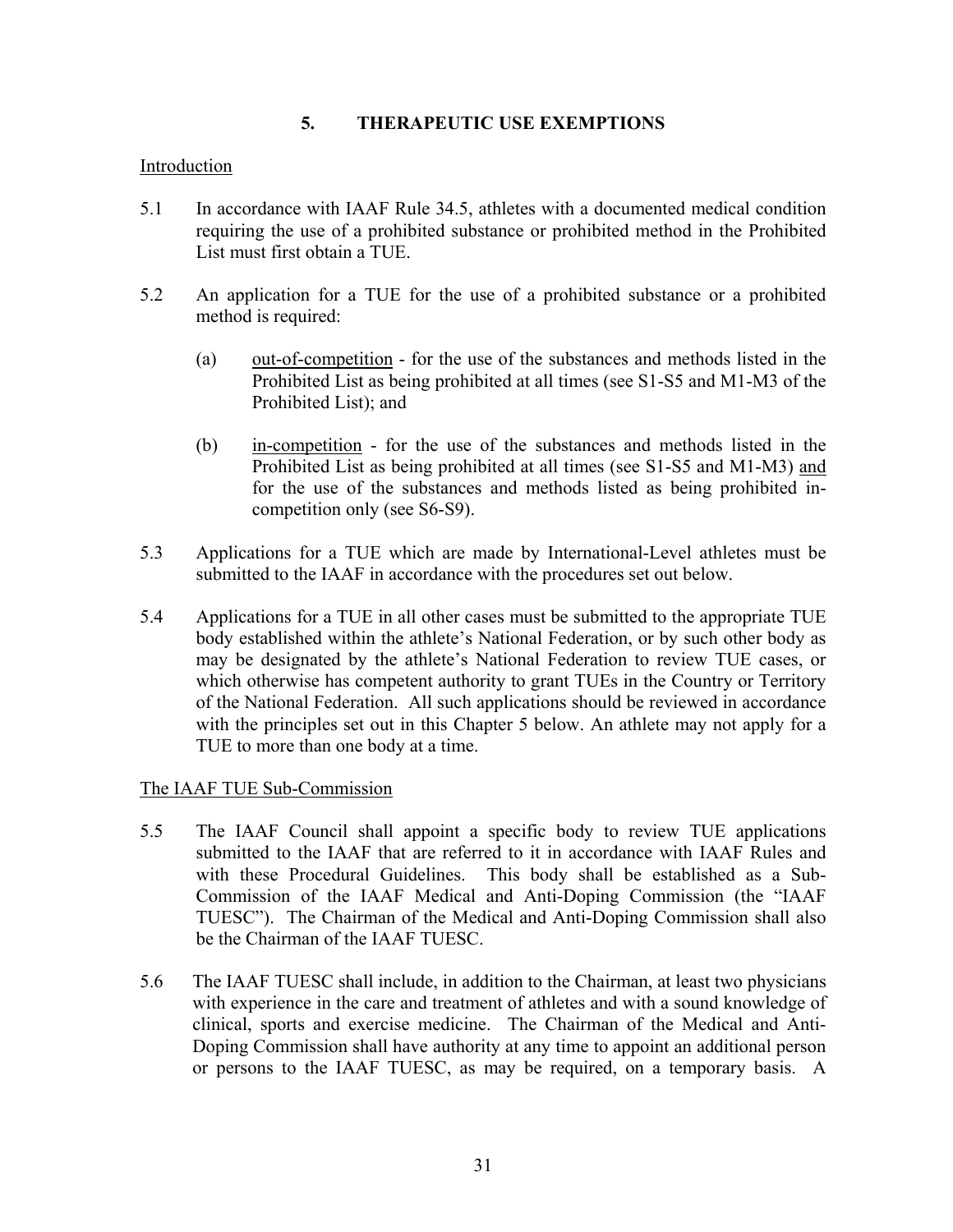## 5. THERAPEUTIC USE EXEMPTIONS

Introduction

5.1 In accordance with IAAF Rule 34.5, athletes with a documented medical condition requiring the use of a prohibited substance or prohibited method in the Prohibited List must first obtain a TUE.

5.2 An application for a TUE for the use of a prohibited substance or a prohibited method is required:

(a) out-of-competition - for the use of the substances and methods listed in the Prohibited List as being prohibited at all times (see S1-S5 and M1-M3 of the Prohibited List); and

(b) in-competition - for the use of the substances and methods listed in the Prohibited List as being prohibited at all times (see S1-S5 and M1-M3) and for the use of the substances and methods listed as being prohibited in-competition only (see S6-S9).

5.3 Applications for a TUE which are made by International-Level athletes must be submitted to the IAAF in accordance with the procedures set out below.

5.4 Applications for a TUE in all other cases must be submitted to the appropriate TUE body established within the athlete's National Federation, or by such other body as may be designated by the athlete's National Federation to review TUE cases, or which otherwise has competent authority to grant TUEs in the Country or Territory of the National Federation. All such applications should be reviewed in accordance with the principles set out in this Chapter 5 below. An athlete may not apply for a TUE to more than one body at a time.

The IAAF TUE Sub-Commission

5.5 The IAAF Council shall appoint a specific body to review TUE applications submitted to the IAAF that are referred to it in accordance with IAAF Rules and with these Procedural Guidelines. This body shall be established as a Sub-Commission of the IAAF Medical and Anti-Doping Commission (the "IAAF TUESC"). The Chairman of the Medical and Anti-Doping Commission shall also be the Chairman of the IAAF TUESC.

5.6 The IAAF TUESC shall include, in addition to the Chairman, at least two physicians with experience in the care and treatment of athletes and with a sound knowledge of clinical, sports and exercise medicine. The Chairman of the Medical and Anti-Doping Commission shall have authority at any time to appoint an additional person or persons to the IAAF TUESC, as may be required, on a temporary basis. A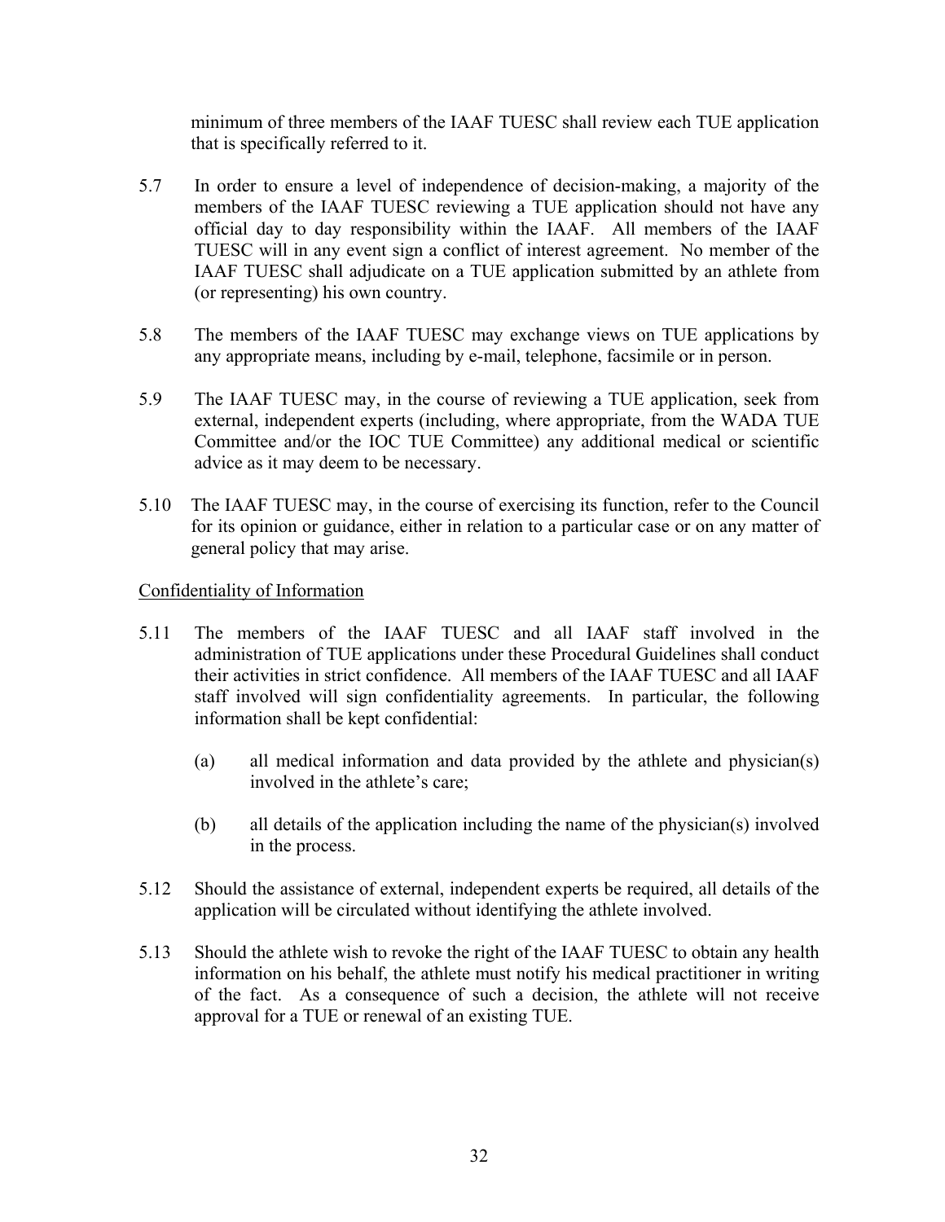minimum of three members of the IAAF TUESC shall review each TUE application that is specifically referred to it.

5.7 In order to ensure a level of independence of decision-making, a majority of the members of the IAAF TUESC reviewing a TUE application should not have any official day to day responsibility within the IAAF. All members of the IAAF TUESC will in any event sign a conflict of interest agreement. No member of the IAAF TUESC shall adjudicate on a TUE application submitted by an athlete from (or representing) his own country.

5.8 The members of the IAAF TUESC may exchange views on TUE applications by any appropriate means, including by e-mail, telephone, facsimile or in person.

5.9 The IAAF TUESC may, in the course of reviewing a TUE application, seek from external, independent experts (including, where appropriate, from the WADA TUE Committee and/or the IOC TUE Committee) any additional medical or scientific advice as it may deem to be necessary.

5.10 The IAAF TUESC may, in the course of exercising its function, refer to the Council for its opinion or guidance, either in relation to a particular case or on any matter of general policy that may arise.

<u>Confidentiality of Information</u>

5.11 The members of the IAAF TUESC and all IAAF staff involved in the administration of TUE applications under these Procedural Guidelines shall conduct their activities in strict confidence. All members of the IAAF TUESC and all IAAF staff involved will sign confidentiality agreements. In particular, the following information shall be kept confidential:

(a) all medical information and data provided by the athlete and physician(s) involved in the athlete's care;

(b) all details of the application including the name of the physician(s) involved in the process.

5.12 Should the assistance of external, independent experts be required, all details of the application will be circulated without identifying the athlete involved.

5.13 Should the athlete wish to revoke the right of the IAAF TUESC to obtain any health information on his behalf, the athlete must notify his medical practitioner in writing of the fact. As a consequence of such a decision, the athlete will not receive approval for a TUE or renewal of an existing TUE.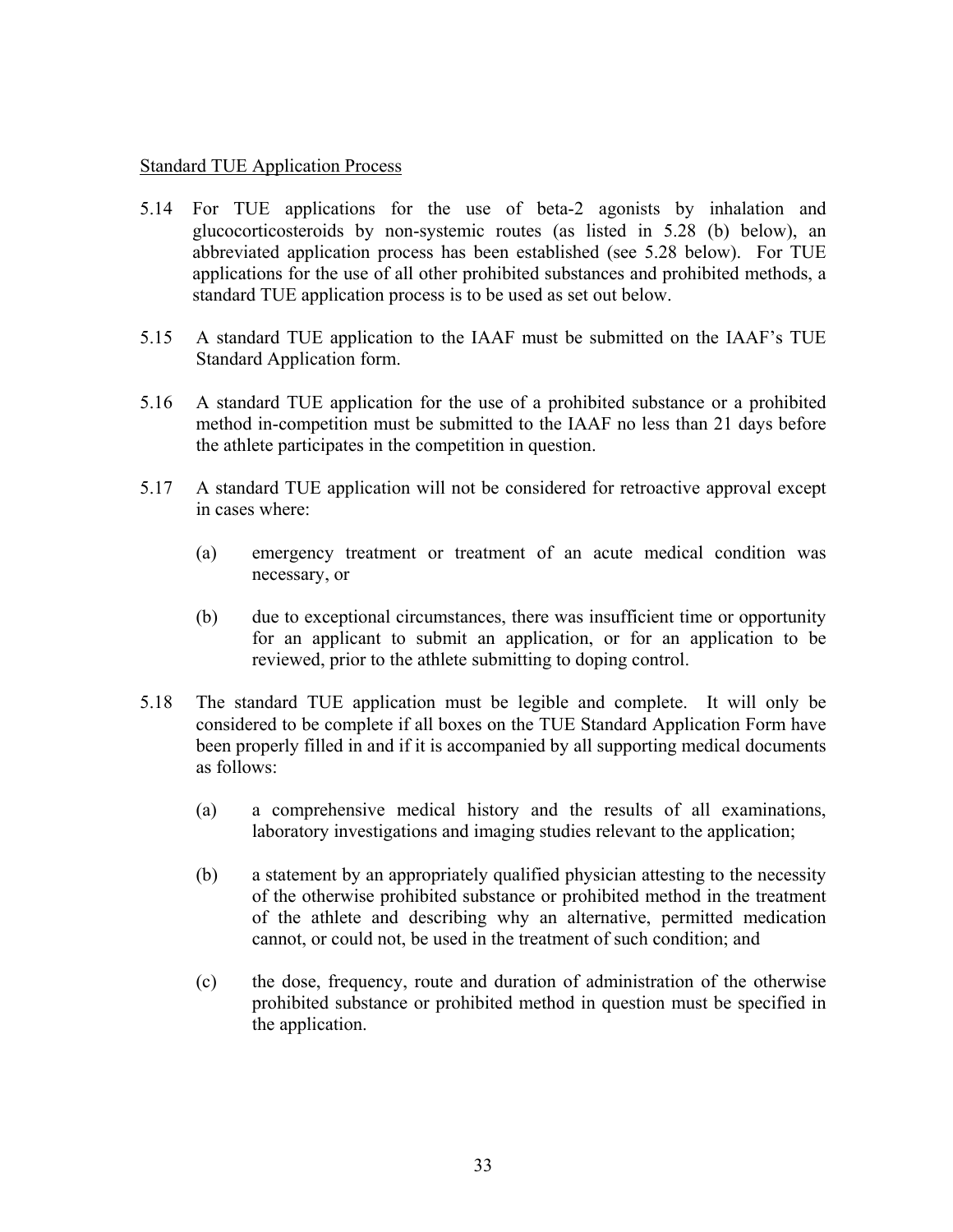Standard TUE Application Process

5.14 For TUE applications for the use of beta-2 agonists by inhalation and glucocorticosteroids by non-systemic routes (as listed in 5.28 (b) below), an abbreviated application process has been established (see 5.28 below). For TUE applications for the use of all other prohibited substances and prohibited methods, a standard TUE application process is to be used as set out below.

5.15 A standard TUE application to the IAAF must be submitted on the IAAF's TUE Standard Application form.

5.16 A standard TUE application for the use of a prohibited substance or a prohibited method in-competition must be submitted to the IAAF no less than 21 days before the athlete participates in the competition in question.

5.17 A standard TUE application will not be considered for retroactive approval except in cases where:

(a) emergency treatment or treatment of an acute medical condition was necessary, or

(b) due to exceptional circumstances, there was insufficient time or opportunity for an applicant to submit an application, or for an application to be reviewed, prior to the athlete submitting to doping control.

5.18 The standard TUE application must be legible and complete. It will only be considered to be complete if all boxes on the TUE Standard Application Form have been properly filled in and if it is accompanied by all supporting medical documents as follows:

(a) a comprehensive medical history and the results of all examinations, laboratory investigations and imaging studies relevant to the application;

(b) a statement by an appropriately qualified physician attesting to the necessity of the otherwise prohibited substance or prohibited method in the treatment of the athlete and describing why an alternative, permitted medication cannot, or could not, be used in the treatment of such condition; and

(c) the dose, frequency, route and duration of administration of the otherwise prohibited substance or prohibited method in question must be specified in the application.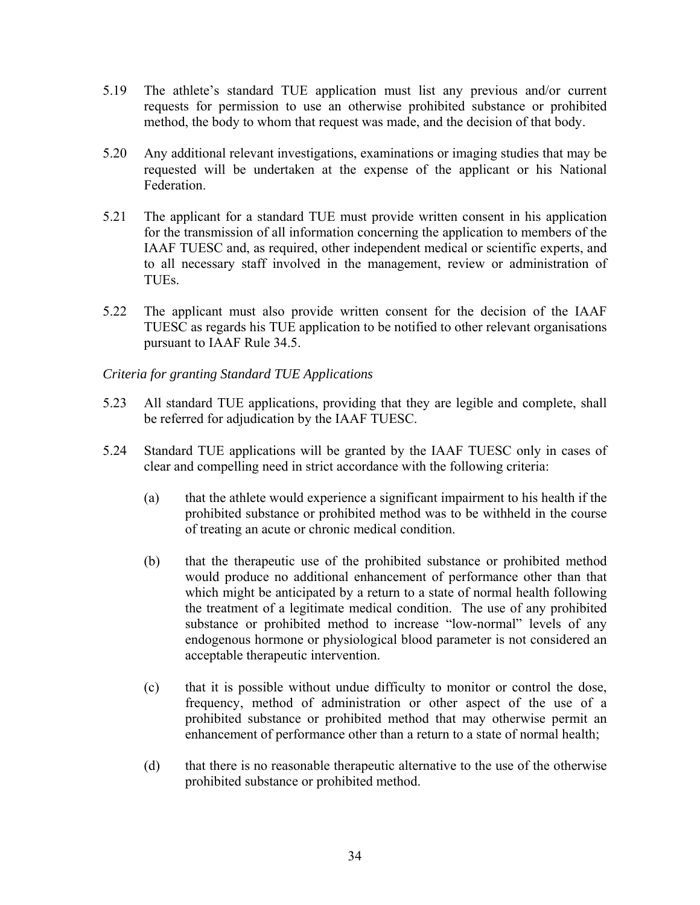5.19 The athlete's standard TUE application must list any previous and/or current requests for permission to use an otherwise prohibited substance or prohibited method, the body to whom that request was made, and the decision of that body.

5.20 Any additional relevant investigations, examinations or imaging studies that may be requested will be undertaken at the expense of the applicant or his National Federation.

5.21 The applicant for a standard TUE must provide written consent in his application for the transmission of all information concerning the application to members of the IAAF TUESC and, as required, other independent medical or scientific experts, and to all necessary staff involved in the management, review or administration of TUEs.

5.22 The applicant must also provide written consent for the decision of the IAAF TUESC as regards his TUE application to be notified to other relevant organisations pursuant to IAAF Rule 34.5.

*Criteria for granting Standard TUE Applications*

5.23 All standard TUE applications, providing that they are legible and complete, shall be referred for adjudication by the IAAF TUESC.

5.24 Standard TUE applications will be granted by the IAAF TUESC only in cases of clear and compelling need in strict accordance with the following criteria:

(a) that the athlete would experience a significant impairment to his health if the prohibited substance or prohibited method was to be withheld in the course of treating an acute or chronic medical condition.

(b) that the therapeutic use of the prohibited substance or prohibited method would produce no additional enhancement of performance other than that which might be anticipated by a return to a state of normal health following the treatment of a legitimate medical condition. The use of any prohibited substance or prohibited method to increase "low-normal" levels of any endogenous hormone or physiological blood parameter is not considered an acceptable therapeutic intervention.

(c) that it is possible without undue difficulty to monitor or control the dose, frequency, method of administration or other aspect of the use of a prohibited substance or prohibited method that may otherwise permit an enhancement of performance other than a return to a state of normal health;

(d) that there is no reasonable therapeutic alternative to the use of the otherwise prohibited substance or prohibited method.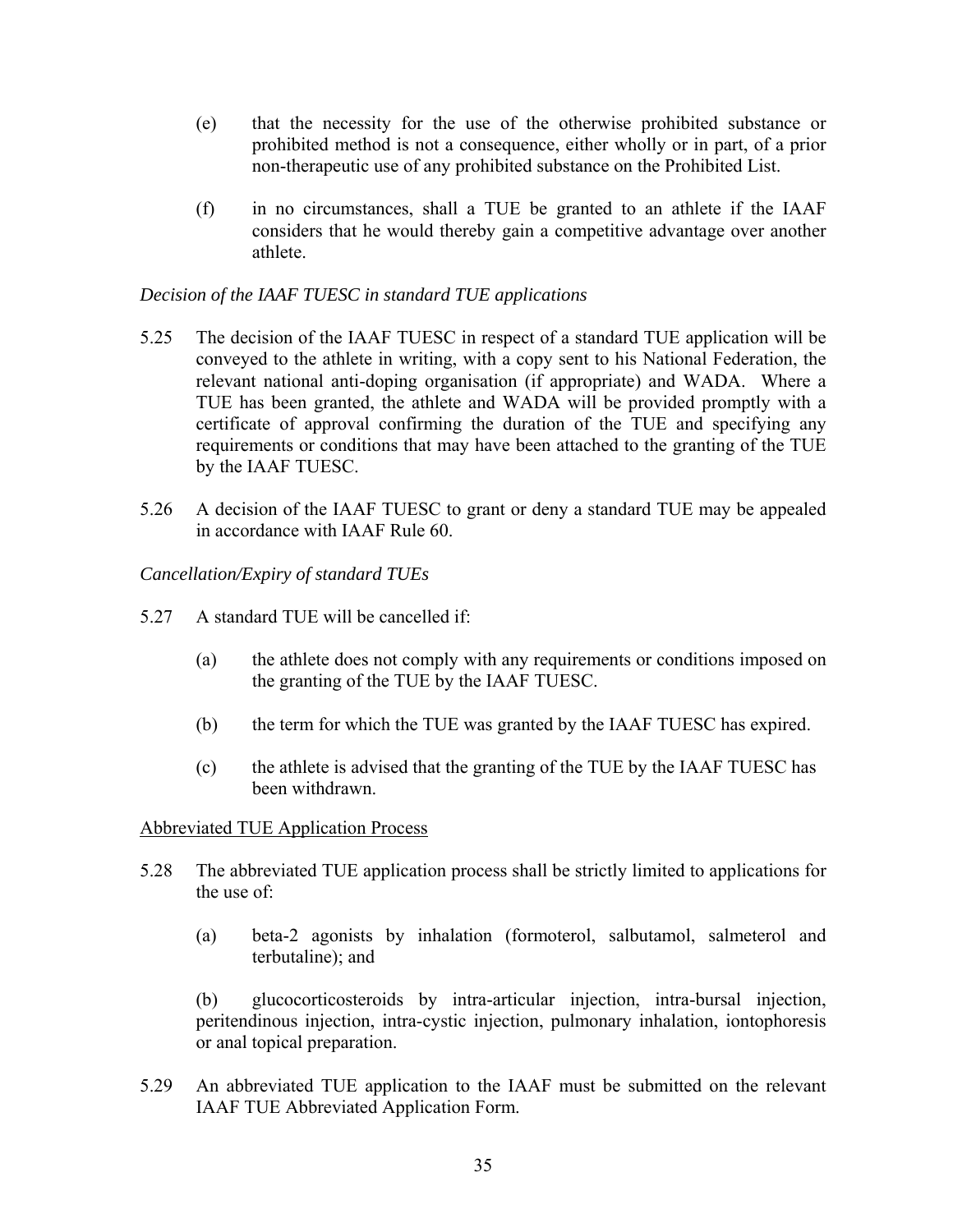(e) that the necessity for the use of the otherwise prohibited substance or prohibited method is not a consequence, either wholly or in part, of a prior non-therapeutic use of any prohibited substance on the Prohibited List.

(f) in no circumstances, shall a TUE be granted to an athlete if the IAAF considers that he would thereby gain a competitive advantage over another athlete.

*Decision of the IAAF TUESC in standard TUE applications*

5.25 The decision of the IAAF TUESC in respect of a standard TUE application will be conveyed to the athlete in writing, with a copy sent to his National Federation, the relevant national anti-doping organisation (if appropriate) and WADA. Where a TUE has been granted, the athlete and WADA will be provided promptly with a certificate of approval confirming the duration of the TUE and specifying any requirements or conditions that may have been attached to the granting of the TUE by the IAAF TUESC.

5.26 A decision of the IAAF TUESC to grant or deny a standard TUE may be appealed in accordance with IAAF Rule 60.

*Cancellation/Expiry of standard TUEs*

5.27 A standard TUE will be cancelled if:

(a) the athlete does not comply with any requirements or conditions imposed on the granting of the TUE by the IAAF TUESC.

(b) the term for which the TUE was granted by the IAAF TUESC has expired.

(c) the athlete is advised that the granting of the TUE by the IAAF TUESC has been withdrawn.

<u>Abbreviated TUE Application Process</u>

5.28 The abbreviated TUE application process shall be strictly limited to applications for the use of:

(a) beta-2 agonists by inhalation (formoterol, salbutamol, salmeterol and terbutaline); and

(b) glucocorticosteroids by intra-articular injection, intra-bursal injection, peritendinous injection, intra-cystic injection, pulmonary inhalation, iontophoresis or anal topical preparation.

5.29 An abbreviated TUE application to the IAAF must be submitted on the relevant IAAF TUE Abbreviated Application Form.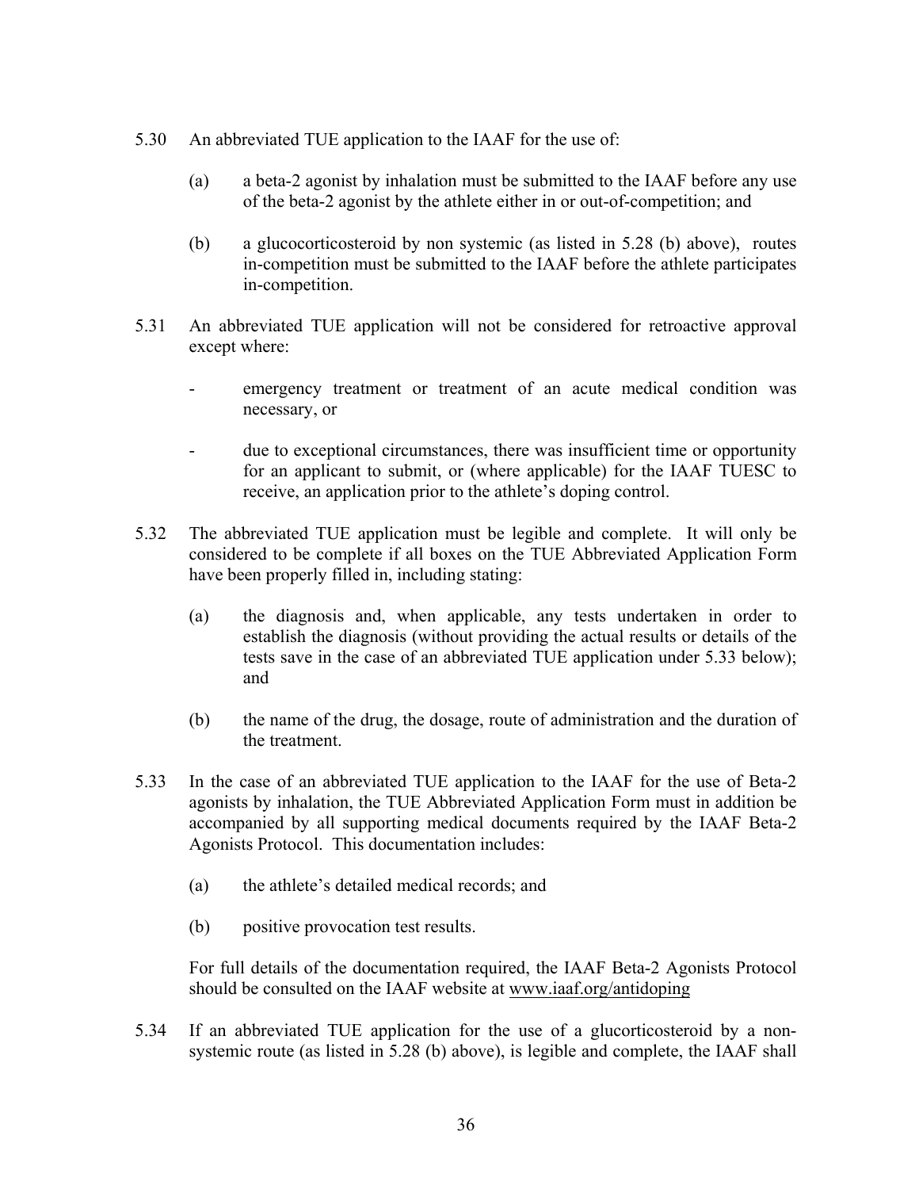5.30 An abbreviated TUE application to the IAAF for the use of:

(a) a beta-2 agonist by inhalation must be submitted to the IAAF before any use of the beta-2 agonist by the athlete either in or out-of-competition; and

(b) a glucocorticosteroid by non systemic (as listed in 5.28 (b) above), routes in-competition must be submitted to the IAAF before the athlete participates in-competition.

5.31 An abbreviated TUE application will not be considered for retroactive approval except where:

- emergency treatment or treatment of an acute medical condition was necessary, or

- due to exceptional circumstances, there was insufficient time or opportunity for an applicant to submit, or (where applicable) for the IAAF TUESC to receive, an application prior to the athlete's doping control.

5.32 The abbreviated TUE application must be legible and complete. It will only be considered to be complete if all boxes on the TUE Abbreviated Application Form have been properly filled in, including stating:

(a) the diagnosis and, when applicable, any tests undertaken in order to establish the diagnosis (without providing the actual results or details of the tests save in the case of an abbreviated TUE application under 5.33 below); and

(b) the name of the drug, the dosage, route of administration and the duration of the treatment.

5.33 In the case of an abbreviated TUE application to the IAAF for the use of Beta-2 agonists by inhalation, the TUE Abbreviated Application Form must in addition be accompanied by all supporting medical documents required by the IAAF Beta-2 Agonists Protocol. This documentation includes:

(a) the athlete's detailed medical records; and

(b) positive provocation test results.

For full details of the documentation required, the IAAF Beta-2 Agonists Protocol should be consulted on the IAAF website at www.iaaf.org/antidoping

5.34 If an abbreviated TUE application for the use of a glucorticosteroid by a non-systemic route (as listed in 5.28 (b) above), is legible and complete, the IAAF shall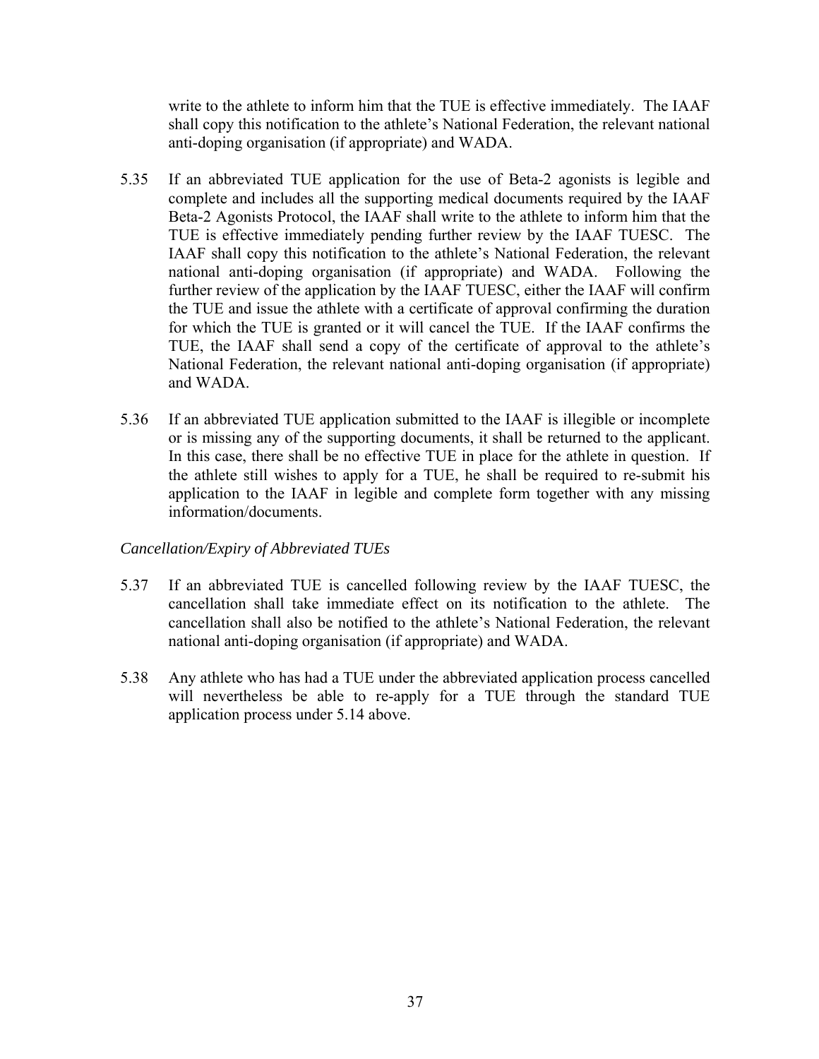write to the athlete to inform him that the TUE is effective immediately. The IAAF shall copy this notification to the athlete's National Federation, the relevant national anti-doping organisation (if appropriate) and WADA.

5.35 If an abbreviated TUE application for the use of Beta-2 agonists is legible and complete and includes all the supporting medical documents required by the IAAF Beta-2 Agonists Protocol, the IAAF shall write to the athlete to inform him that the TUE is effective immediately pending further review by the IAAF TUESC. The IAAF shall copy this notification to the athlete's National Federation, the relevant national anti-doping organisation (if appropriate) and WADA. Following the further review of the application by the IAAF TUESC, either the IAAF will confirm the TUE and issue the athlete with a certificate of approval confirming the duration for which the TUE is granted or it will cancel the TUE. If the IAAF confirms the TUE, the IAAF shall send a copy of the certificate of approval to the athlete's National Federation, the relevant national anti-doping organisation (if appropriate) and WADA.

5.36 If an abbreviated TUE application submitted to the IAAF is illegible or incomplete or is missing any of the supporting documents, it shall be returned to the applicant. In this case, there shall be no effective TUE in place for the athlete in question. If the athlete still wishes to apply for a TUE, he shall be required to re-submit his application to the IAAF in legible and complete form together with any missing information/documents.

*Cancellation/Expiry of Abbreviated TUEs*

5.37 If an abbreviated TUE is cancelled following review by the IAAF TUESC, the cancellation shall take immediate effect on its notification to the athlete. The cancellation shall also be notified to the athlete's National Federation, the relevant national anti-doping organisation (if appropriate) and WADA.

5.38 Any athlete who has had a TUE under the abbreviated application process cancelled will nevertheless be able to re-apply for a TUE through the standard TUE application process under 5.14 above.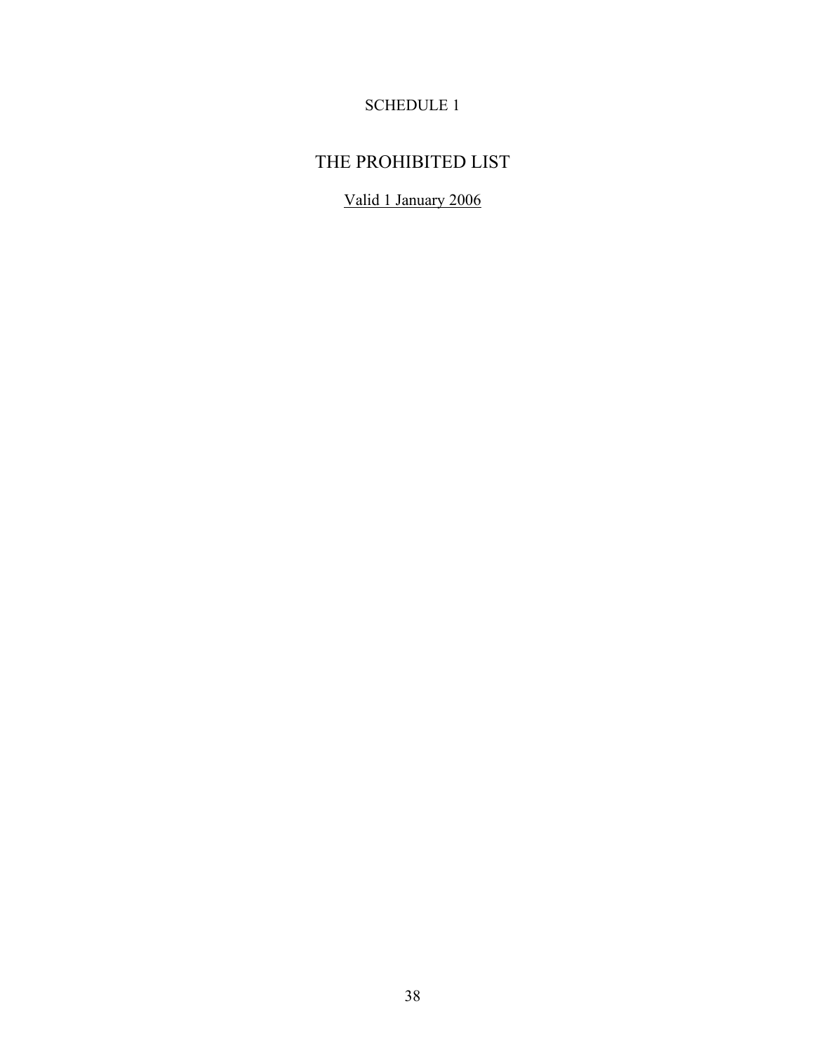SCHEDULE 1

# THE PROHIBITED LIST

Valid 1 January 2006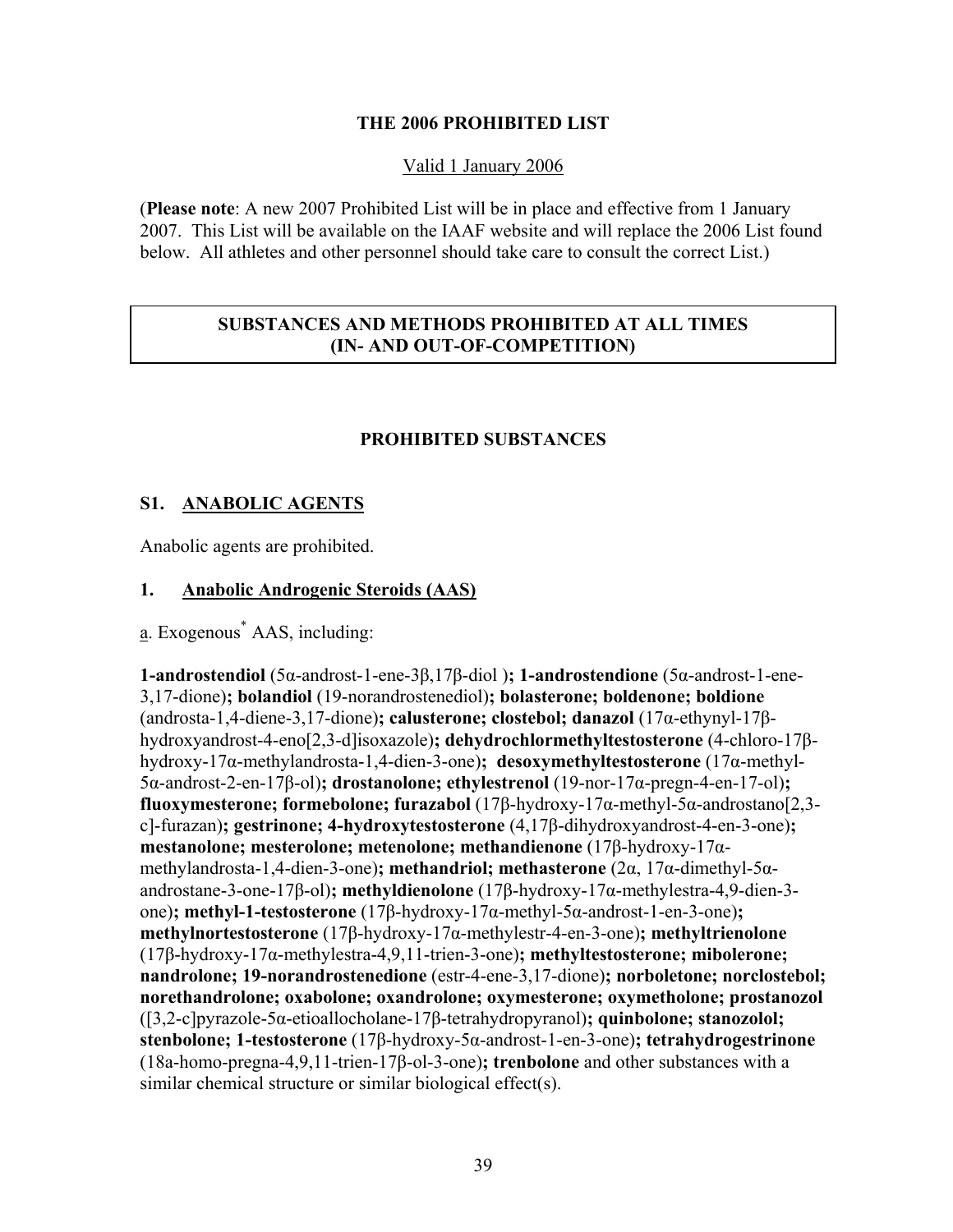**THE 2006 PROHIBITED LIST**

Valid 1 January 2006

(**Please note**: A new 2007 Prohibited List will be in place and effective from 1 January 2007. This List will be available on the IAAF website and will replace the 2006 List found below. All athletes and other personnel should take care to consult the correct List.)

**SUBSTANCES AND METHODS PROHIBITED AT ALL TIMES (IN- AND OUT-OF-COMPETITION)**

**PROHIBITED SUBSTANCES**

## S1. ANABOLIC AGENTS

Anabolic agents are prohibited.

### 1. Anabolic Androgenic Steroids (AAS)

a. Exogenous* AAS, including:

**1-androstendiol** (5α-androst-1-ene-3β,17β-diol )**; 1-androstendione** (5α-androst-1-ene-3,17-dione)**; bolandiol** (19-norandrostenediol)**; bolasterone; boldenone; boldione** (androsta-1,4-diene-3,17-dione)**; calusterone; clostebol; danazol** (17α-ethynyl-17β-hydroxyandrost-4-eno[2,3-d]isoxazole)**; dehydrochlormethyltestosterone** (4-chloro-17β-hydroxy-17α-methylandrosta-1,4-dien-3-one)**; desoxymethyltestosterone** (17α-methyl-5α-androst-2-en-17β-ol)**; drostanolone; ethylestrenol** (19-nor-17α-pregn-4-en-17-ol)**; fluoxymesterone; formebolone; furazabol** (17β-hydroxy-17α-methyl-5α-androstano[2,3-c]-furazan)**; gestrinone; 4-hydroxytestosterone** (4,17β-dihydroxyandrost-4-en-3-one)**; mestanolone; mesterolone; metenolone; methandienone** (17β-hydroxy-17α-methylandrosta-1,4-dien-3-one)**; methandriol; methasterone** (2α, 17α-dimethyl-5α-androstane-3-one-17β-ol)**; methyldienolone** (17β-hydroxy-17α-methylestra-4,9-dien-3-one)**; methyl-1-testosterone** (17β-hydroxy-17α-methyl-5α-androst-1-en-3-one)**; methylnortestosterone** (17β-hydroxy-17α-methylestr-4-en-3-one)**; methyltrienolone** (17β-hydroxy-17α-methylestra-4,9,11-trien-3-one)**; methyltestosterone; mibolerone; nandrolone; 19-norandrostenedione** (estr-4-ene-3,17-dione)**; norboletone; norclostebol; norethandrolone; oxabolone; oxandrolone; oxymesterone; oxymetholone; prostanozol** ([3,2-c]pyrazole-5α-etioallocholane-17β-tetrahydropyranol)**; quinbolone; stanozolol; stenbolone; 1-testosterone** (17β-hydroxy-5α-androst-1-en-3-one)**; tetrahydrogestrinone** (18a-homo-pregna-4,9,11-trien-17β-ol-3-one)**; trenbolone** and other substances with a similar chemical structure or similar biological effect(s).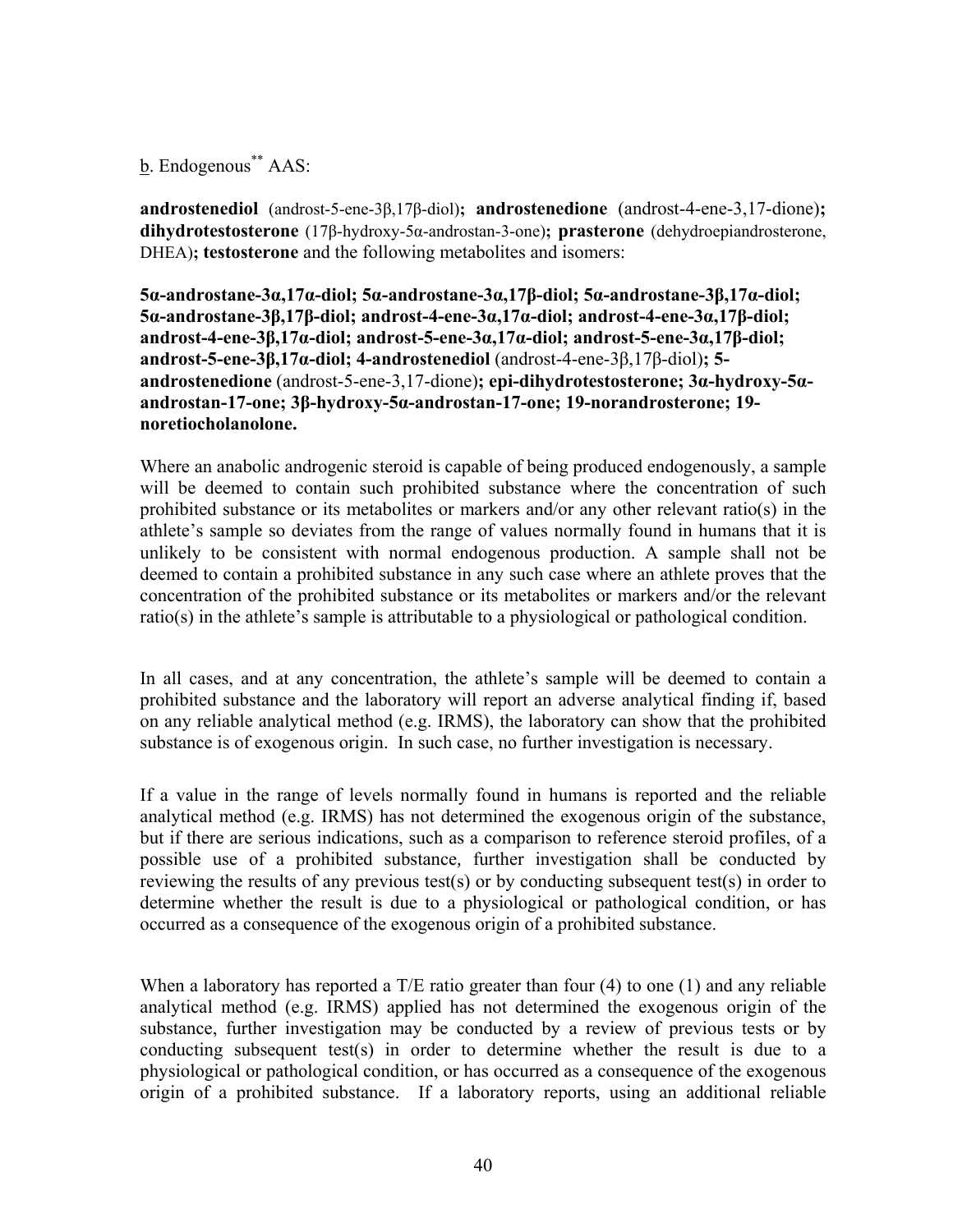b. Endogenous[**] AAS:

**androstenediol** (androst-5-ene-3β,17β-diol)**; androstenedione** (androst-4-ene-3,17-dione)**; dihydrotestosterone** (17β-hydroxy-5α-androstan-3-one)**; prasterone** (dehydroepiandrosterone, DHEA)**; testosterone** and the following metabolites and isomers:

**5α-androstane-3α,17α-diol; 5α-androstane-3α,17β-diol; 5α-androstane-3β,17α-diol; 5α-androstane-3β,17β-diol; androst-4-ene-3α,17α-diol; androst-4-ene-3α,17β-diol; androst-4-ene-3β,17α-diol; androst-5-ene-3α,17α-diol; androst-5-ene-3α,17β-diol; androst-5-ene-3β,17α-diol; 4-androstenediol** (androst-4-ene-3β,17β-diol)**; 5-androstenedione** (androst-5-ene-3,17-dione)**; epi-dihydrotestosterone; 3α-hydroxy-5α-androstan-17-one; 3β-hydroxy-5α-androstan-17-one; 19-norandrosterone; 19-noretiocholanolone.**

Where an anabolic androgenic steroid is capable of being produced endogenously, a sample will be deemed to contain such prohibited substance where the concentration of such prohibited substance or its metabolites or markers and/or any other relevant ratio(s) in the athlete's sample so deviates from the range of values normally found in humans that it is unlikely to be consistent with normal endogenous production. A sample shall not be deemed to contain a prohibited substance in any such case where an athlete proves that the concentration of the prohibited substance or its metabolites or markers and/or the relevant ratio(s) in the athlete's sample is attributable to a physiological or pathological condition.

In all cases, and at any concentration, the athlete's sample will be deemed to contain a prohibited substance and the laboratory will report an adverse analytical finding if, based on any reliable analytical method (e.g. IRMS), the laboratory can show that the prohibited substance is of exogenous origin. In such case, no further investigation is necessary.

If a value in the range of levels normally found in humans is reported and the reliable analytical method (e.g. IRMS) has not determined the exogenous origin of the substance, but if there are serious indications, such as a comparison to reference steroid profiles, of a possible use of a prohibited substance, further investigation shall be conducted by reviewing the results of any previous test(s) or by conducting subsequent test(s) in order to determine whether the result is due to a physiological or pathological condition, or has occurred as a consequence of the exogenous origin of a prohibited substance.

When a laboratory has reported a T/E ratio greater than four (4) to one (1) and any reliable analytical method (e.g. IRMS) applied has not determined the exogenous origin of the substance, further investigation may be conducted by a review of previous tests or by conducting subsequent test(s) in order to determine whether the result is due to a physiological or pathological condition, or has occurred as a consequence of the exogenous origin of a prohibited substance. If a laboratory reports, using an additional reliable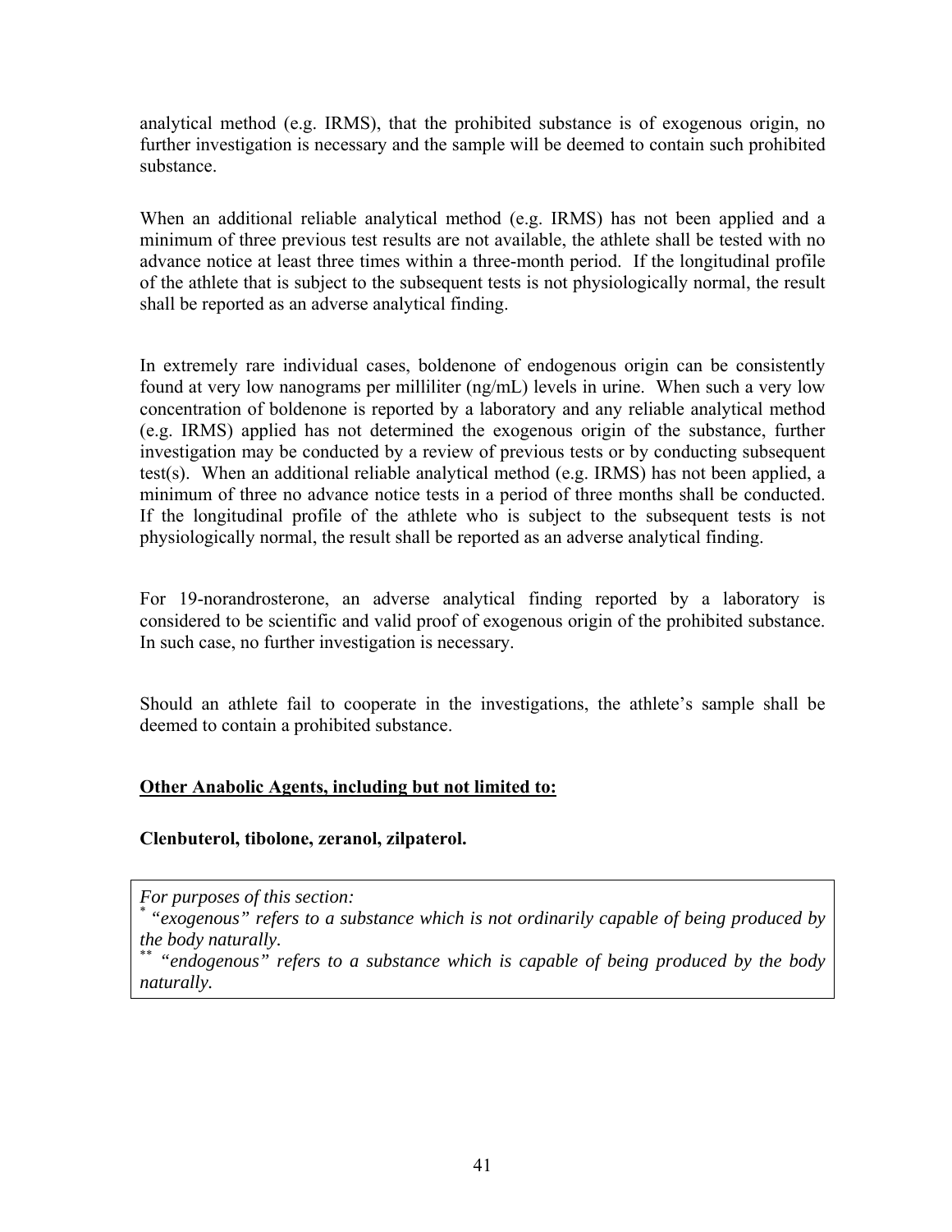analytical method (e.g. IRMS), that the prohibited substance is of exogenous origin, no further investigation is necessary and the sample will be deemed to contain such prohibited substance.

When an additional reliable analytical method (e.g. IRMS) has not been applied and a minimum of three previous test results are not available, the athlete shall be tested with no advance notice at least three times within a three-month period. If the longitudinal profile of the athlete that is subject to the subsequent tests is not physiologically normal, the result shall be reported as an adverse analytical finding.

In extremely rare individual cases, boldenone of endogenous origin can be consistently found at very low nanograms per milliliter (ng/mL) levels in urine. When such a very low concentration of boldenone is reported by a laboratory and any reliable analytical method (e.g. IRMS) applied has not determined the exogenous origin of the substance, further investigation may be conducted by a review of previous tests or by conducting subsequent test(s). When an additional reliable analytical method (e.g. IRMS) has not been applied, a minimum of three no advance notice tests in a period of three months shall be conducted. If the longitudinal profile of the athlete who is subject to the subsequent tests is not physiologically normal, the result shall be reported as an adverse analytical finding.

For 19-norandrosterone, an adverse analytical finding reported by a laboratory is considered to be scientific and valid proof of exogenous origin of the prohibited substance. In such case, no further investigation is necessary.

Should an athlete fail to cooperate in the investigations, the athlete's sample shall be deemed to contain a prohibited substance.

**Other Anabolic Agents, including but not limited to:**

**Clenbuterol, tibolone, zeranol, zilpaterol.**

*For purposes of this section:*
[*] *"exogenous" refers to a substance which is not ordinarily capable of being produced by the body naturally.*
[**] *"endogenous" refers to a substance which is capable of being produced by the body naturally.*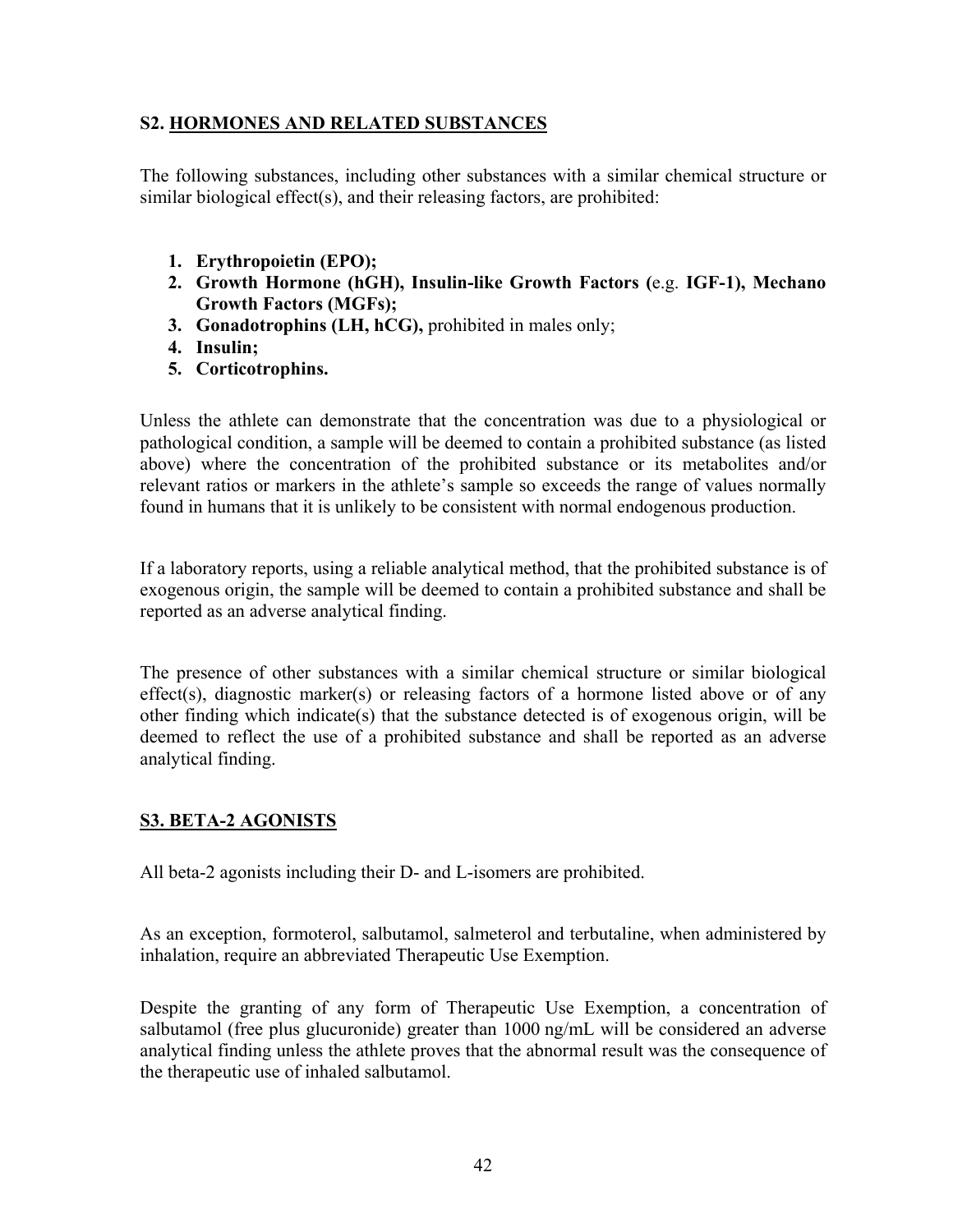## S2. HORMONES AND RELATED SUBSTANCES

The following substances, including other substances with a similar chemical structure or similar biological effect(s), and their releasing factors, are prohibited:

1. **Erythropoietin (EPO);**
2. **Growth Hormone (hGH), Insulin-like Growth Factors (**e.g. **IGF-1), Mechano Growth Factors (MGFs);**
3. **Gonadotrophins (LH, hCG),** prohibited in males only;
4. **Insulin;**
5. **Corticotrophins.**

Unless the athlete can demonstrate that the concentration was due to a physiological or pathological condition, a sample will be deemed to contain a prohibited substance (as listed above) where the concentration of the prohibited substance or its metabolites and/or relevant ratios or markers in the athlete's sample so exceeds the range of values normally found in humans that it is unlikely to be consistent with normal endogenous production.

If a laboratory reports, using a reliable analytical method, that the prohibited substance is of exogenous origin, the sample will be deemed to contain a prohibited substance and shall be reported as an adverse analytical finding.

The presence of other substances with a similar chemical structure or similar biological effect(s), diagnostic marker(s) or releasing factors of a hormone listed above or of any other finding which indicate(s) that the substance detected is of exogenous origin, will be deemed to reflect the use of a prohibited substance and shall be reported as an adverse analytical finding.

## S3. BETA-2 AGONISTS

All beta-2 agonists including their D- and L-isomers are prohibited.

As an exception, formoterol, salbutamol, salmeterol and terbutaline, when administered by inhalation, require an abbreviated Therapeutic Use Exemption.

Despite the granting of any form of Therapeutic Use Exemption, a concentration of salbutamol (free plus glucuronide) greater than 1000 ng/mL will be considered an adverse analytical finding unless the athlete proves that the abnormal result was the consequence of the therapeutic use of inhaled salbutamol.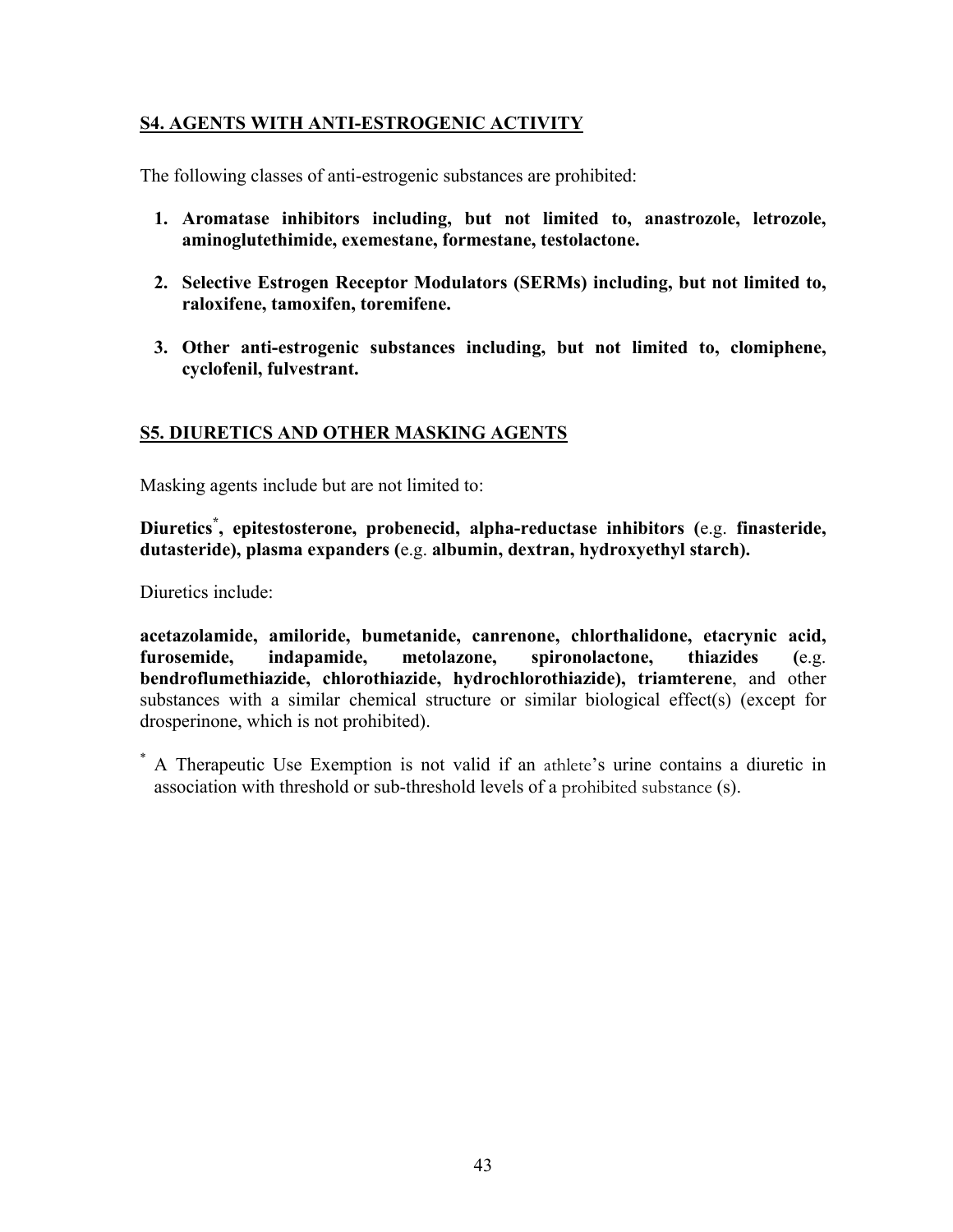## S4. AGENTS WITH ANTI-ESTROGENIC ACTIVITY

The following classes of anti-estrogenic substances are prohibited:

1. **Aromatase inhibitors including, but not limited to, anastrozole, letrozole, aminoglutethimide, exemestane, formestane, testolactone.**

2. **Selective Estrogen Receptor Modulators (SERMs) including, but not limited to, raloxifene, tamoxifen, toremifene.**

3. **Other anti-estrogenic substances including, but not limited to, clomiphene, cyclofenil, fulvestrant.**

## S5. DIURETICS AND OTHER MASKING AGENTS

Masking agents include but are not limited to:

**Diuretics[*], epitestosterone, probenecid, alpha-reductase inhibitors (**e.g. **finasteride, dutasteride), plasma expanders (**e.g. **albumin, dextran, hydroxyethyl starch).**

Diuretics include:

**acetazolamide, amiloride, bumetanide, canrenone, chlorthalidone, etacrynic acid, furosemide, indapamide, metolazone, spironolactone, thiazides (**e.g. **bendroflumethiazide, chlorothiazide, hydrochlorothiazide), triamterene**, and other substances with a similar chemical structure or similar biological effect(s) (except for drosperinone, which is not prohibited).

[*] A Therapeutic Use Exemption is not valid if an athlete's urine contains a diuretic in association with threshold or sub-threshold levels of a prohibited substance (s).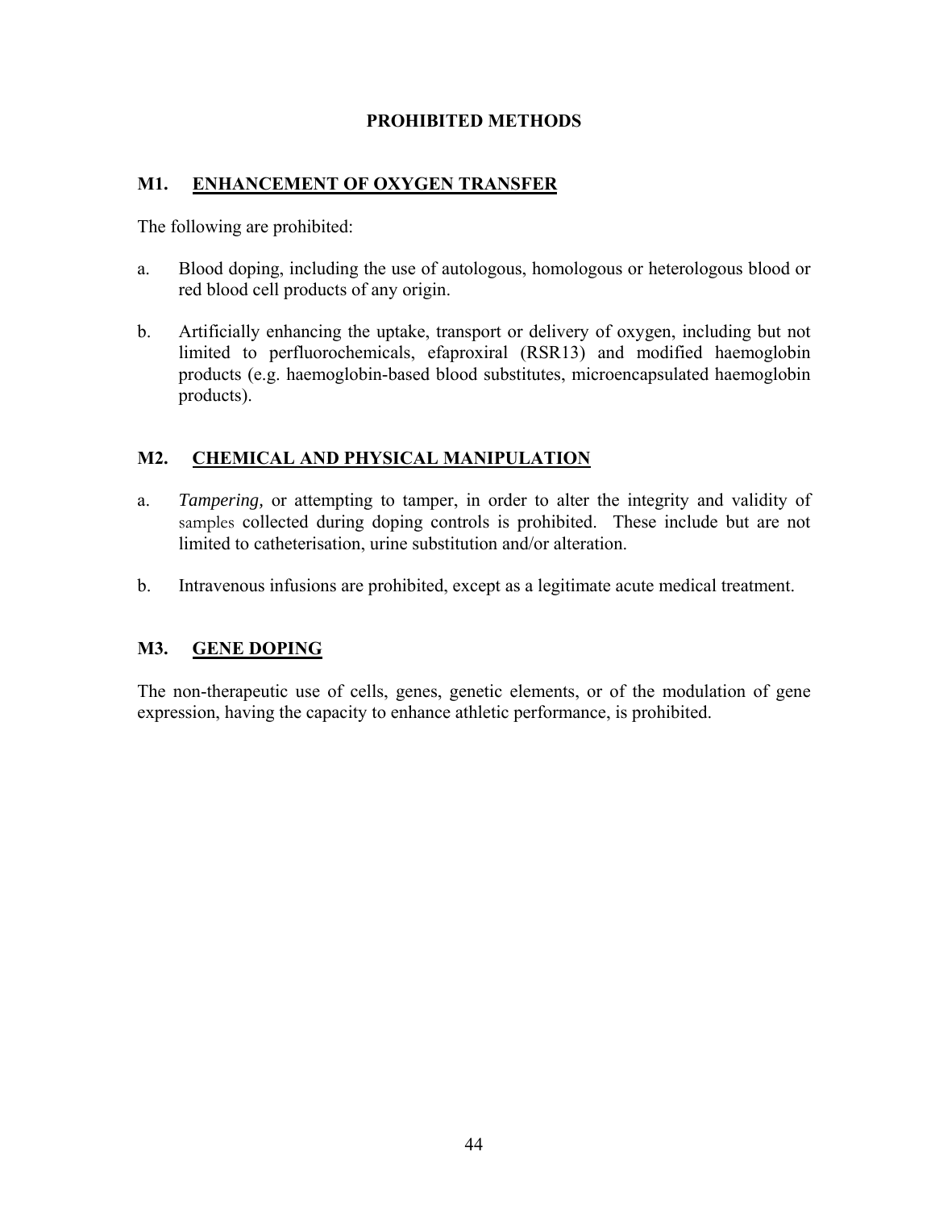## PROHIBITED METHODS

### M1. ENHANCEMENT OF OXYGEN TRANSFER

The following are prohibited:

a. Blood doping, including the use of autologous, homologous or heterologous blood or red blood cell products of any origin.

b. Artificially enhancing the uptake, transport or delivery of oxygen, including but not limited to perfluorochemicals, efaproxiral (RSR13) and modified haemoglobin products (e.g. haemoglobin-based blood substitutes, microencapsulated haemoglobin products).

### M2. CHEMICAL AND PHYSICAL MANIPULATION

a. *Tampering,* or attempting to tamper, in order to alter the integrity and validity of samples collected during doping controls is prohibited. These include but are not limited to catheterisation, urine substitution and/or alteration.

b. Intravenous infusions are prohibited, except as a legitimate acute medical treatment.

### M3. GENE DOPING

The non-therapeutic use of cells, genes, genetic elements, or of the modulation of gene expression, having the capacity to enhance athletic performance, is prohibited.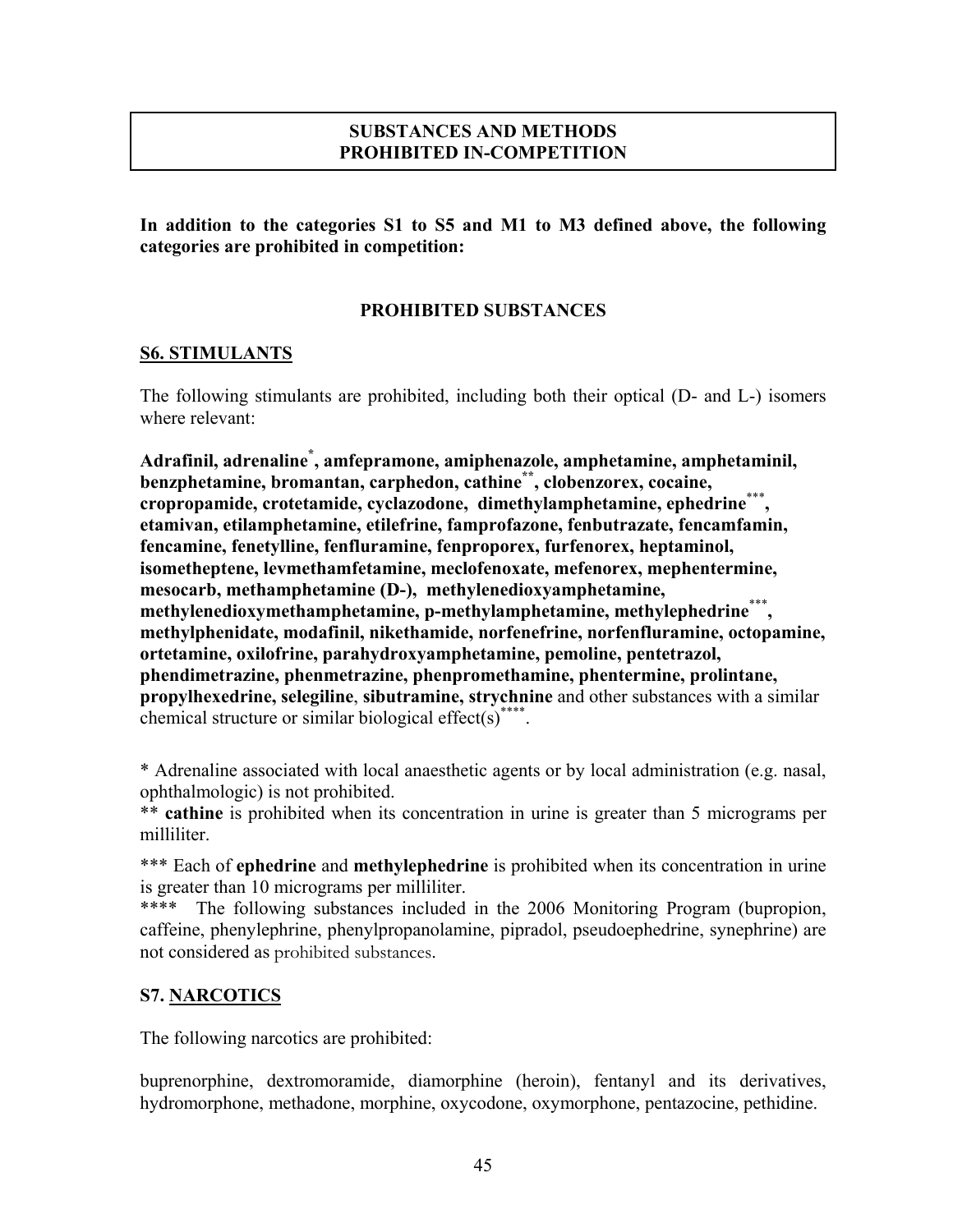## SUBSTANCES AND METHODS PROHIBITED IN-COMPETITION

**In addition to the categories S1 to S5 and M1 to M3 defined above, the following categories are prohibited in competition:**

### PROHIBITED SUBSTANCES

**S6. STIMULANTS**

The following stimulants are prohibited, including both their optical (D- and L-) isomers where relevant:

**Adrafinil, adrenaline*, amfepramone, amiphenazole, amphetamine, amphetaminil, benzphetamine, bromantan, carphedon, cathine**, clobenzorex, cocaine, cropropamide, crotetamide, cyclazodone, dimethylamphetamine, ephedrine***, etamivan, etilamphetamine, etilefrine, famprofazone, fenbutrazate, fencamfamin, fencamine, fenetylline, fenfluramine, fenproporex, furfenorex, heptaminol, isometheptene, levmethamfetamine, meclofenoxate, mefenorex, mephentermine, mesocarb, methamphetamine (D-), methylenedioxyamphetamine, methylenedioxymethamphetamine, p-methylamphetamine, methylephedrine***, methylphenidate, modafinil, nikethamide, norfenefrine, norfenfluramine, octopamine, ortetamine, oxilofrine, parahydroxyamphetamine, pemoline, pentetrazol, phendimetrazine, phenmetrazine, phenpromethamine, phentermine, prolintane, propylhexedrine, selegiline, sibutramine, strychnine** and other substances with a similar chemical structure or similar biological effect(s)****.

\* Adrenaline associated with local anaesthetic agents or by local administration (e.g. nasal, ophthalmologic) is not prohibited.

\** **cathine** is prohibited when its concentration in urine is greater than 5 micrograms per milliliter.

\*** Each of **ephedrine** and **methylephedrine** is prohibited when its concentration in urine is greater than 10 micrograms per milliliter.

\**** The following substances included in the 2006 Monitoring Program (bupropion, caffeine, phenylephrine, phenylpropanolamine, pipradol, pseudoephedrine, synephrine) are not considered as prohibited substances.

**S7. NARCOTICS**

The following narcotics are prohibited:

buprenorphine, dextromoramide, diamorphine (heroin), fentanyl and its derivatives, hydromorphone, methadone, morphine, oxycodone, oxymorphone, pentazocine, pethidine.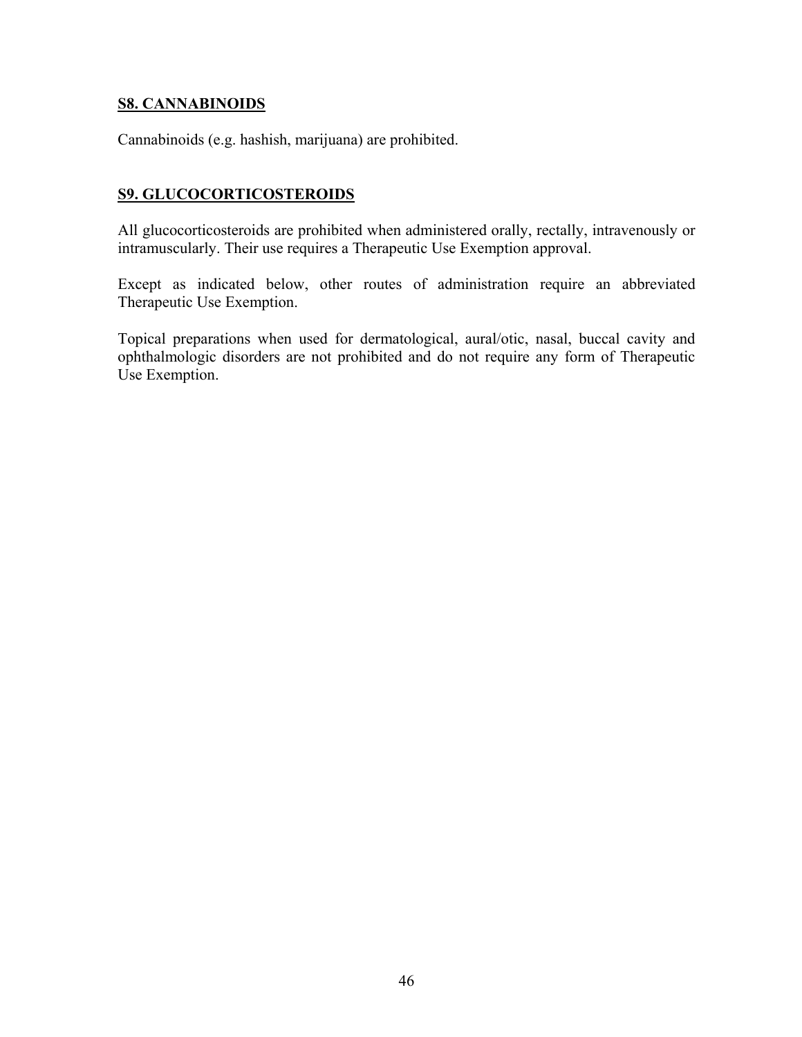## S8. CANNABINOIDS

Cannabinoids (e.g. hashish, marijuana) are prohibited.

## S9. GLUCOCORTICOSTEROIDS

All glucocorticosteroids are prohibited when administered orally, rectally, intravenously or intramuscularly. Their use requires a Therapeutic Use Exemption approval.

Except as indicated below, other routes of administration require an abbreviated Therapeutic Use Exemption.

Topical preparations when used for dermatological, aural/otic, nasal, buccal cavity and ophthalmologic disorders are not prohibited and do not require any form of Therapeutic Use Exemption.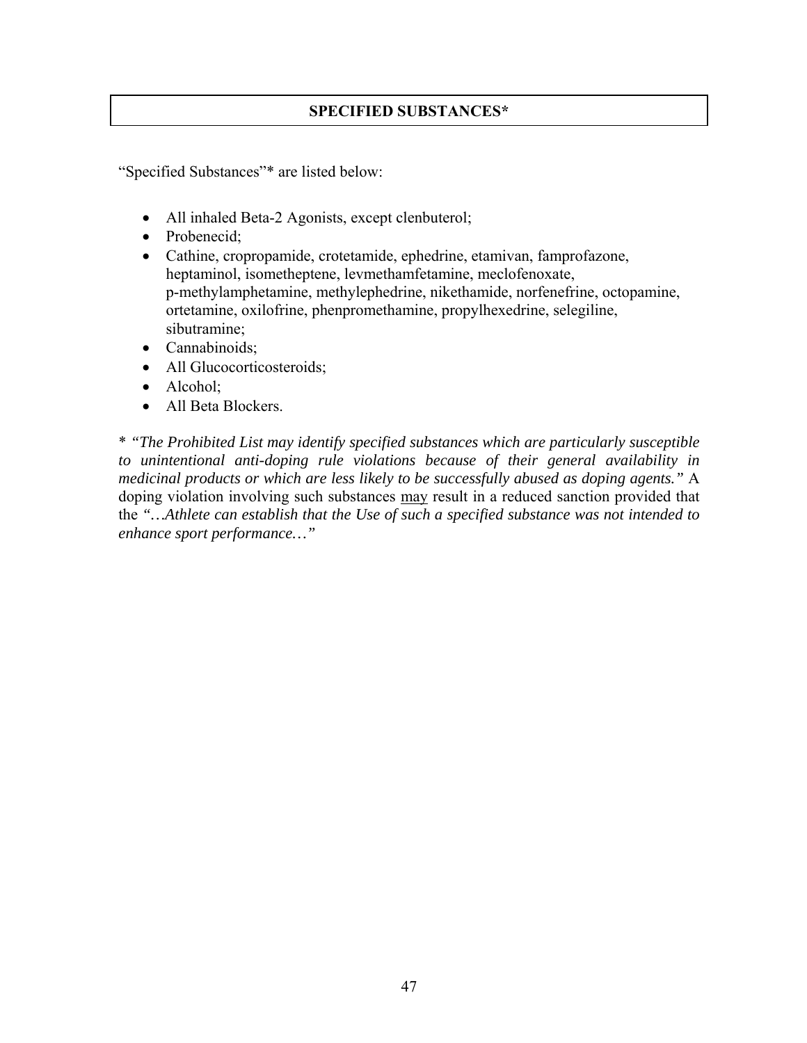## SPECIFIED SUBSTANCES*

"Specified Substances"* are listed below:

- All inhaled Beta-2 Agonists, except clenbuterol;
- Probenecid;
- Cathine, cropropamide, crotetamide, ephedrine, etamivan, famprofazone, heptaminol, isometheptene, levmethamfetamine, meclofenoxate, p-methylamphetamine, methylephedrine, nikethamide, norfenefrine, octopamine, ortetamine, oxilofrine, phenpromethamine, propylhexedrine, selegiline, sibutramine;
- Cannabinoids;
- All Glucocorticosteroids;
- Alcohol;
- All Beta Blockers.

\* *"The Prohibited List may identify specified substances which are particularly susceptible to unintentional anti-doping rule violations because of their general availability in medicinal products or which are less likely to be successfully abused as doping agents."* A doping violation involving such substances <u>may</u> result in a reduced sanction provided that the *"…Athlete can establish that the Use of such a specified substance was not intended to enhance sport performance…"*